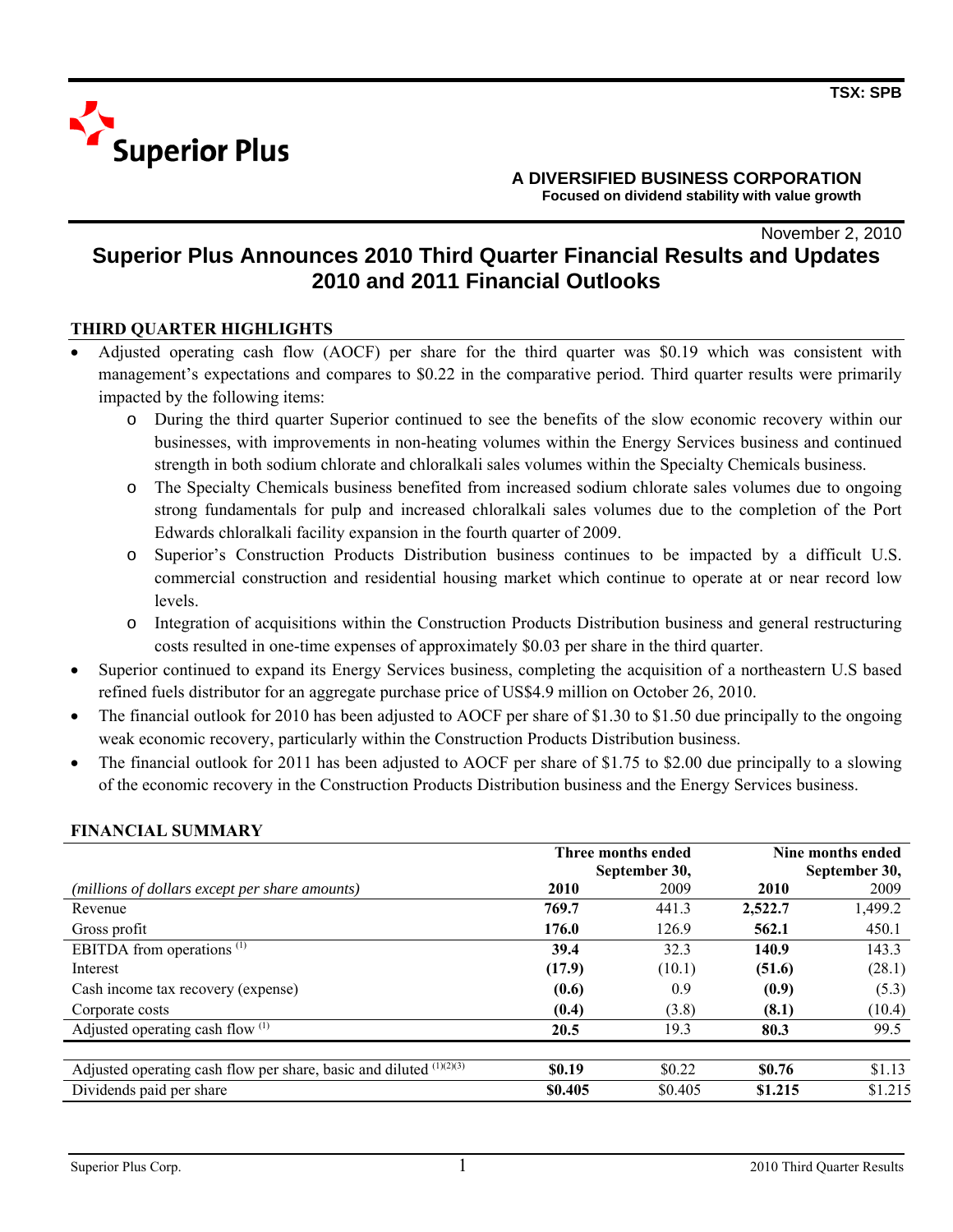TSX: SPB

**Superior Plus**

**A DIVERSIFIED BUSINESS CORPORATION**
**Focused on dividend stability with value growth**

November 2, 2010

# Superior Plus Announces 2010 Third Quarter Financial Results and Updates 2010 and 2011 Financial Outlooks

## THIRD QUARTER HIGHLIGHTS

- Adjusted operating cash flow (AOCF) per share for the third quarter was $0.19 which was consistent with management's expectations and compares to $0.22 in the comparative period. Third quarter results were primarily impacted by the following items:
  - During the third quarter Superior continued to see the benefits of the slow economic recovery within our businesses, with improvements in non-heating volumes within the Energy Services business and continued strength in both sodium chlorate and chloralkali sales volumes within the Specialty Chemicals business.
  - The Specialty Chemicals business benefited from increased sodium chlorate sales volumes due to ongoing strong fundamentals for pulp and increased chloralkali sales volumes due to the completion of the Port Edwards chloralkali facility expansion in the fourth quarter of 2009.
  - Superior's Construction Products Distribution business continues to be impacted by a difficult U.S. commercial construction and residential housing market which continue to operate at or near record low levels.
  - Integration of acquisitions within the Construction Products Distribution business and general restructuring costs resulted in one-time expenses of approximately $0.03 per share in the third quarter.
- Superior continued to expand its Energy Services business, completing the acquisition of a northeastern U.S based refined fuels distributor for an aggregate purchase price of US$4.9 million on October 26, 2010.
- The financial outlook for 2010 has been adjusted to AOCF per share of $1.30 to $1.50 due principally to the ongoing weak economic recovery, particularly within the Construction Products Distribution business.
- The financial outlook for 2011 has been adjusted to AOCF per share of $1.75 to $2.00 due principally to a slowing of the economic recovery in the Construction Products Distribution business and the Energy Services business.

## FINANCIAL SUMMARY

| | Three months ended September 30, | | Nine months ended September 30, | |
|---|---|---|---|---|
| *(millions of dollars except per share amounts)* | **2010** | 2009 | **2010** | 2009 |
| Revenue | **769.7** | 441.3 | **2,522.7** | 1,499.2 |
| Gross profit | **176.0** | 126.9 | **562.1** | 450.1 |
| EBITDA from operations [(1)] | **39.4** | 32.3 | **140.9** | 143.3 |
| Interest | **(17.9)** | (10.1) | **(51.6)** | (28.1) |
| Cash income tax recovery (expense) | **(0.6)** | 0.9 | **(0.9)** | (5.3) |
| Corporate costs | **(0.4)** | (3.8) | **(8.1)** | (10.4) |
| Adjusted operating cash flow [(1)] | **20.5** | 19.3 | **80.3** | 99.5 |
| | | | | |
| Adjusted operating cash flow per share, basic and diluted [(1)(2)(3)] | **$0.19** | $0.22 | **$0.76** | $1.13 |
| Dividends paid per share | **$0.405** | $0.405 | **$1.215** | $1.215 |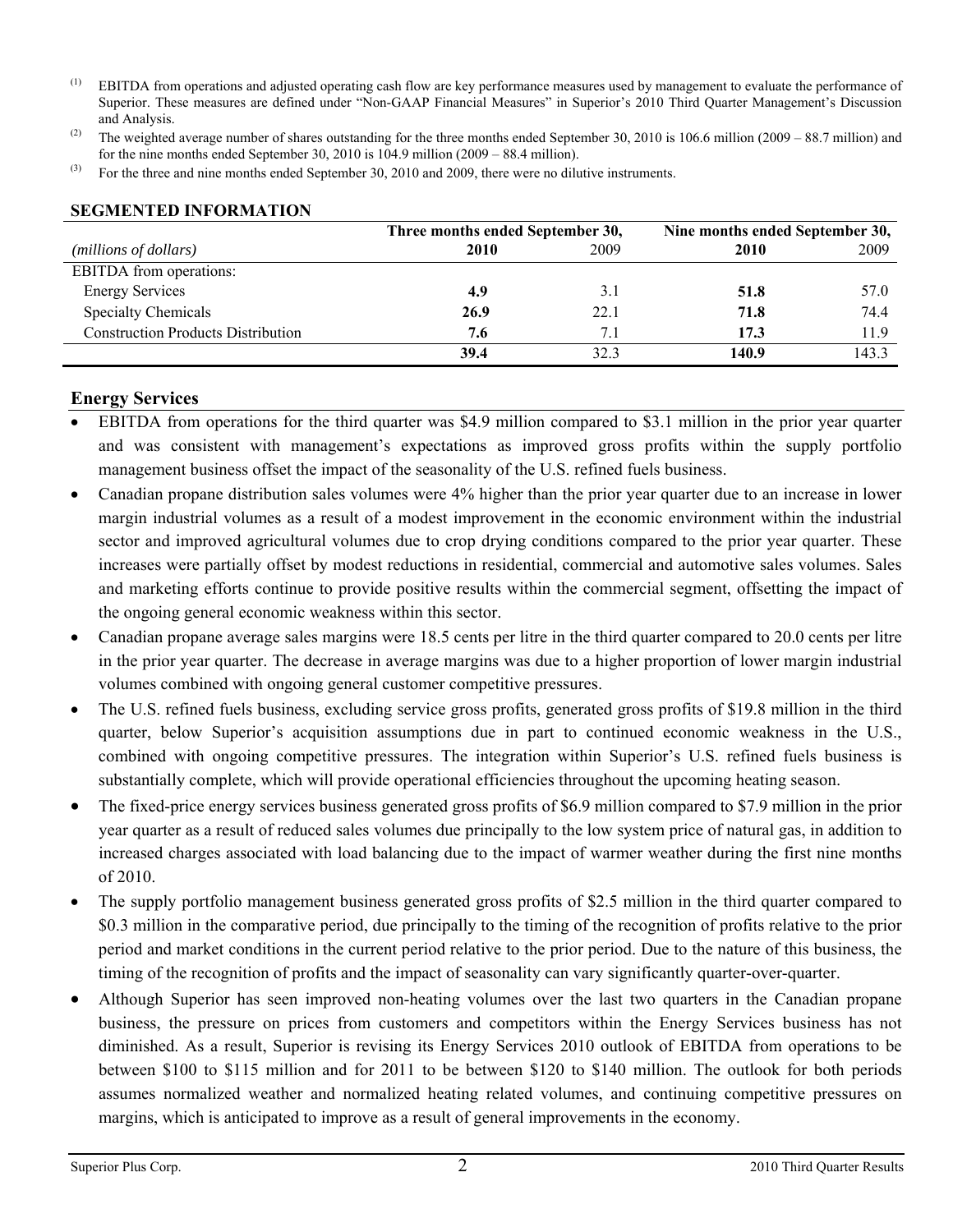(1) EBITDA from operations and adjusted operating cash flow are key performance measures used by management to evaluate the performance of Superior. These measures are defined under "Non-GAAP Financial Measures" in Superior's 2010 Third Quarter Management's Discussion and Analysis.

(2) The weighted average number of shares outstanding for the three months ended September 30, 2010 is 106.6 million (2009 – 88.7 million) and for the nine months ended September 30, 2010 is 104.9 million (2009 – 88.4 million).

(3) For the three and nine months ended September 30, 2010 and 2009, there were no dilutive instruments.

**SEGMENTED INFORMATION**

| | Three months ended September 30, | | Nine months ended September 30, | |
|---|---|---|---|---|
| *(millions of dollars)* | **2010** | 2009 | **2010** | 2009 |
| EBITDA from operations: | | | | |
| Energy Services | **4.9** | 3.1 | **51.8** | 57.0 |
| Specialty Chemicals | **26.9** | 22.1 | **71.8** | 74.4 |
| Construction Products Distribution | **7.6** | 7.1 | **17.3** | 11.9 |
| | **39.4** | 32.3 | **140.9** | 143.3 |

## Energy Services

- EBITDA from operations for the third quarter was $4.9 million compared to $3.1 million in the prior year quarter and was consistent with management's expectations as improved gross profits within the supply portfolio management business offset the impact of the seasonality of the U.S. refined fuels business.
- Canadian propane distribution sales volumes were 4% higher than the prior year quarter due to an increase in lower margin industrial volumes as a result of a modest improvement in the economic environment within the industrial sector and improved agricultural volumes due to crop drying conditions compared to the prior year quarter. These increases were partially offset by modest reductions in residential, commercial and automotive sales volumes. Sales and marketing efforts continue to provide positive results within the commercial segment, offsetting the impact of the ongoing general economic weakness within this sector.
- Canadian propane average sales margins were 18.5 cents per litre in the third quarter compared to 20.0 cents per litre in the prior year quarter. The decrease in average margins was due to a higher proportion of lower margin industrial volumes combined with ongoing general customer competitive pressures.
- The U.S. refined fuels business, excluding service gross profits, generated gross profits of $19.8 million in the third quarter, below Superior's acquisition assumptions due in part to continued economic weakness in the U.S., combined with ongoing competitive pressures. The integration within Superior's U.S. refined fuels business is substantially complete, which will provide operational efficiencies throughout the upcoming heating season.
- The fixed-price energy services business generated gross profits of $6.9 million compared to $7.9 million in the prior year quarter as a result of reduced sales volumes due principally to the low system price of natural gas, in addition to increased charges associated with load balancing due to the impact of warmer weather during the first nine months of 2010.
- The supply portfolio management business generated gross profits of $2.5 million in the third quarter compared to $0.3 million in the comparative period, due principally to the timing of the recognition of profits relative to the prior period and market conditions in the current period relative to the prior period. Due to the nature of this business, the timing of the recognition of profits and the impact of seasonality can vary significantly quarter-over-quarter.
- Although Superior has seen improved non-heating volumes over the last two quarters in the Canadian propane business, the pressure on prices from customers and competitors within the Energy Services business has not diminished. As a result, Superior is revising its Energy Services 2010 outlook of EBITDA from operations to be between $100 to $115 million and for 2011 to be between $120 to $140 million. The outlook for both periods assumes normalized weather and normalized heating related volumes, and continuing competitive pressures on margins, which is anticipated to improve as a result of general improvements in the economy.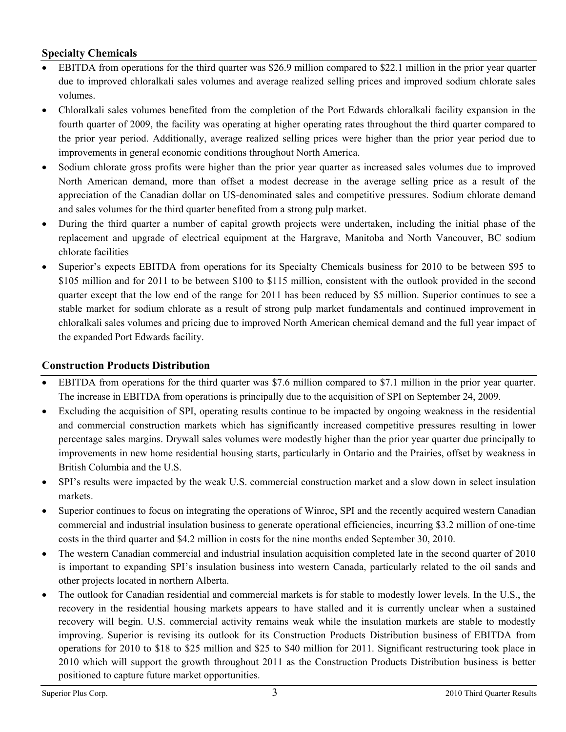## Specialty Chemicals

- EBITDA from operations for the third quarter was $26.9 million compared to $22.1 million in the prior year quarter due to improved chloralkali sales volumes and average realized selling prices and improved sodium chlorate sales volumes.
- Chloralkali sales volumes benefited from the completion of the Port Edwards chloralkali facility expansion in the fourth quarter of 2009, the facility was operating at higher operating rates throughout the third quarter compared to the prior year period. Additionally, average realized selling prices were higher than the prior year period due to improvements in general economic conditions throughout North America.
- Sodium chlorate gross profits were higher than the prior year quarter as increased sales volumes due to improved North American demand, more than offset a modest decrease in the average selling price as a result of the appreciation of the Canadian dollar on US-denominated sales and competitive pressures. Sodium chlorate demand and sales volumes for the third quarter benefited from a strong pulp market.
- During the third quarter a number of capital growth projects were undertaken, including the initial phase of the replacement and upgrade of electrical equipment at the Hargrave, Manitoba and North Vancouver, BC sodium chlorate facilities
- Superior's expects EBITDA from operations for its Specialty Chemicals business for 2010 to be between $95 to $105 million and for 2011 to be between $100 to $115 million, consistent with the outlook provided in the second quarter except that the low end of the range for 2011 has been reduced by $5 million. Superior continues to see a stable market for sodium chlorate as a result of strong pulp market fundamentals and continued improvement in chloralkali sales volumes and pricing due to improved North American chemical demand and the full year impact of the expanded Port Edwards facility.

## Construction Products Distribution

- EBITDA from operations for the third quarter was $7.6 million compared to $7.1 million in the prior year quarter. The increase in EBITDA from operations is principally due to the acquisition of SPI on September 24, 2009.
- Excluding the acquisition of SPI, operating results continue to be impacted by ongoing weakness in the residential and commercial construction markets which has significantly increased competitive pressures resulting in lower percentage sales margins. Drywall sales volumes were modestly higher than the prior year quarter due principally to improvements in new home residential housing starts, particularly in Ontario and the Prairies, offset by weakness in British Columbia and the U.S.
- SPI's results were impacted by the weak U.S. commercial construction market and a slow down in select insulation markets.
- Superior continues to focus on integrating the operations of Winroc, SPI and the recently acquired western Canadian commercial and industrial insulation business to generate operational efficiencies, incurring $3.2 million of one-time costs in the third quarter and $4.2 million in costs for the nine months ended September 30, 2010.
- The western Canadian commercial and industrial insulation acquisition completed late in the second quarter of 2010 is important to expanding SPI's insulation business into western Canada, particularly related to the oil sands and other projects located in northern Alberta.
- The outlook for Canadian residential and commercial markets is for stable to modestly lower levels. In the U.S., the recovery in the residential housing markets appears to have stalled and it is currently unclear when a sustained recovery will begin. U.S. commercial activity remains weak while the insulation markets are stable to modestly improving. Superior is revising its outlook for its Construction Products Distribution business of EBITDA from operations for 2010 to $18 to $25 million and $25 to $40 million for 2011. Significant restructuring took place in 2010 which will support the growth throughout 2011 as the Construction Products Distribution business is better positioned to capture future market opportunities.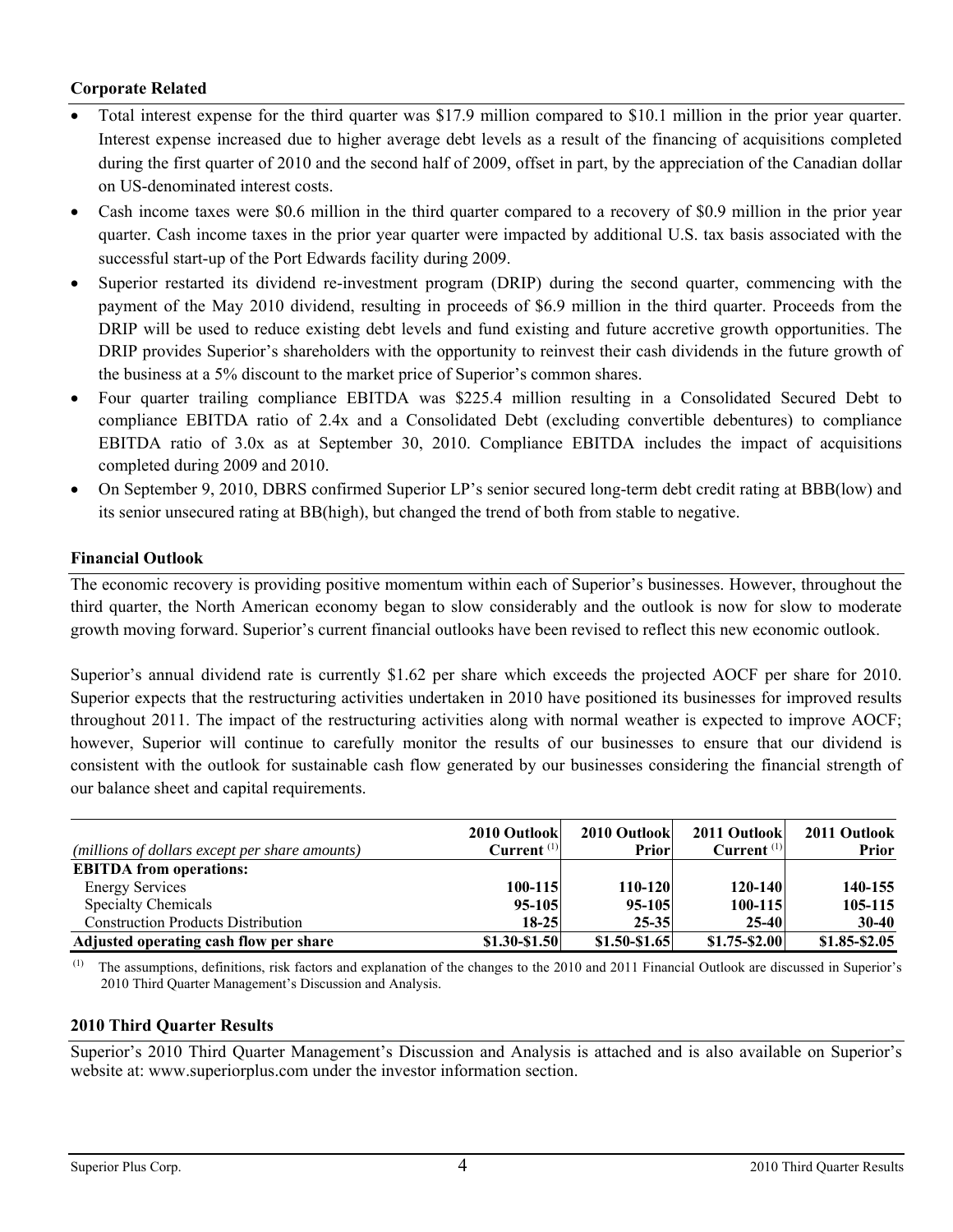**Corporate Related**

- Total interest expense for the third quarter was $17.9 million compared to $10.1 million in the prior year quarter. Interest expense increased due to higher average debt levels as a result of the financing of acquisitions completed during the first quarter of 2010 and the second half of 2009, offset in part, by the appreciation of the Canadian dollar on US-denominated interest costs.
- Cash income taxes were $0.6 million in the third quarter compared to a recovery of $0.9 million in the prior year quarter. Cash income taxes in the prior year quarter were impacted by additional U.S. tax basis associated with the successful start-up of the Port Edwards facility during 2009.
- Superior restarted its dividend re-investment program (DRIP) during the second quarter, commencing with the payment of the May 2010 dividend, resulting in proceeds of $6.9 million in the third quarter. Proceeds from the DRIP will be used to reduce existing debt levels and fund existing and future accretive growth opportunities. The DRIP provides Superior's shareholders with the opportunity to reinvest their cash dividends in the future growth of the business at a 5% discount to the market price of Superior's common shares.
- Four quarter trailing compliance EBITDA was $225.4 million resulting in a Consolidated Secured Debt to compliance EBITDA ratio of 2.4x and a Consolidated Debt (excluding convertible debentures) to compliance EBITDA ratio of 3.0x as at September 30, 2010. Compliance EBITDA includes the impact of acquisitions completed during 2009 and 2010.
- On September 9, 2010, DBRS confirmed Superior LP's senior secured long-term debt credit rating at BBB(low) and its senior unsecured rating at BB(high), but changed the trend of both from stable to negative.

**Financial Outlook**

The economic recovery is providing positive momentum within each of Superior's businesses. However, throughout the third quarter, the North American economy began to slow considerably and the outlook is now for slow to moderate growth moving forward. Superior's current financial outlooks have been revised to reflect this new economic outlook.

Superior's annual dividend rate is currently $1.62 per share which exceeds the projected AOCF per share for 2010. Superior expects that the restructuring activities undertaken in 2010 have positioned its businesses for improved results throughout 2011. The impact of the restructuring activities along with normal weather is expected to improve AOCF; however, Superior will continue to carefully monitor the results of our businesses to ensure that our dividend is consistent with the outlook for sustainable cash flow generated by our businesses considering the financial strength of our balance sheet and capital requirements.

| *(millions of dollars except per share amounts)* | 2010 Outlook Current [(1)] | 2010 Outlook Prior | 2011 Outlook Current [(1)] | 2011 Outlook Prior |
|---|---|---|---|---|
| **EBITDA from operations:** | | | | |
| Energy Services | **100-115** | **110-120** | **120-140** | **140-155** |
| Specialty Chemicals | **95-105** | **95-105** | **100-115** | **105-115** |
| Construction Products Distribution | **18-25** | **25-35** | **25-40** | **30-40** |
| **Adjusted operating cash flow per share** | **$1.30-$1.50** | **$1.50-$1.65** | **$1.75-$2.00** | **$1.85-$2.05** |

(1) The assumptions, definitions, risk factors and explanation of the changes to the 2010 and 2011 Financial Outlook are discussed in Superior's 2010 Third Quarter Management's Discussion and Analysis.

**2010 Third Quarter Results**

Superior's 2010 Third Quarter Management's Discussion and Analysis is attached and is also available on Superior's website at: www.superiorplus.com under the investor information section.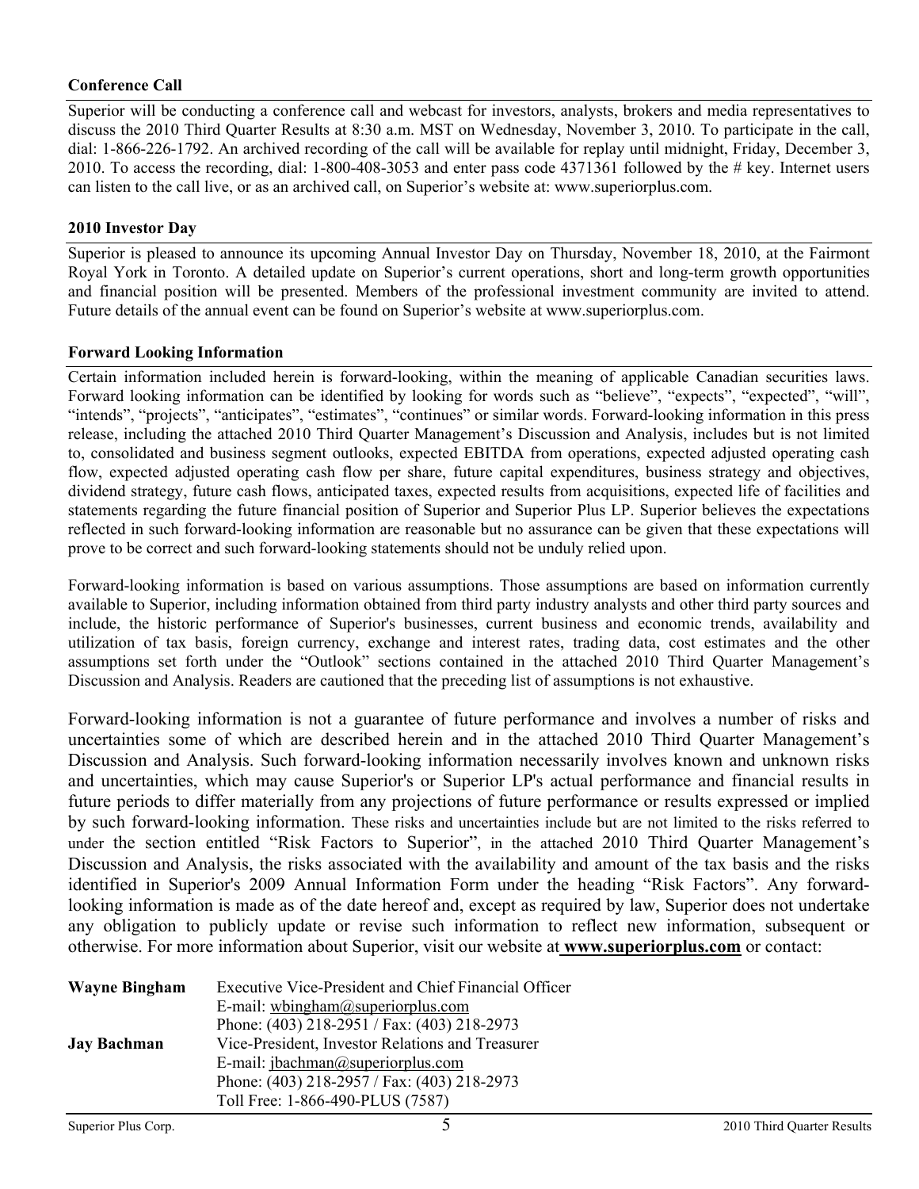### Conference Call

Superior will be conducting a conference call and webcast for investors, analysts, brokers and media representatives to discuss the 2010 Third Quarter Results at 8:30 a.m. MST on Wednesday, November 3, 2010. To participate in the call, dial: 1-866-226-1792. An archived recording of the call will be available for replay until midnight, Friday, December 3, 2010. To access the recording, dial: 1-800-408-3053 and enter pass code 4371361 followed by the # key. Internet users can listen to the call live, or as an archived call, on Superior's website at: www.superiorplus.com.

### 2010 Investor Day

Superior is pleased to announce its upcoming Annual Investor Day on Thursday, November 18, 2010, at the Fairmont Royal York in Toronto. A detailed update on Superior's current operations, short and long-term growth opportunities and financial position will be presented. Members of the professional investment community are invited to attend. Future details of the annual event can be found on Superior's website at www.superiorplus.com.

### Forward Looking Information

Certain information included herein is forward-looking, within the meaning of applicable Canadian securities laws. Forward looking information can be identified by looking for words such as "believe", "expects", "expected", "will", "intends", "projects", "anticipates", "estimates", "continues" or similar words. Forward-looking information in this press release, including the attached 2010 Third Quarter Management's Discussion and Analysis, includes but is not limited to, consolidated and business segment outlooks, expected EBITDA from operations, expected adjusted operating cash flow, expected adjusted operating cash flow per share, future capital expenditures, business strategy and objectives, dividend strategy, future cash flows, anticipated taxes, expected results from acquisitions, expected life of facilities and statements regarding the future financial position of Superior and Superior Plus LP. Superior believes the expectations reflected in such forward-looking information are reasonable but no assurance can be given that these expectations will prove to be correct and such forward-looking statements should not be unduly relied upon.

Forward-looking information is based on various assumptions. Those assumptions are based on information currently available to Superior, including information obtained from third party industry analysts and other third party sources and include, the historic performance of Superior's businesses, current business and economic trends, availability and utilization of tax basis, foreign currency, exchange and interest rates, trading data, cost estimates and the other assumptions set forth under the "Outlook" sections contained in the attached 2010 Third Quarter Management's Discussion and Analysis. Readers are cautioned that the preceding list of assumptions is not exhaustive.

Forward-looking information is not a guarantee of future performance and involves a number of risks and uncertainties some of which are described herein and in the attached 2010 Third Quarter Management's Discussion and Analysis. Such forward-looking information necessarily involves known and unknown risks and uncertainties, which may cause Superior's or Superior LP's actual performance and financial results in future periods to differ materially from any projections of future performance or results expressed or implied by such forward-looking information. These risks and uncertainties include but are not limited to the risks referred to under the section entitled "Risk Factors to Superior", in the attached 2010 Third Quarter Management's Discussion and Analysis, the risks associated with the availability and amount of the tax basis and the risks identified in Superior's 2009 Annual Information Form under the heading "Risk Factors". Any forward-looking information is made as of the date hereof and, except as required by law, Superior does not undertake any obligation to publicly update or revise such information to reflect new information, subsequent or otherwise. For more information about Superior, visit our website at **www.superiorplus.com** or contact:

| | |
|---|---|
| **Wayne Bingham** | Executive Vice-President and Chief Financial Officer<br>E-mail: wbingham@superiorplus.com<br>Phone: (403) 218-2951 / Fax: (403) 218-2973 |
| **Jay Bachman** | Vice-President, Investor Relations and Treasurer<br>E-mail: jbachman@superiorplus.com<br>Phone: (403) 218-2957 / Fax: (403) 218-2973<br>Toll Free: 1-866-490-PLUS (7587) |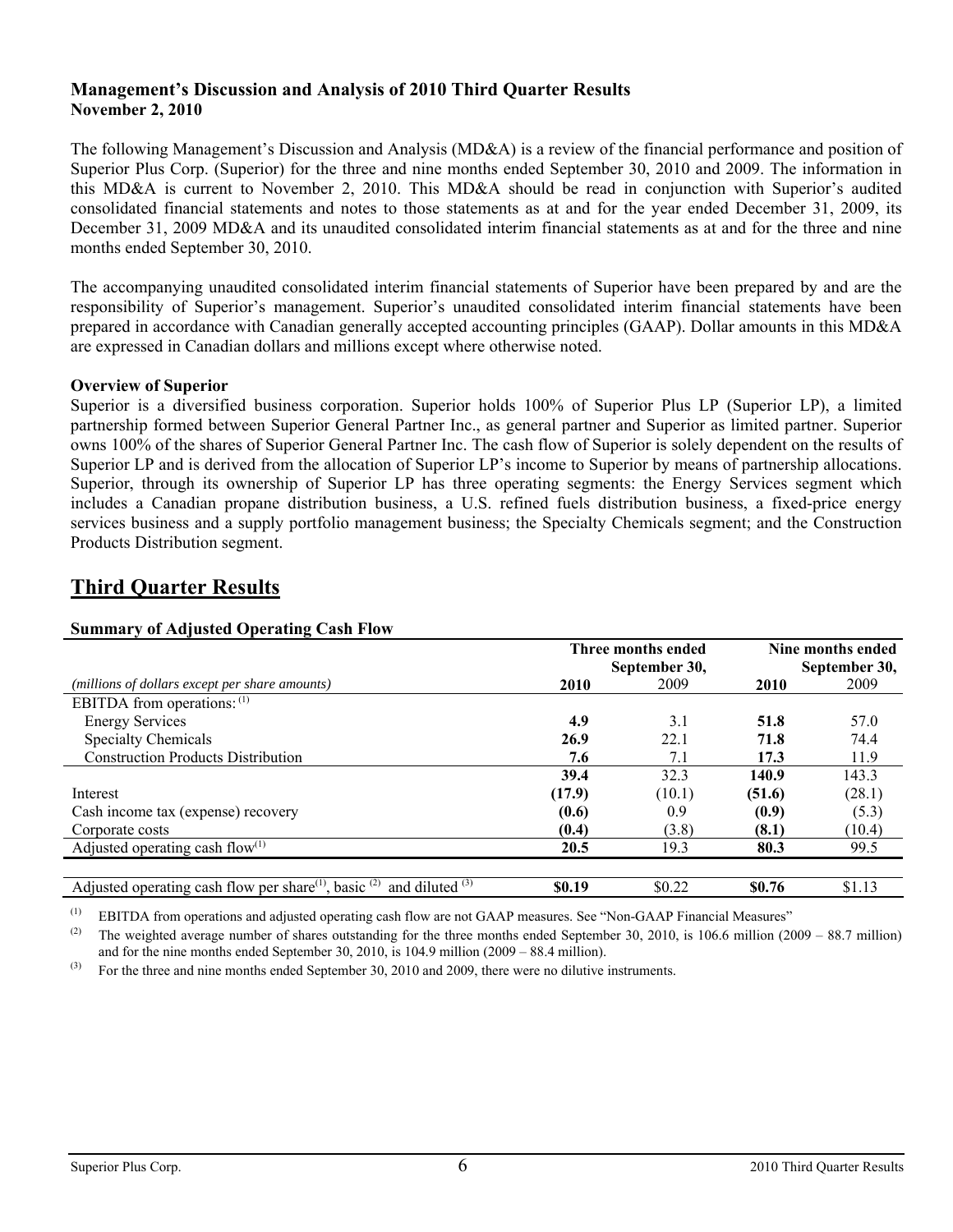**Management's Discussion and Analysis of 2010 Third Quarter Results**
**November 2, 2010**

The following Management's Discussion and Analysis (MD&A) is a review of the financial performance and position of Superior Plus Corp. (Superior) for the three and nine months ended September 30, 2010 and 2009. The information in this MD&A is current to November 2, 2010. This MD&A should be read in conjunction with Superior's audited consolidated financial statements and notes to those statements as at and for the year ended December 31, 2009, its December 31, 2009 MD&A and its unaudited consolidated interim financial statements as at and for the three and nine months ended September 30, 2010.

The accompanying unaudited consolidated interim financial statements of Superior have been prepared by and are the responsibility of Superior's management. Superior's unaudited consolidated interim financial statements have been prepared in accordance with Canadian generally accepted accounting principles (GAAP). Dollar amounts in this MD&A are expressed in Canadian dollars and millions except where otherwise noted.

**Overview of Superior**

Superior is a diversified business corporation. Superior holds 100% of Superior Plus LP (Superior LP), a limited partnership formed between Superior General Partner Inc., as general partner and Superior as limited partner. Superior owns 100% of the shares of Superior General Partner Inc. The cash flow of Superior is solely dependent on the results of Superior LP and is derived from the allocation of Superior LP's income to Superior by means of partnership allocations. Superior, through its ownership of Superior LP has three operating segments: the Energy Services segment which includes a Canadian propane distribution business, a U.S. refined fuels distribution business, a fixed-price energy services business and a supply portfolio management business; the Specialty Chemicals segment; and the Construction Products Distribution segment.

# Third Quarter Results

**Summary of Adjusted Operating Cash Flow**

| | Three months ended September 30, | | Nine months ended September 30, | |
|---|---|---|---|---|
| *(millions of dollars except per share amounts)* | **2010** | 2009 | **2010** | 2009 |
| EBITDA from operations: (1) | | | | |
| Energy Services | **4.9** | 3.1 | **51.8** | 57.0 |
| Specialty Chemicals | **26.9** | 22.1 | **71.8** | 74.4 |
| Construction Products Distribution | **7.6** | 7.1 | **17.3** | 11.9 |
| | **39.4** | 32.3 | **140.9** | 143.3 |
| Interest | **(17.9)** | (10.1) | **(51.6)** | (28.1) |
| Cash income tax (expense) recovery | **(0.6)** | 0.9 | **(0.9)** | (5.3) |
| Corporate costs | **(0.4)** | (3.8) | **(8.1)** | (10.4) |
| Adjusted operating cash flow(1) | **20.5** | 19.3 | **80.3** | 99.5 |
| | | | | |
| Adjusted operating cash flow per share(1), basic (2) and diluted (3) | **$0.19** | $0.22 | **$0.76** | $1.13 |

(1) EBITDA from operations and adjusted operating cash flow are not GAAP measures. See "Non-GAAP Financial Measures"

(2) The weighted average number of shares outstanding for the three months ended September 30, 2010, is 106.6 million (2009 – 88.7 million) and for the nine months ended September 30, 2010, is 104.9 million (2009 – 88.4 million).

(3) For the three and nine months ended September 30, 2010 and 2009, there were no dilutive instruments.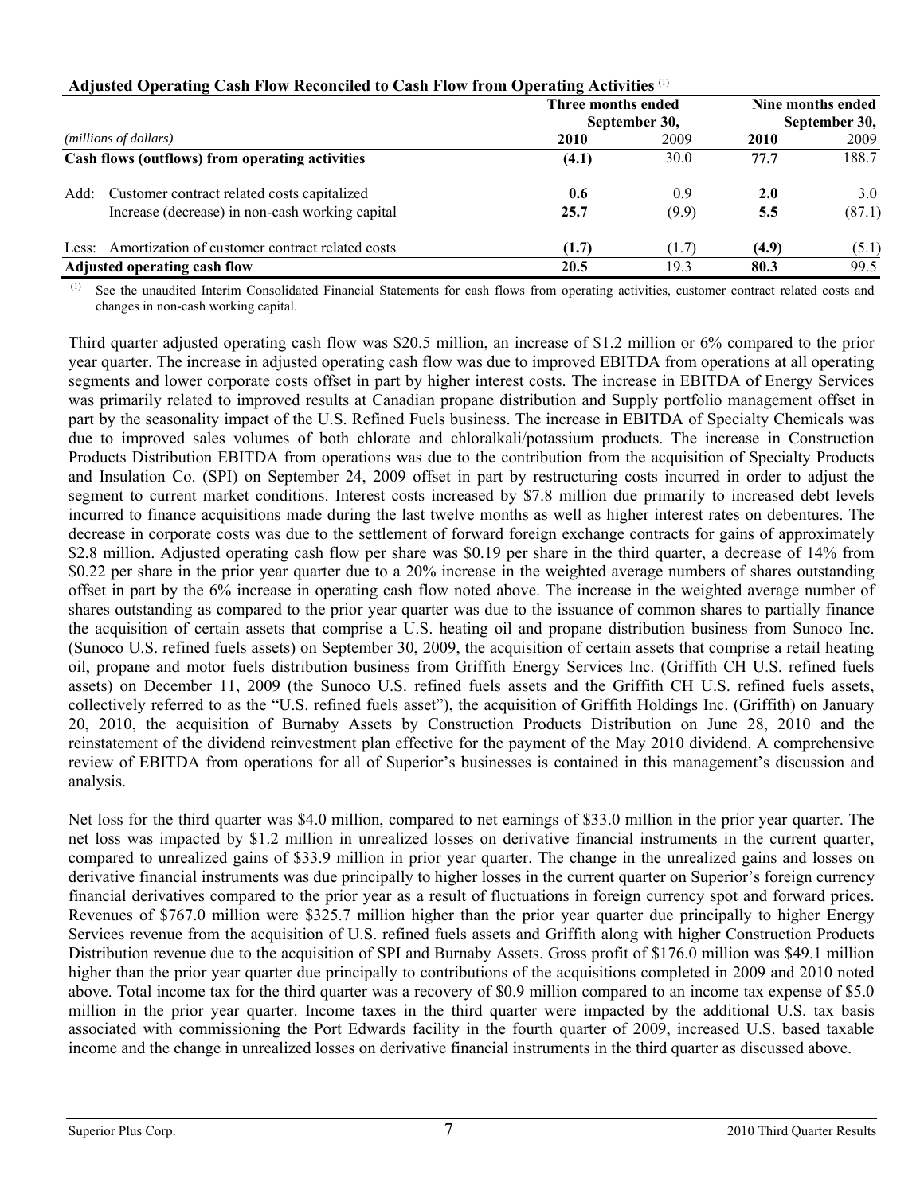**Adjusted Operating Cash Flow Reconciled to Cash Flow from Operating Activities** [(1)]

| *(millions of dollars)* | Three months ended September 30, 2010 | Three months ended September 30, 2009 | Nine months ended September 30, 2010 | Nine months ended September 30, 2009 |
|---|---|---|---|---|
| **Cash flows (outflows) from operating activities** | **(4.1)** | 30.0 | **77.7** | 188.7 |
| Add: Customer contract related costs capitalized | **0.6** | 0.9 | **2.0** | 3.0 |
| Increase (decrease) in non-cash working capital | **25.7** | (9.9) | **5.5** | (87.1) |
| Less: Amortization of customer contract related costs | **(1.7)** | (1.7) | **(4.9)** | (5.1) |
| **Adjusted operating cash flow** | **20.5** | 19.3 | **80.3** | 99.5 |

(1) See the unaudited Interim Consolidated Financial Statements for cash flows from operating activities, customer contract related costs and changes in non-cash working capital.

Third quarter adjusted operating cash flow was $20.5 million, an increase of $1.2 million or 6% compared to the prior year quarter. The increase in adjusted operating cash flow was due to improved EBITDA from operations at all operating segments and lower corporate costs offset in part by higher interest costs. The increase in EBITDA of Energy Services was primarily related to improved results at Canadian propane distribution and Supply portfolio management offset in part by the seasonality impact of the U.S. Refined Fuels business. The increase in EBITDA of Specialty Chemicals was due to improved sales volumes of both chlorate and chloralkali/potassium products. The increase in Construction Products Distribution EBITDA from operations was due to the contribution from the acquisition of Specialty Products and Insulation Co. (SPI) on September 24, 2009 offset in part by restructuring costs incurred in order to adjust the segment to current market conditions. Interest costs increased by $7.8 million due primarily to increased debt levels incurred to finance acquisitions made during the last twelve months as well as higher interest rates on debentures. The decrease in corporate costs was due to the settlement of forward foreign exchange contracts for gains of approximately $2.8 million. Adjusted operating cash flow per share was $0.19 per share in the third quarter, a decrease of 14% from $0.22 per share in the prior year quarter due to a 20% increase in the weighted average numbers of shares outstanding offset in part by the 6% increase in operating cash flow noted above. The increase in the weighted average number of shares outstanding as compared to the prior year quarter was due to the issuance of common shares to partially finance the acquisition of certain assets that comprise a U.S. heating oil and propane distribution business from Sunoco Inc. (Sunoco U.S. refined fuels assets) on September 30, 2009, the acquisition of certain assets that comprise a retail heating oil, propane and motor fuels distribution business from Griffith Energy Services Inc. (Griffith CH U.S. refined fuels assets) on December 11, 2009 (the Sunoco U.S. refined fuels assets and the Griffith CH U.S. refined fuels assets, collectively referred to as the "U.S. refined fuels asset"), the acquisition of Griffith Holdings Inc. (Griffith) on January 20, 2010, the acquisition of Burnaby Assets by Construction Products Distribution on June 28, 2010 and the reinstatement of the dividend reinvestment plan effective for the payment of the May 2010 dividend. A comprehensive review of EBITDA from operations for all of Superior's businesses is contained in this management's discussion and analysis.

Net loss for the third quarter was $4.0 million, compared to net earnings of $33.0 million in the prior year quarter. The net loss was impacted by $1.2 million in unrealized losses on derivative financial instruments in the current quarter, compared to unrealized gains of $33.9 million in prior year quarter. The change in the unrealized gains and losses on derivative financial instruments was due principally to higher losses in the current quarter on Superior's foreign currency financial derivatives compared to the prior year as a result of fluctuations in foreign currency spot and forward prices. Revenues of $767.0 million were $325.7 million higher than the prior year quarter due principally to higher Energy Services revenue from the acquisition of U.S. refined fuels assets and Griffith along with higher Construction Products Distribution revenue due to the acquisition of SPI and Burnaby Assets. Gross profit of $176.0 million was $49.1 million higher than the prior year quarter due principally to contributions of the acquisitions completed in 2009 and 2010 noted above. Total income tax for the third quarter was a recovery of $0.9 million compared to an income tax expense of $5.0 million in the prior year quarter. Income taxes in the third quarter were impacted by the additional U.S. tax basis associated with commissioning the Port Edwards facility in the fourth quarter of 2009, increased U.S. based taxable income and the change in unrealized losses on derivative financial instruments in the third quarter as discussed above.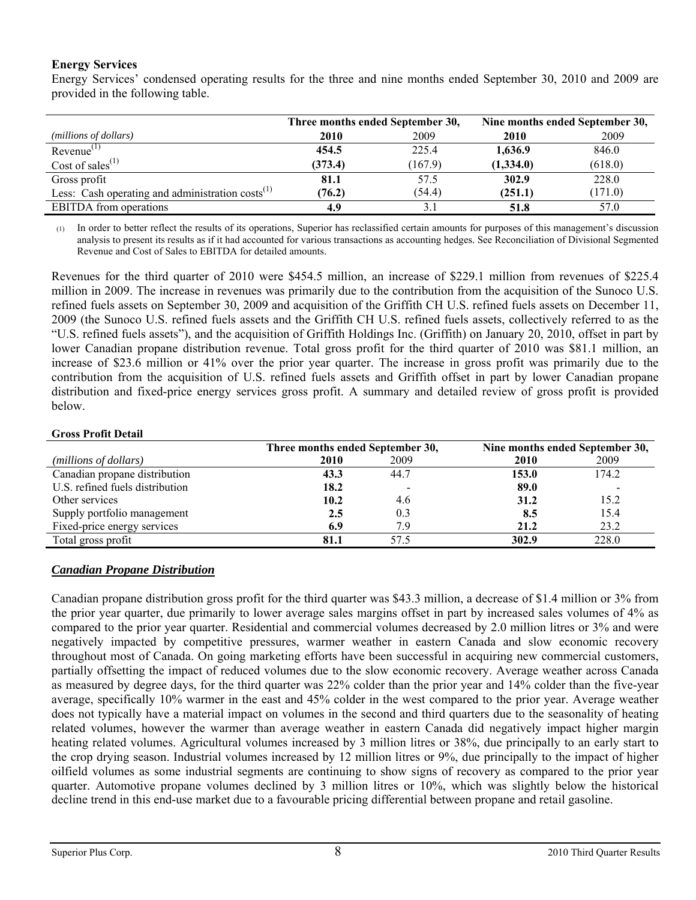### Energy Services

Energy Services' condensed operating results for the three and nine months ended September 30, 2010 and 2009 are provided in the following table.

| | Three months ended September 30, | | Nine months ended September 30, | |
|---|---|---|---|---|
| *(millions of dollars)* | **2010** | 2009 | **2010** | 2009 |
| Revenue[(1)] | **454.5** | 225.4 | **1,636.9** | 846.0 |
| Cost of sales[(1)] | **(373.4)** | (167.9) | **(1,334.0)** | (618.0) |
| Gross profit | **81.1** | 57.5 | **302.9** | 228.0 |
| Less: Cash operating and administration costs[(1)] | **(76.2)** | (54.4) | **(251.1)** | (171.0) |
| EBITDA from operations | **4.9** | 3.1 | **51.8** | 57.0 |

(1) In order to better reflect the results of its operations, Superior has reclassified certain amounts for purposes of this management's discussion analysis to present its results as if it had accounted for various transactions as accounting hedges. See Reconciliation of Divisional Segmented Revenue and Cost of Sales to EBITDA for detailed amounts.

Revenues for the third quarter of 2010 were $454.5 million, an increase of $229.1 million from revenues of $225.4 million in 2009. The increase in revenues was primarily due to the contribution from the acquisition of the Sunoco U.S. refined fuels assets on September 30, 2009 and acquisition of the Griffith CH U.S. refined fuels assets on December 11, 2009 (the Sunoco U.S. refined fuels assets and the Griffith CH U.S. refined fuels assets, collectively referred to as the "U.S. refined fuels assets"), and the acquisition of Griffith Holdings Inc. (Griffith) on January 20, 2010, offset in part by lower Canadian propane distribution revenue. Total gross profit for the third quarter of 2010 was $81.1 million, an increase of $23.6 million or 41% over the prior year quarter. The increase in gross profit was primarily due to the contribution from the acquisition of U.S. refined fuels assets and Griffith offset in part by lower Canadian propane distribution and fixed-price energy services gross profit. A summary and detailed review of gross profit is provided below.

**Gross Profit Detail**

| | Three months ended September 30, | | Nine months ended September 30, | |
|---|---|---|---|---|
| *(millions of dollars)* | **2010** | 2009 | **2010** | 2009 |
| Canadian propane distribution | **43.3** | 44.7 | **153.0** | 174.2 |
| U.S. refined fuels distribution | **18.2** | - | **89.0** | - |
| Other services | **10.2** | 4.6 | **31.2** | 15.2 |
| Supply portfolio management | **2.5** | 0.3 | **8.5** | 15.4 |
| Fixed-price energy services | **6.9** | 7.9 | **21.2** | 23.2 |
| Total gross profit | **81.1** | 57.5 | **302.9** | 228.0 |

### ***Canadian Propane Distribution***

Canadian propane distribution gross profit for the third quarter was $43.3 million, a decrease of $1.4 million or 3% from the prior year quarter, due primarily to lower average sales margins offset in part by increased sales volumes of 4% as compared to the prior year quarter. Residential and commercial volumes decreased by 2.0 million litres or 3% and were negatively impacted by competitive pressures, warmer weather in eastern Canada and slow economic recovery throughout most of Canada. On going marketing efforts have been successful in acquiring new commercial customers, partially offsetting the impact of reduced volumes due to the slow economic recovery. Average weather across Canada as measured by degree days, for the third quarter was 22% colder than the prior year and 14% colder than the five-year average, specifically 10% warmer in the east and 45% colder in the west compared to the prior year. Average weather does not typically have a material impact on volumes in the second and third quarters due to the seasonality of heating related volumes, however the warmer than average weather in eastern Canada did negatively impact higher margin heating related volumes. Agricultural volumes increased by 3 million litres or 38%, due principally to an early start to the crop drying season. Industrial volumes increased by 12 million litres or 9%, due principally to the impact of higher oilfield volumes as some industrial segments are continuing to show signs of recovery as compared to the prior year quarter. Automotive propane volumes declined by 3 million litres or 10%, which was slightly below the historical decline trend in this end-use market due to a favourable pricing differential between propane and retail gasoline.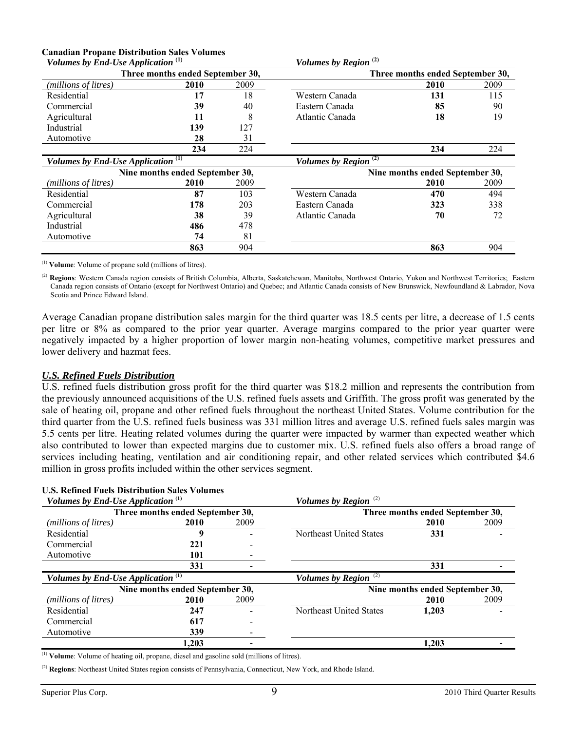**Canadian Propane Distribution Sales Volumes**

| *Volumes by End-Use Application* [(1)] | | | *Volumes by Region* [(2)] | | |
|---|---|---|---|---|---|
| | Three months ended September 30, | | | Three months ended September 30, | |
| *(millions of litres)* | **2010** | 2009 | | **2010** | 2009 |
| Residential | **17** | 18 | Western Canada | **131** | 115 |
| Commercial | **39** | 40 | Eastern Canada | **85** | 90 |
| Agricultural | **11** | 8 | Atlantic Canada | **18** | 19 |
| Industrial | **139** | 127 | | | |
| Automotive | **28** | 31 | | | |
| | **234** | 224 | | **234** | 224 |

| *Volumes by End-Use Application* [(1)] | | | *Volumes by Region* [(2)] | | |
|---|---|---|---|---|---|
| | Nine months ended September 30, | | | Nine months ended September 30, | |
| *(millions of litres)* | **2010** | 2009 | | **2010** | 2009 |
| Residential | **87** | 103 | Western Canada | **470** | 494 |
| Commercial | **178** | 203 | Eastern Canada | **323** | 338 |
| Agricultural | **38** | 39 | Atlantic Canada | **70** | 72 |
| Industrial | **486** | 478 | | | |
| Automotive | **74** | 81 | | | |
| | **863** | 904 | | **863** | 904 |

(1) **Volume**: Volume of propane sold (millions of litres).

(2) **Regions**: Western Canada region consists of British Columbia, Alberta, Saskatchewan, Manitoba, Northwest Ontario, Yukon and Northwest Territories; Eastern Canada region consists of Ontario (except for Northwest Ontario) and Quebec; and Atlantic Canada consists of New Brunswick, Newfoundland & Labrador, Nova Scotia and Prince Edward Island.

Average Canadian propane distribution sales margin for the third quarter was 18.5 cents per litre, a decrease of 1.5 cents per litre or 8% as compared to the prior year quarter. Average margins compared to the prior year quarter were negatively impacted by a higher proportion of lower margin non-heating volumes, competitive market pressures and lower delivery and hazmat fees.

### ***U.S. Refined Fuels Distribution***

U.S. refined fuels distribution gross profit for the third quarter was $18.2 million and represents the contribution from the previously announced acquisitions of the U.S. refined fuels assets and Griffith. The gross profit was generated by the sale of heating oil, propane and other refined fuels throughout the northeast United States. Volume contribution for the third quarter from the U.S. refined fuels business was 331 million litres and average U.S. refined fuels sales margin was 5.5 cents per litre. Heating related volumes during the quarter were impacted by warmer than expected weather which also contributed to lower than expected margins due to customer mix. U.S. refined fuels also offers a broad range of services including heating, ventilation and air conditioning repair, and other related services which contributed $4.6 million in gross profits included within the other services segment.

**U.S. Refined Fuels Distribution Sales Volumes**

| *Volumes by End-Use Application* [(1)] | | | *Volumes by Region* [(2)] | | |
|---|---|---|---|---|---|
| | Three months ended September 30, | | | Three months ended September 30, | |
| *(millions of litres)* | **2010** | 2009 | | **2010** | 2009 |
| Residential | **9** | - | Northeast United States | **331** | - |
| Commercial | **221** | - | | | |
| Automotive | **101** | - | | | |
| | **331** | - | | **331** | - |

| *Volumes by End-Use Application* [(1)] | | | *Volumes by Region* [(2)] | | |
|---|---|---|---|---|---|
| | Nine months ended September 30, | | | Nine months ended September 30, | |
| *(millions of litres)* | **2010** | 2009 | | **2010** | 2009 |
| Residential | **247** | - | Northeast United States | **1,203** | - |
| Commercial | **617** | - | | | |
| Automotive | **339** | - | | | |
| | **1,203** | - | | **1,203** | - |

(1) **Volume**: Volume of heating oil, propane, diesel and gasoline sold (millions of litres).

(2) **Regions**: Northeast United States region consists of Pennsylvania, Connecticut, New York, and Rhode Island.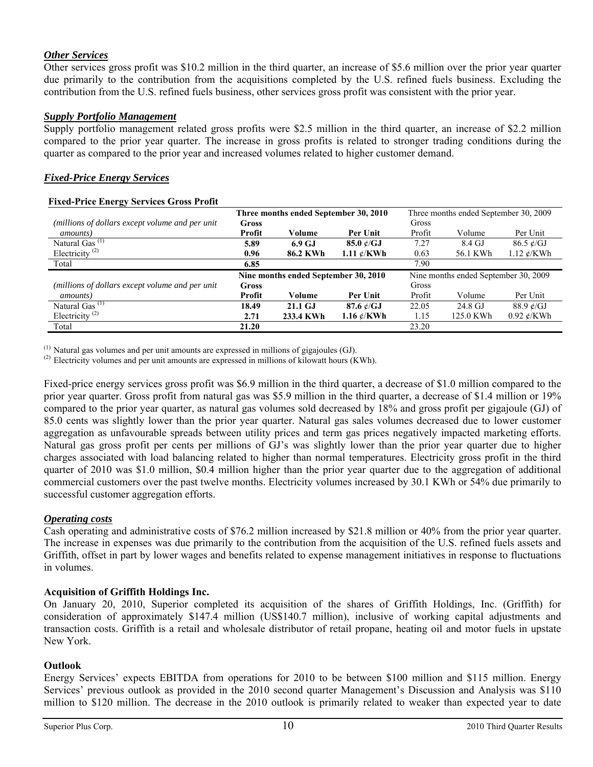### *Other Services*

Other services gross profit was $10.2 million in the third quarter, an increase of $5.6 million over the prior year quarter due primarily to the contribution from the acquisitions completed by the U.S. refined fuels business. Excluding the contribution from the U.S. refined fuels business, other services gross profit was consistent with the prior year.

### *Supply Portfolio Management*

Supply portfolio management related gross profits were $2.5 million in the third quarter, an increase of $2.2 million compared to the prior year quarter. The increase in gross profits is related to stronger trading conditions during the quarter as compared to the prior year and increased volumes related to higher customer demand.

### *Fixed-Price Energy Services*

**Fixed-Price Energy Services Gross Profit**

| | **Three months ended September 30, 2010** | | | Three months ended September 30, 2009 | | |
|---|---|---|---|---|---|---|
| *(millions of dollars except volume and per unit amounts)* | **Gross Profit** | **Volume** | **Per Unit** | Gross Profit | Volume | Per Unit |
| Natural Gas [(1)] | **5.89** | **6.9 GJ** | **85.0 ¢/GJ** | 7.27 | 8.4 GJ | 86.5 ¢/GJ |
| Electricity [(2)] | **0.96** | **86.2 KWh** | **1.11 ¢/KWh** | 0.63 | 56.1 KWh | 1.12 ¢/KWh |
| Total | **6.85** | | | 7.90 | | |
| | **Nine months ended September 30, 2010** | | | Nine months ended September 30, 2009 | | |
| *(millions of dollars except volume and per unit amounts)* | **Gross Profit** | **Volume** | **Per Unit** | Gross Profit | Volume | Per Unit |
| Natural Gas [(1)] | **18.49** | **21.1 GJ** | **87.6 ¢/GJ** | 22.05 | 24.8 GJ | 88.9 ¢/GJ |
| Electricity [(2)] | **2.71** | **233.4 KWh** | **1.16 ¢/KWh** | 1.15 | 125.0 KWh | 0.92 ¢/KWh |
| Total | **21.20** | | | 23.20 | | |

[(1)] Natural gas volumes and per unit amounts are expressed in millions of gigajoules (GJ).
[(2)] Electricity volumes and per unit amounts are expressed in millions of kilowatt hours (KWh).

Fixed-price energy services gross profit was $6.9 million in the third quarter, a decrease of $1.0 million compared to the prior year quarter. Gross profit from natural gas was $5.9 million in the third quarter, a decrease of $1.4 million or 19% compared to the prior year quarter, as natural gas volumes sold decreased by 18% and gross profit per gigajoule (GJ) of 85.0 cents was slightly lower than the prior year quarter. Natural gas sales volumes decreased due to lower customer aggregation as unfavourable spreads between utility prices and term gas prices negatively impacted marketing efforts. Natural gas gross profit per cents per millions of GJ's was slightly lower than the prior year quarter due to higher charges associated with load balancing related to higher than normal temperatures. Electricity gross profit in the third quarter of 2010 was $1.0 million, $0.4 million higher than the prior year quarter due to the aggregation of additional commercial customers over the past twelve months. Electricity volumes increased by 30.1 KWh or 54% due primarily to successful customer aggregation efforts.

### *Operating costs*

Cash operating and administrative costs of $76.2 million increased by $21.8 million or 40% from the prior year quarter. The increase in expenses was due primarily to the contribution from the acquisition of the U.S. refined fuels assets and Griffith, offset in part by lower wages and benefits related to expense management initiatives in response to fluctuations in volumes.

### Acquisition of Griffith Holdings Inc.

On January 20, 2010, Superior completed its acquisition of the shares of Griffith Holdings, Inc. (Griffith) for consideration of approximately $147.4 million (US$140.7 million), inclusive of working capital adjustments and transaction costs. Griffith is a retail and wholesale distributor of retail propane, heating oil and motor fuels in upstate New York.

### Outlook

Energy Services' expects EBITDA from operations for 2010 to be between $100 million and $115 million. Energy Services' previous outlook as provided in the 2010 second quarter Management's Discussion and Analysis was $110 million to $120 million. The decrease in the 2010 outlook is primarily related to weaker than expected year to date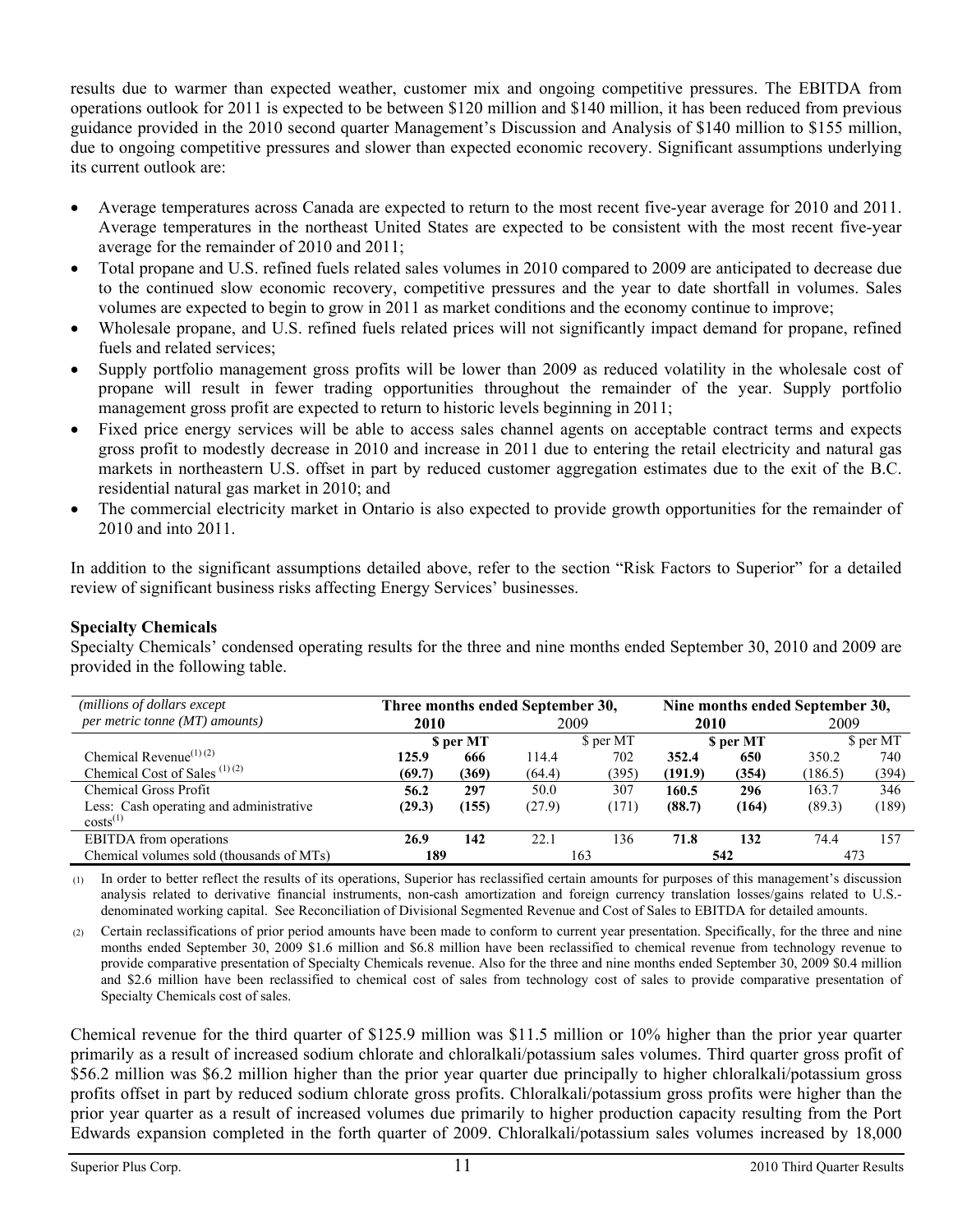results due to warmer than expected weather, customer mix and ongoing competitive pressures. The EBITDA from operations outlook for 2011 is expected to be between $120 million and $140 million, it has been reduced from previous guidance provided in the 2010 second quarter Management's Discussion and Analysis of $140 million to $155 million, due to ongoing competitive pressures and slower than expected economic recovery. Significant assumptions underlying its current outlook are:

- Average temperatures across Canada are expected to return to the most recent five-year average for 2010 and 2011. Average temperatures in the northeast United States are expected to be consistent with the most recent five-year average for the remainder of 2010 and 2011;
- Total propane and U.S. refined fuels related sales volumes in 2010 compared to 2009 are anticipated to decrease due to the continued slow economic recovery, competitive pressures and the year to date shortfall in volumes. Sales volumes are expected to begin to grow in 2011 as market conditions and the economy continue to improve;
- Wholesale propane, and U.S. refined fuels related prices will not significantly impact demand for propane, refined fuels and related services;
- Supply portfolio management gross profits will be lower than 2009 as reduced volatility in the wholesale cost of propane will result in fewer trading opportunities throughout the remainder of the year. Supply portfolio management gross profit are expected to return to historic levels beginning in 2011;
- Fixed price energy services will be able to access sales channel agents on acceptable contract terms and expects gross profit to modestly decrease in 2010 and increase in 2011 due to entering the retail electricity and natural gas markets in northeastern U.S. offset in part by reduced customer aggregation estimates due to the exit of the B.C. residential natural gas market in 2010; and
- The commercial electricity market in Ontario is also expected to provide growth opportunities for the remainder of 2010 and into 2011.

In addition to the significant assumptions detailed above, refer to the section "Risk Factors to Superior" for a detailed review of significant business risks affecting Energy Services' businesses.

**Specialty Chemicals**

Specialty Chemicals' condensed operating results for the three and nine months ended September 30, 2010 and 2009 are provided in the following table.

| *(millions of dollars except per metric tonne (MT) amounts)* | **Three months ended September 30,** | | | | **Nine months ended September 30,** | | | |
|---|---|---|---|---|---|---|---|---|
| | **2010** | | 2009 | | **2010** | | 2009 | |
| | | **$ per MT** | | $ per MT | | **$ per MT** | | $ per MT |
| Chemical Revenue[(1)(2)] | **125.9** | **666** | 114.4 | 702 | **352.4** | **650** | 350.2 | 740 |
| Chemical Cost of Sales [(1)(2)] | **(69.7)** | **(369)** | (64.4) | (395) | **(191.9)** | **(354)** | (186.5) | (394) |
| Chemical Gross Profit | **56.2** | **297** | 50.0 | 307 | **160.5** | **296** | 163.7 | 346 |
| Less: Cash operating and administrative costs[(1)] | **(29.3)** | **(155)** | (27.9) | (171) | **(88.7)** | **(164)** | (89.3) | (189) |
| EBITDA from operations | **26.9** | **142** | 22.1 | 136 | **71.8** | **132** | 74.4 | 157 |
| Chemical volumes sold (thousands of MTs) | **189** | | 163 | | **542** | | 473 | |

(1) In order to better reflect the results of its operations, Superior has reclassified certain amounts for purposes of this management's discussion analysis related to derivative financial instruments, non-cash amortization and foreign currency translation losses/gains related to U.S.-denominated working capital. See Reconciliation of Divisional Segmented Revenue and Cost of Sales to EBITDA for detailed amounts.

(2) Certain reclassifications of prior period amounts have been made to conform to current year presentation. Specifically, for the three and nine months ended September 30, 2009 $1.6 million and $6.8 million have been reclassified to chemical revenue from technology revenue to provide comparative presentation of Specialty Chemicals revenue. Also for the three and nine months ended September 30, 2009 $0.4 million and $2.6 million have been reclassified to chemical cost of sales from technology cost of sales to provide comparative presentation of Specialty Chemicals cost of sales.

Chemical revenue for the third quarter of $125.9 million was $11.5 million or 10% higher than the prior year quarter primarily as a result of increased sodium chlorate and chloralkali/potassium sales volumes. Third quarter gross profit of $56.2 million was $6.2 million higher than the prior year quarter due principally to higher chloralkali/potassium gross profits offset in part by reduced sodium chlorate gross profits. Chloralkali/potassium gross profits were higher than the prior year quarter as a result of increased volumes due primarily to higher production capacity resulting from the Port Edwards expansion completed in the forth quarter of 2009. Chloralkali/potassium sales volumes increased by 18,000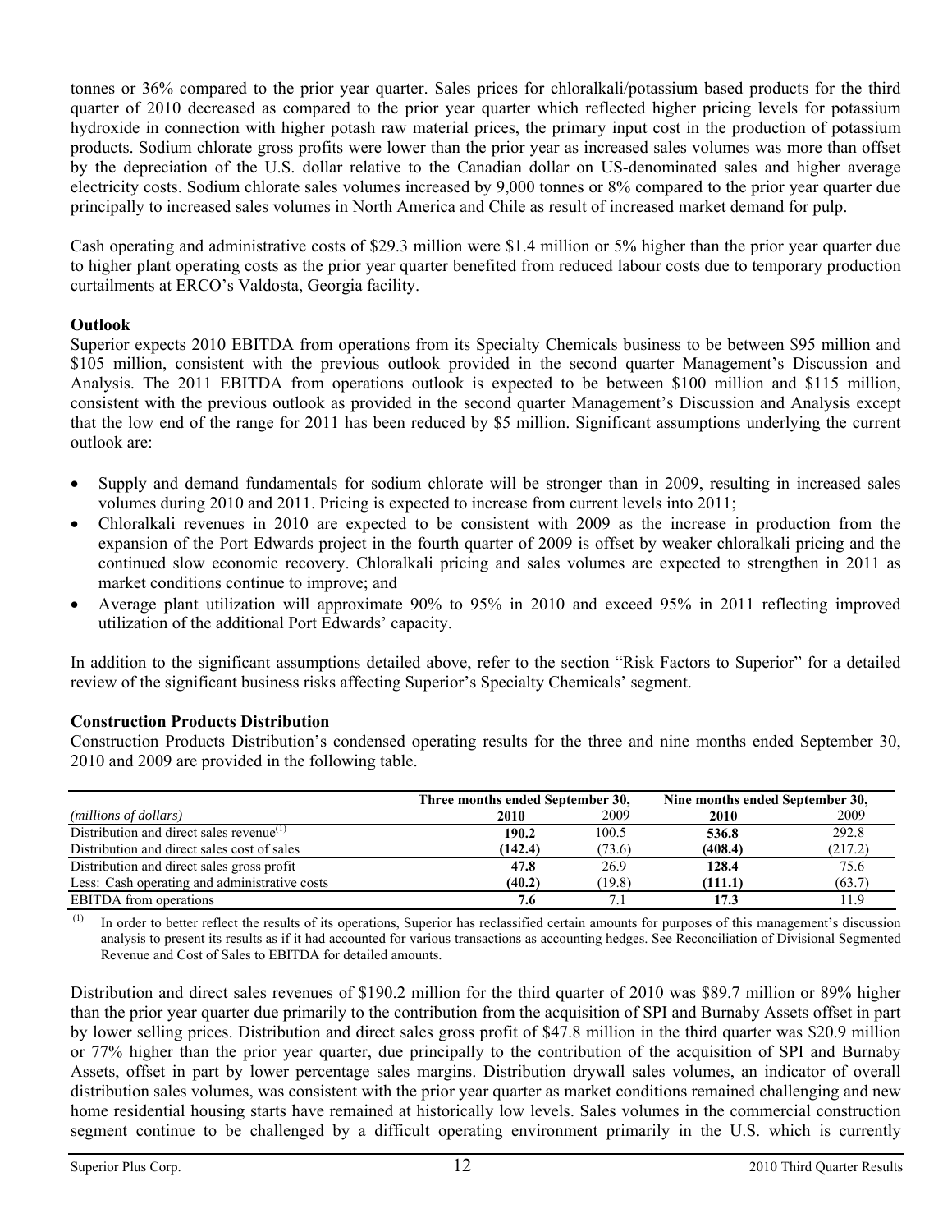tonnes or 36% compared to the prior year quarter. Sales prices for chloralkali/potassium based products for the third quarter of 2010 decreased as compared to the prior year quarter which reflected higher pricing levels for potassium hydroxide in connection with higher potash raw material prices, the primary input cost in the production of potassium products. Sodium chlorate gross profits were lower than the prior year as increased sales volumes was more than offset by the depreciation of the U.S. dollar relative to the Canadian dollar on US-denominated sales and higher average electricity costs. Sodium chlorate sales volumes increased by 9,000 tonnes or 8% compared to the prior year quarter due principally to increased sales volumes in North America and Chile as result of increased market demand for pulp.

Cash operating and administrative costs of $29.3 million were $1.4 million or 5% higher than the prior year quarter due to higher plant operating costs as the prior year quarter benefited from reduced labour costs due to temporary production curtailments at ERCO's Valdosta, Georgia facility.

**Outlook**

Superior expects 2010 EBITDA from operations from its Specialty Chemicals business to be between $95 million and $105 million, consistent with the previous outlook provided in the second quarter Management's Discussion and Analysis. The 2011 EBITDA from operations outlook is expected to be between $100 million and $115 million, consistent with the previous outlook as provided in the second quarter Management's Discussion and Analysis except that the low end of the range for 2011 has been reduced by $5 million. Significant assumptions underlying the current outlook are:

- Supply and demand fundamentals for sodium chlorate will be stronger than in 2009, resulting in increased sales volumes during 2010 and 2011. Pricing is expected to increase from current levels into 2011;
- Chloralkali revenues in 2010 are expected to be consistent with 2009 as the increase in production from the expansion of the Port Edwards project in the fourth quarter of 2009 is offset by weaker chloralkali pricing and the continued slow economic recovery. Chloralkali pricing and sales volumes are expected to strengthen in 2011 as market conditions continue to improve; and
- Average plant utilization will approximate 90% to 95% in 2010 and exceed 95% in 2011 reflecting improved utilization of the additional Port Edwards' capacity.

In addition to the significant assumptions detailed above, refer to the section "Risk Factors to Superior" for a detailed review of the significant business risks affecting Superior's Specialty Chemicals' segment.

**Construction Products Distribution**

Construction Products Distribution's condensed operating results for the three and nine months ended September 30, 2010 and 2009 are provided in the following table.

| | Three months ended September 30, | | Nine months ended September 30, | |
|---|---|---|---|---|
| *(millions of dollars)* | **2010** | 2009 | **2010** | 2009 |
| Distribution and direct sales revenue[(1)] | **190.2** | 100.5 | **536.8** | 292.8 |
| Distribution and direct sales cost of sales | **(142.4)** | (73.6) | **(408.4)** | (217.2) |
| Distribution and direct sales gross profit | **47.8** | 26.9 | **128.4** | 75.6 |
| Less: Cash operating and administrative costs | **(40.2)** | (19.8) | **(111.1)** | (63.7) |
| EBITDA from operations | **7.6** | 7.1 | **17.3** | 11.9 |

(1) In order to better reflect the results of its operations, Superior has reclassified certain amounts for purposes of this management's discussion analysis to present its results as if it had accounted for various transactions as accounting hedges. See Reconciliation of Divisional Segmented Revenue and Cost of Sales to EBITDA for detailed amounts.

Distribution and direct sales revenues of $190.2 million for the third quarter of 2010 was $89.7 million or 89% higher than the prior year quarter due primarily to the contribution from the acquisition of SPI and Burnaby Assets offset in part by lower selling prices. Distribution and direct sales gross profit of $47.8 million in the third quarter was $20.9 million or 77% higher than the prior year quarter, due principally to the contribution of the acquisition of SPI and Burnaby Assets, offset in part by lower percentage sales margins. Distribution drywall sales volumes, an indicator of overall distribution sales volumes, was consistent with the prior year quarter as market conditions remained challenging and new home residential housing starts have remained at historically low levels. Sales volumes in the commercial construction segment continue to be challenged by a difficult operating environment primarily in the U.S. which is currently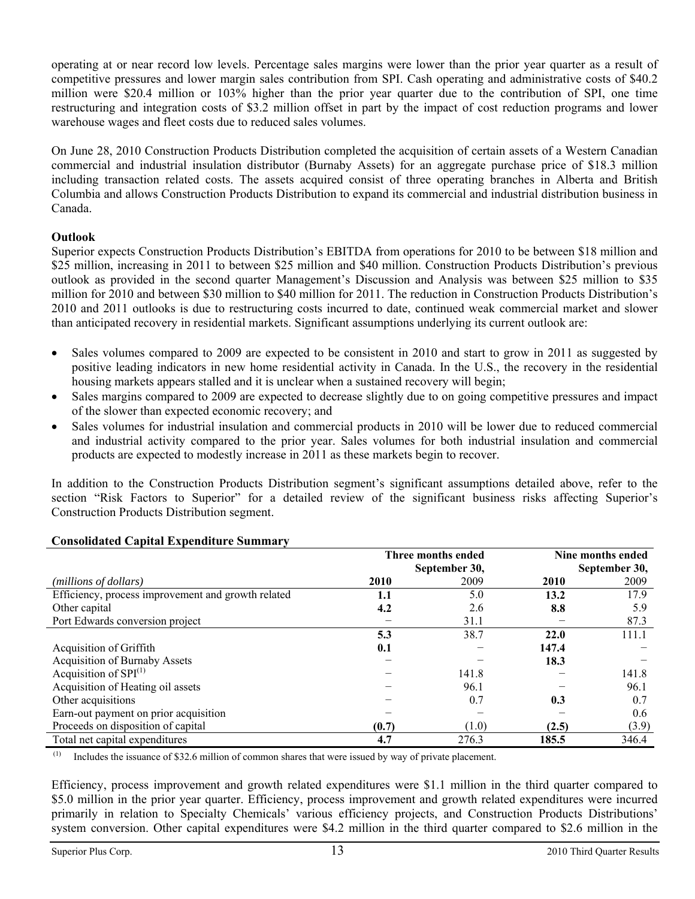operating at or near record low levels. Percentage sales margins were lower than the prior year quarter as a result of competitive pressures and lower margin sales contribution from SPI. Cash operating and administrative costs of $40.2 million were $20.4 million or 103% higher than the prior year quarter due to the contribution of SPI, one time restructuring and integration costs of $3.2 million offset in part by the impact of cost reduction programs and lower warehouse wages and fleet costs due to reduced sales volumes.

On June 28, 2010 Construction Products Distribution completed the acquisition of certain assets of a Western Canadian commercial and industrial insulation distributor (Burnaby Assets) for an aggregate purchase price of $18.3 million including transaction related costs. The assets acquired consist of three operating branches in Alberta and British Columbia and allows Construction Products Distribution to expand its commercial and industrial distribution business in Canada.

**Outlook**

Superior expects Construction Products Distribution's EBITDA from operations for 2010 to be between $18 million and $25 million, increasing in 2011 to between $25 million and $40 million. Construction Products Distribution's previous outlook as provided in the second quarter Management's Discussion and Analysis was between $25 million to $35 million for 2010 and between $30 million to $40 million for 2011. The reduction in Construction Products Distribution's 2010 and 2011 outlooks is due to restructuring costs incurred to date, continued weak commercial market and slower than anticipated recovery in residential markets. Significant assumptions underlying its current outlook are:

- Sales volumes compared to 2009 are expected to be consistent in 2010 and start to grow in 2011 as suggested by positive leading indicators in new home residential activity in Canada. In the U.S., the recovery in the residential housing markets appears stalled and it is unclear when a sustained recovery will begin;
- Sales margins compared to 2009 are expected to decrease slightly due to on going competitive pressures and impact of the slower than expected economic recovery; and
- Sales volumes for industrial insulation and commercial products in 2010 will be lower due to reduced commercial and industrial activity compared to the prior year. Sales volumes for both industrial insulation and commercial products are expected to modestly increase in 2011 as these markets begin to recover.

In addition to the Construction Products Distribution segment's significant assumptions detailed above, refer to the section "Risk Factors to Superior" for a detailed review of the significant business risks affecting Superior's Construction Products Distribution segment.

**Consolidated Capital Expenditure Summary**

| | Three months ended September 30, | | Nine months ended September 30, | |
|---|---|---|---|---|
| *(millions of dollars)* | **2010** | 2009 | **2010** | 2009 |
| Efficiency, process improvement and growth related | **1.1** | 5.0 | **13.2** | 17.9 |
| Other capital | **4.2** | 2.6 | **8.8** | 5.9 |
| Port Edwards conversion project | − | 31.1 | − | 87.3 |
| | **5.3** | 38.7 | **22.0** | 111.1 |
| Acquisition of Griffith | **0.1** | − | **147.4** | − |
| Acquisition of Burnaby Assets | − | − | **18.3** | − |
| Acquisition of SPI[(1)] | − | 141.8 | − | 141.8 |
| Acquisition of Heating oil assets | − | 96.1 | − | 96.1 |
| Other acquisitions | − | 0.7 | **0.3** | 0.7 |
| Earn-out payment on prior acquisition | − | − | − | 0.6 |
| Proceeds on disposition of capital | **(0.7)** | (1.0) | **(2.5)** | (3.9) |
| Total net capital expenditures | **4.7** | 276.3 | **185.5** | 346.4 |

(1) Includes the issuance of $32.6 million of common shares that were issued by way of private placement.

Efficiency, process improvement and growth related expenditures were $1.1 million in the third quarter compared to $5.0 million in the prior year quarter. Efficiency, process improvement and growth related expenditures were incurred primarily in relation to Specialty Chemicals' various efficiency projects, and Construction Products Distributions' system conversion. Other capital expenditures were $4.2 million in the third quarter compared to $2.6 million in the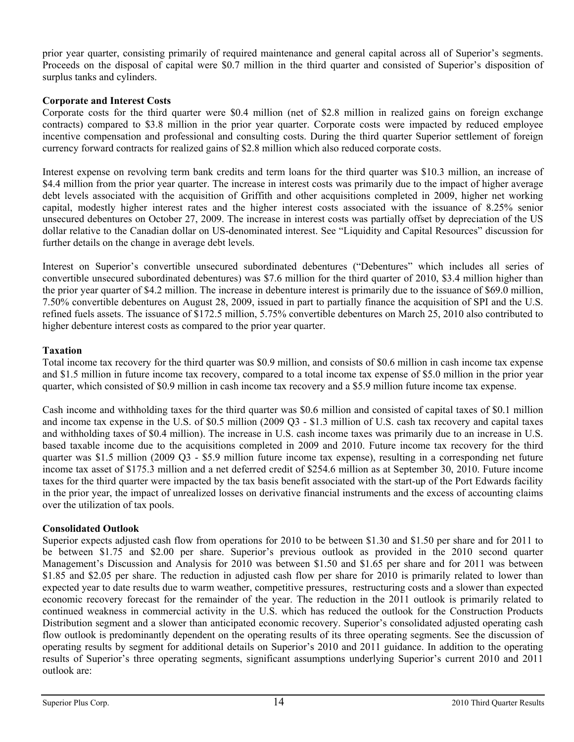prior year quarter, consisting primarily of required maintenance and general capital across all of Superior's segments. Proceeds on the disposal of capital were $0.7 million in the third quarter and consisted of Superior's disposition of surplus tanks and cylinders.

**Corporate and Interest Costs**

Corporate costs for the third quarter were $0.4 million (net of $2.8 million in realized gains on foreign exchange contracts) compared to $3.8 million in the prior year quarter. Corporate costs were impacted by reduced employee incentive compensation and professional and consulting costs. During the third quarter Superior settlement of foreign currency forward contracts for realized gains of $2.8 million which also reduced corporate costs.

Interest expense on revolving term bank credits and term loans for the third quarter was $10.3 million, an increase of $4.4 million from the prior year quarter. The increase in interest costs was primarily due to the impact of higher average debt levels associated with the acquisition of Griffith and other acquisitions completed in 2009, higher net working capital, modestly higher interest rates and the higher interest costs associated with the issuance of 8.25% senior unsecured debentures on October 27, 2009. The increase in interest costs was partially offset by depreciation of the US dollar relative to the Canadian dollar on US-denominated interest. See "Liquidity and Capital Resources" discussion for further details on the change in average debt levels.

Interest on Superior's convertible unsecured subordinated debentures ("Debentures" which includes all series of convertible unsecured subordinated debentures) was $7.6 million for the third quarter of 2010, $3.4 million higher than the prior year quarter of $4.2 million. The increase in debenture interest is primarily due to the issuance of $69.0 million, 7.50% convertible debentures on August 28, 2009, issued in part to partially finance the acquisition of SPI and the U.S. refined fuels assets. The issuance of $172.5 million, 5.75% convertible debentures on March 25, 2010 also contributed to higher debenture interest costs as compared to the prior year quarter.

**Taxation**

Total income tax recovery for the third quarter was $0.9 million, and consists of $0.6 million in cash income tax expense and $1.5 million in future income tax recovery, compared to a total income tax expense of $5.0 million in the prior year quarter, which consisted of $0.9 million in cash income tax recovery and a $5.9 million future income tax expense.

Cash income and withholding taxes for the third quarter was $0.6 million and consisted of capital taxes of $0.1 million and income tax expense in the U.S. of $0.5 million (2009 Q3 - $1.3 million of U.S. cash tax recovery and capital taxes and withholding taxes of $0.4 million). The increase in U.S. cash income taxes was primarily due to an increase in U.S. based taxable income due to the acquisitions completed in 2009 and 2010. Future income tax recovery for the third quarter was $1.5 million (2009 Q3 - $5.9 million future income tax expense), resulting in a corresponding net future income tax asset of $175.3 million and a net deferred credit of $254.6 million as at September 30, 2010. Future income taxes for the third quarter were impacted by the tax basis benefit associated with the start-up of the Port Edwards facility in the prior year, the impact of unrealized losses on derivative financial instruments and the excess of accounting claims over the utilization of tax pools.

**Consolidated Outlook**

Superior expects adjusted cash flow from operations for 2010 to be between $1.30 and $1.50 per share and for 2011 to be between $1.75 and $2.00 per share. Superior's previous outlook as provided in the 2010 second quarter Management's Discussion and Analysis for 2010 was between $1.50 and $1.65 per share and for 2011 was between $1.85 and $2.05 per share. The reduction in adjusted cash flow per share for 2010 is primarily related to lower than expected year to date results due to warm weather, competitive pressures, restructuring costs and a slower than expected economic recovery forecast for the remainder of the year. The reduction in the 2011 outlook is primarily related to continued weakness in commercial activity in the U.S. which has reduced the outlook for the Construction Products Distribution segment and a slower than anticipated economic recovery. Superior's consolidated adjusted operating cash flow outlook is predominantly dependent on the operating results of its three operating segments. See the discussion of operating results by segment for additional details on Superior's 2010 and 2011 guidance. In addition to the operating results of Superior's three operating segments, significant assumptions underlying Superior's current 2010 and 2011 outlook are: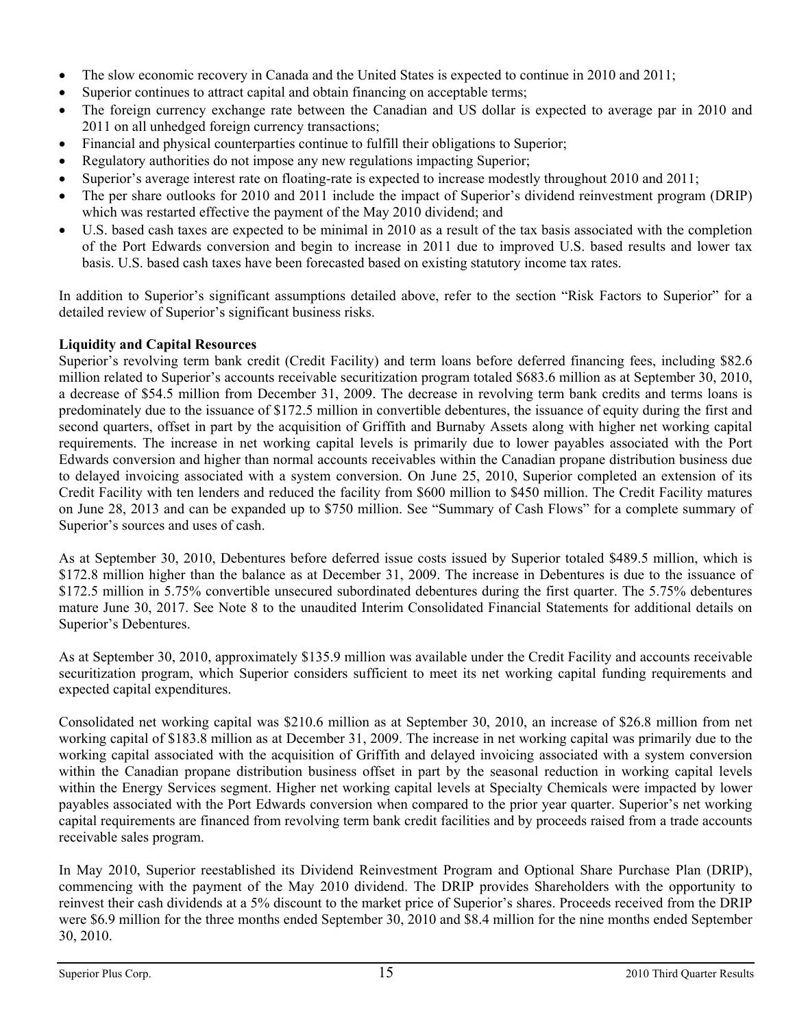- The slow economic recovery in Canada and the United States is expected to continue in 2010 and 2011;
- Superior continues to attract capital and obtain financing on acceptable terms;
- The foreign currency exchange rate between the Canadian and US dollar is expected to average par in 2010 and 2011 on all unhedged foreign currency transactions;
- Financial and physical counterparties continue to fulfill their obligations to Superior;
- Regulatory authorities do not impose any new regulations impacting Superior;
- Superior's average interest rate on floating-rate is expected to increase modestly throughout 2010 and 2011;
- The per share outlooks for 2010 and 2011 include the impact of Superior's dividend reinvestment program (DRIP) which was restarted effective the payment of the May 2010 dividend; and
- U.S. based cash taxes are expected to be minimal in 2010 as a result of the tax basis associated with the completion of the Port Edwards conversion and begin to increase in 2011 due to improved U.S. based results and lower tax basis. U.S. based cash taxes have been forecasted based on existing statutory income tax rates.

In addition to Superior's significant assumptions detailed above, refer to the section "Risk Factors to Superior" for a detailed review of Superior's significant business risks.

**Liquidity and Capital Resources**

Superior's revolving term bank credit (Credit Facility) and term loans before deferred financing fees, including $82.6 million related to Superior's accounts receivable securitization program totaled $683.6 million as at September 30, 2010, a decrease of $54.5 million from December 31, 2009. The decrease in revolving term bank credits and terms loans is predominately due to the issuance of $172.5 million in convertible debentures, the issuance of equity during the first and second quarters, offset in part by the acquisition of Griffith and Burnaby Assets along with higher net working capital requirements. The increase in net working capital levels is primarily due to lower payables associated with the Port Edwards conversion and higher than normal accounts receivables within the Canadian propane distribution business due to delayed invoicing associated with a system conversion. On June 25, 2010, Superior completed an extension of its Credit Facility with ten lenders and reduced the facility from $600 million to $450 million. The Credit Facility matures on June 28, 2013 and can be expanded up to $750 million. See "Summary of Cash Flows" for a complete summary of Superior's sources and uses of cash.

As at September 30, 2010, Debentures before deferred issue costs issued by Superior totaled $489.5 million, which is $172.8 million higher than the balance as at December 31, 2009. The increase in Debentures is due to the issuance of $172.5 million in 5.75% convertible unsecured subordinated debentures during the first quarter. The 5.75% debentures mature June 30, 2017. See Note 8 to the unaudited Interim Consolidated Financial Statements for additional details on Superior's Debentures.

As at September 30, 2010, approximately $135.9 million was available under the Credit Facility and accounts receivable securitization program, which Superior considers sufficient to meet its net working capital funding requirements and expected capital expenditures.

Consolidated net working capital was $210.6 million as at September 30, 2010, an increase of $26.8 million from net working capital of $183.8 million as at December 31, 2009. The increase in net working capital was primarily due to the working capital associated with the acquisition of Griffith and delayed invoicing associated with a system conversion within the Canadian propane distribution business offset in part by the seasonal reduction in working capital levels within the Energy Services segment. Higher net working capital levels at Specialty Chemicals were impacted by lower payables associated with the Port Edwards conversion when compared to the prior year quarter. Superior's net working capital requirements are financed from revolving term bank credit facilities and by proceeds raised from a trade accounts receivable sales program.

In May 2010, Superior reestablished its Dividend Reinvestment Program and Optional Share Purchase Plan (DRIP), commencing with the payment of the May 2010 dividend. The DRIP provides Shareholders with the opportunity to reinvest their cash dividends at a 5% discount to the market price of Superior's shares. Proceeds received from the DRIP were $6.9 million for the three months ended September 30, 2010 and $8.4 million for the nine months ended September 30, 2010.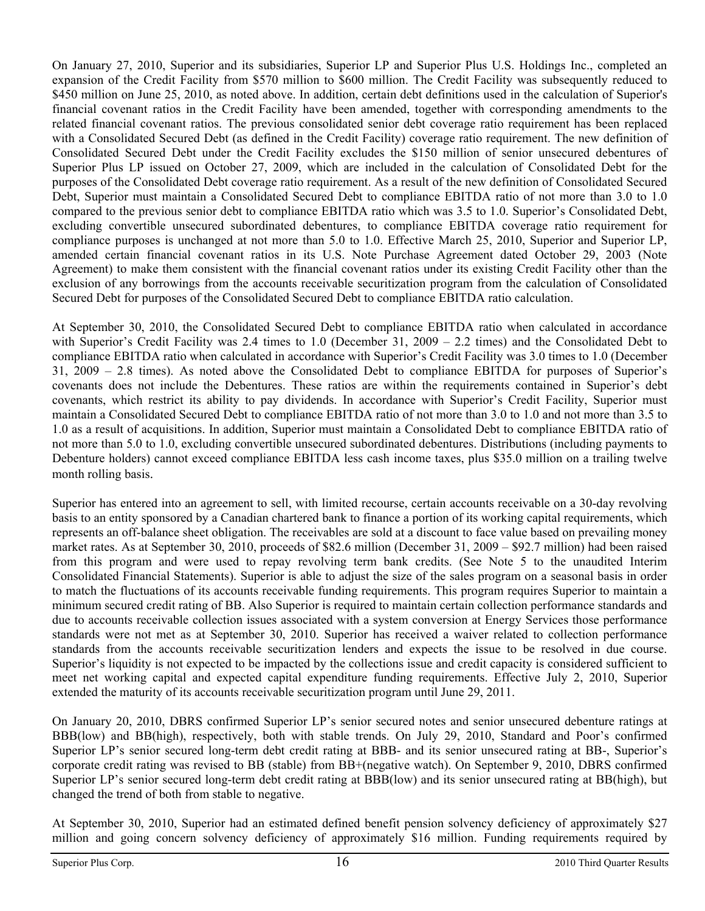On January 27, 2010, Superior and its subsidiaries, Superior LP and Superior Plus U.S. Holdings Inc., completed an expansion of the Credit Facility from $570 million to $600 million. The Credit Facility was subsequently reduced to $450 million on June 25, 2010, as noted above. In addition, certain debt definitions used in the calculation of Superior's financial covenant ratios in the Credit Facility have been amended, together with corresponding amendments to the related financial covenant ratios. The previous consolidated senior debt coverage ratio requirement has been replaced with a Consolidated Secured Debt (as defined in the Credit Facility) coverage ratio requirement. The new definition of Consolidated Secured Debt under the Credit Facility excludes the $150 million of senior unsecured debentures of Superior Plus LP issued on October 27, 2009, which are included in the calculation of Consolidated Debt for the purposes of the Consolidated Debt coverage ratio requirement. As a result of the new definition of Consolidated Secured Debt, Superior must maintain a Consolidated Secured Debt to compliance EBITDA ratio of not more than 3.0 to 1.0 compared to the previous senior debt to compliance EBITDA ratio which was 3.5 to 1.0. Superior's Consolidated Debt, excluding convertible unsecured subordinated debentures, to compliance EBITDA coverage ratio requirement for compliance purposes is unchanged at not more than 5.0 to 1.0. Effective March 25, 2010, Superior and Superior LP, amended certain financial covenant ratios in its U.S. Note Purchase Agreement dated October 29, 2003 (Note Agreement) to make them consistent with the financial covenant ratios under its existing Credit Facility other than the exclusion of any borrowings from the accounts receivable securitization program from the calculation of Consolidated Secured Debt for purposes of the Consolidated Secured Debt to compliance EBITDA ratio calculation.

At September 30, 2010, the Consolidated Secured Debt to compliance EBITDA ratio when calculated in accordance with Superior's Credit Facility was 2.4 times to 1.0 (December 31, 2009 – 2.2 times) and the Consolidated Debt to compliance EBITDA ratio when calculated in accordance with Superior's Credit Facility was 3.0 times to 1.0 (December 31, 2009 – 2.8 times). As noted above the Consolidated Debt to compliance EBITDA for purposes of Superior's covenants does not include the Debentures. These ratios are within the requirements contained in Superior's debt covenants, which restrict its ability to pay dividends. In accordance with Superior's Credit Facility, Superior must maintain a Consolidated Secured Debt to compliance EBITDA ratio of not more than 3.0 to 1.0 and not more than 3.5 to 1.0 as a result of acquisitions. In addition, Superior must maintain a Consolidated Debt to compliance EBITDA ratio of not more than 5.0 to 1.0, excluding convertible unsecured subordinated debentures. Distributions (including payments to Debenture holders) cannot exceed compliance EBITDA less cash income taxes, plus $35.0 million on a trailing twelve month rolling basis.

Superior has entered into an agreement to sell, with limited recourse, certain accounts receivable on a 30-day revolving basis to an entity sponsored by a Canadian chartered bank to finance a portion of its working capital requirements, which represents an off-balance sheet obligation. The receivables are sold at a discount to face value based on prevailing money market rates. As at September 30, 2010, proceeds of $82.6 million (December 31, 2009 – $92.7 million) had been raised from this program and were used to repay revolving term bank credits. (See Note 5 to the unaudited Interim Consolidated Financial Statements). Superior is able to adjust the size of the sales program on a seasonal basis in order to match the fluctuations of its accounts receivable funding requirements. This program requires Superior to maintain a minimum secured credit rating of BB. Also Superior is required to maintain certain collection performance standards and due to accounts receivable collection issues associated with a system conversion at Energy Services those performance standards were not met as at September 30, 2010. Superior has received a waiver related to collection performance standards from the accounts receivable securitization lenders and expects the issue to be resolved in due course. Superior's liquidity is not expected to be impacted by the collections issue and credit capacity is considered sufficient to meet net working capital and expected capital expenditure funding requirements. Effective July 2, 2010, Superior extended the maturity of its accounts receivable securitization program until June 29, 2011.

On January 20, 2010, DBRS confirmed Superior LP's senior secured notes and senior unsecured debenture ratings at BBB(low) and BB(high), respectively, both with stable trends. On July 29, 2010, Standard and Poor's confirmed Superior LP's senior secured long-term debt credit rating at BBB- and its senior unsecured rating at BB-, Superior's corporate credit rating was revised to BB (stable) from BB+(negative watch). On September 9, 2010, DBRS confirmed Superior LP's senior secured long-term debt credit rating at BBB(low) and its senior unsecured rating at BB(high), but changed the trend of both from stable to negative.

At September 30, 2010, Superior had an estimated defined benefit pension solvency deficiency of approximately $27 million and going concern solvency deficiency of approximately $16 million. Funding requirements required by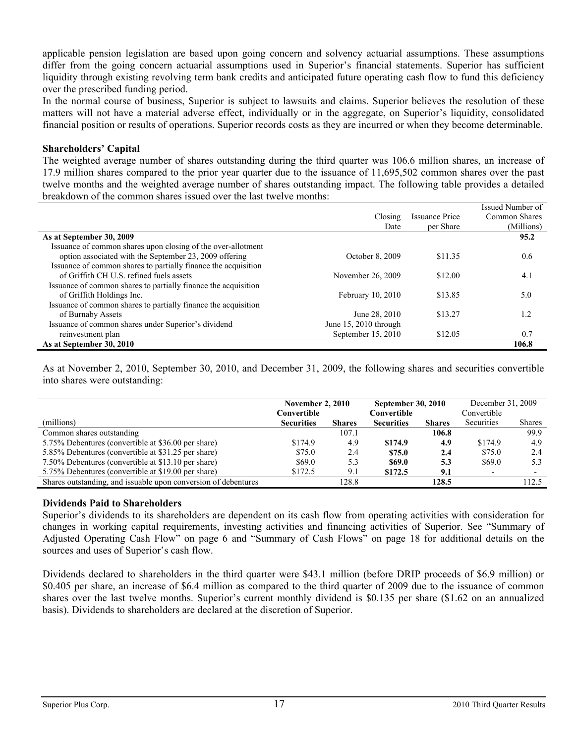applicable pension legislation are based upon going concern and solvency actuarial assumptions. These assumptions differ from the going concern actuarial assumptions used in Superior's financial statements. Superior has sufficient liquidity through existing revolving term bank credits and anticipated future operating cash flow to fund this deficiency over the prescribed funding period.

In the normal course of business, Superior is subject to lawsuits and claims. Superior believes the resolution of these matters will not have a material adverse effect, individually or in the aggregate, on Superior's liquidity, consolidated financial position or results of operations. Superior records costs as they are incurred or when they become determinable.

### Shareholders' Capital

The weighted average number of shares outstanding during the third quarter was 106.6 million shares, an increase of 17.9 million shares compared to the prior year quarter due to the issuance of 11,695,502 common shares over the past twelve months and the weighted average number of shares outstanding impact. The following table provides a detailed breakdown of the common shares issued over the last twelve months:

| | Closing Date | Issuance Price per Share | Issued Number of Common Shares (Millions) |
|---|---|---|---|
| **As at September 30, 2009** | | | **95.2** |
| Issuance of common shares upon closing of the over-allotment option associated with the September 23, 2009 offering | October 8, 2009 | \$11.35 | 0.6 |
| Issuance of common shares to partially finance the acquisition of Griffith CH U.S. refined fuels assets | November 26, 2009 | \$12.00 | 4.1 |
| Issuance of common shares to partially finance the acquisition of Griffith Holdings Inc. | February 10, 2010 | \$13.85 | 5.0 |
| Issuance of common shares to partially finance the acquisition of Burnaby Assets | June 28, 2010 | \$13.27 | 1.2 |
| Issuance of common shares under Superior's dividend reinvestment plan | June 15, 2010 through September 15, 2010 | \$12.05 | 0.7 |
| **As at September 30, 2010** | | | **106.8** |

As at November 2, 2010, September 30, 2010, and December 31, 2009, the following shares and securities convertible into shares were outstanding:

| | **November 2, 2010** | | **September 30, 2010** | | December 31, 2009 | |
|---|---|---|---|---|---|---|
| (millions) | **Convertible Securities** | **Shares** | **Convertible Securities** | **Shares** | Convertible Securities | Shares |
| Common shares outstanding | | 107.1 | | **106.8** | | 99.9 |
| 5.75% Debentures (convertible at \$36.00 per share) | \$174.9 | 4.9 | **\$174.9** | **4.9** | \$174.9 | 4.9 |
| 5.85% Debentures (convertible at \$31.25 per share) | \$75.0 | 2.4 | **\$75.0** | **2.4** | \$75.0 | 2.4 |
| 7.50% Debentures (convertible at \$13.10 per share) | \$69.0 | 5.3 | **\$69.0** | **5.3** | \$69.0 | 5.3 |
| 5.75% Debentures (convertible at \$19.00 per share) | \$172.5 | 9.1 | **\$172.5** | **9.1** | - | - |
| Shares outstanding, and issuable upon conversion of debentures | | 128.8 | | **128.5** | | 112.5 |

### Dividends Paid to Shareholders

Superior's dividends to its shareholders are dependent on its cash flow from operating activities with consideration for changes in working capital requirements, investing activities and financing activities of Superior. See "Summary of Adjusted Operating Cash Flow" on page 6 and "Summary of Cash Flows" on page 18 for additional details on the sources and uses of Superior's cash flow.

Dividends declared to shareholders in the third quarter were \$43.1 million (before DRIP proceeds of \$6.9 million) or \$0.405 per share, an increase of \$6.4 million as compared to the third quarter of 2009 due to the issuance of common shares over the last twelve months. Superior's current monthly dividend is \$0.135 per share (\$1.62 on an annualized basis). Dividends to shareholders are declared at the discretion of Superior.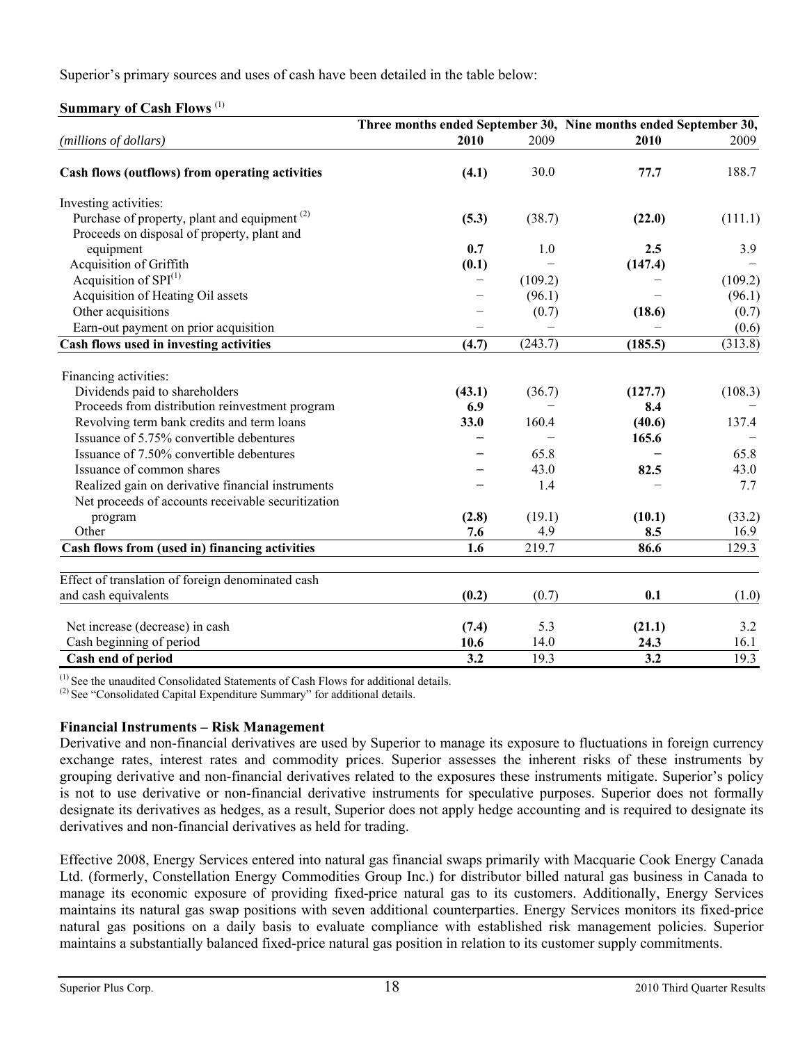Superior's primary sources and uses of cash have been detailed in the table below:

**Summary of Cash Flows** [(1)]

| *(millions of dollars)* | Three months ended September 30, **2010** | 2009 | Nine months ended September 30, **2010** | 2009 |
|---|---|---|---|---|
| **Cash flows (outflows) from operating activities** | **(4.1)** | 30.0 | **77.7** | 188.7 |
| Investing activities: | | | | |
| Purchase of property, plant and equipment [(2)] | **(5.3)** | (38.7) | **(22.0)** | (111.1) |
| Proceeds on disposal of property, plant and equipment | **0.7** | 1.0 | **2.5** | 3.9 |
| Acquisition of Griffith | **(0.1)** | – | **(147.4)** | – |
| Acquisition of SPI[(1)] | – | (109.2) | – | (109.2) |
| Acquisition of Heating Oil assets | – | (96.1) | – | (96.1) |
| Other acquisitions | – | (0.7) | **(18.6)** | (0.7) |
| Earn-out payment on prior acquisition | – | – | – | (0.6) |
| **Cash flows used in investing activities** | **(4.7)** | (243.7) | **(185.5)** | (313.8) |
| Financing activities: | | | | |
| Dividends paid to shareholders | **(43.1)** | (36.7) | **(127.7)** | (108.3) |
| Proceeds from distribution reinvestment program | **6.9** | – | **8.4** | – |
| Revolving term bank credits and term loans | **33.0** | 160.4 | **(40.6)** | 137.4 |
| Issuance of 5.75% convertible debentures | **–** | – | **165.6** | – |
| Issuance of 7.50% convertible debentures | **–** | 65.8 | **–** | 65.8 |
| Issuance of common shares | **–** | 43.0 | **82.5** | 43.0 |
| Realized gain on derivative financial instruments | **–** | 1.4 | – | 7.7 |
| Net proceeds of accounts receivable securitization program | **(2.8)** | (19.1) | **(10.1)** | (33.2) |
| Other | **7.6** | 4.9 | **8.5** | 16.9 |
| **Cash flows from (used in) financing activities** | **1.6** | 219.7 | **86.6** | 129.3 |
| Effect of translation of foreign denominated cash and cash equivalents | **(0.2)** | (0.7) | **0.1** | (1.0) |
| Net increase (decrease) in cash | **(7.4)** | 5.3 | **(21.1)** | 3.2 |
| Cash beginning of period | **10.6** | 14.0 | **24.3** | 16.1 |
| **Cash end of period** | **3.2** | 19.3 | **3.2** | 19.3 |

[(1)] See the unaudited Consolidated Statements of Cash Flows for additional details.
[(2)] See "Consolidated Capital Expenditure Summary" for additional details.

**Financial Instruments – Risk Management**

Derivative and non-financial derivatives are used by Superior to manage its exposure to fluctuations in foreign currency exchange rates, interest rates and commodity prices. Superior assesses the inherent risks of these instruments by grouping derivative and non-financial derivatives related to the exposures these instruments mitigate. Superior's policy is not to use derivative or non-financial derivative instruments for speculative purposes. Superior does not formally designate its derivatives as hedges, as a result, Superior does not apply hedge accounting and is required to designate its derivatives and non-financial derivatives as held for trading.

Effective 2008, Energy Services entered into natural gas financial swaps primarily with Macquarie Cook Energy Canada Ltd. (formerly, Constellation Energy Commodities Group Inc.) for distributor billed natural gas business in Canada to manage its economic exposure of providing fixed-price natural gas to its customers. Additionally, Energy Services maintains its natural gas swap positions with seven additional counterparties. Energy Services monitors its fixed-price natural gas positions on a daily basis to evaluate compliance with established risk management policies. Superior maintains a substantially balanced fixed-price natural gas position in relation to its customer supply commitments.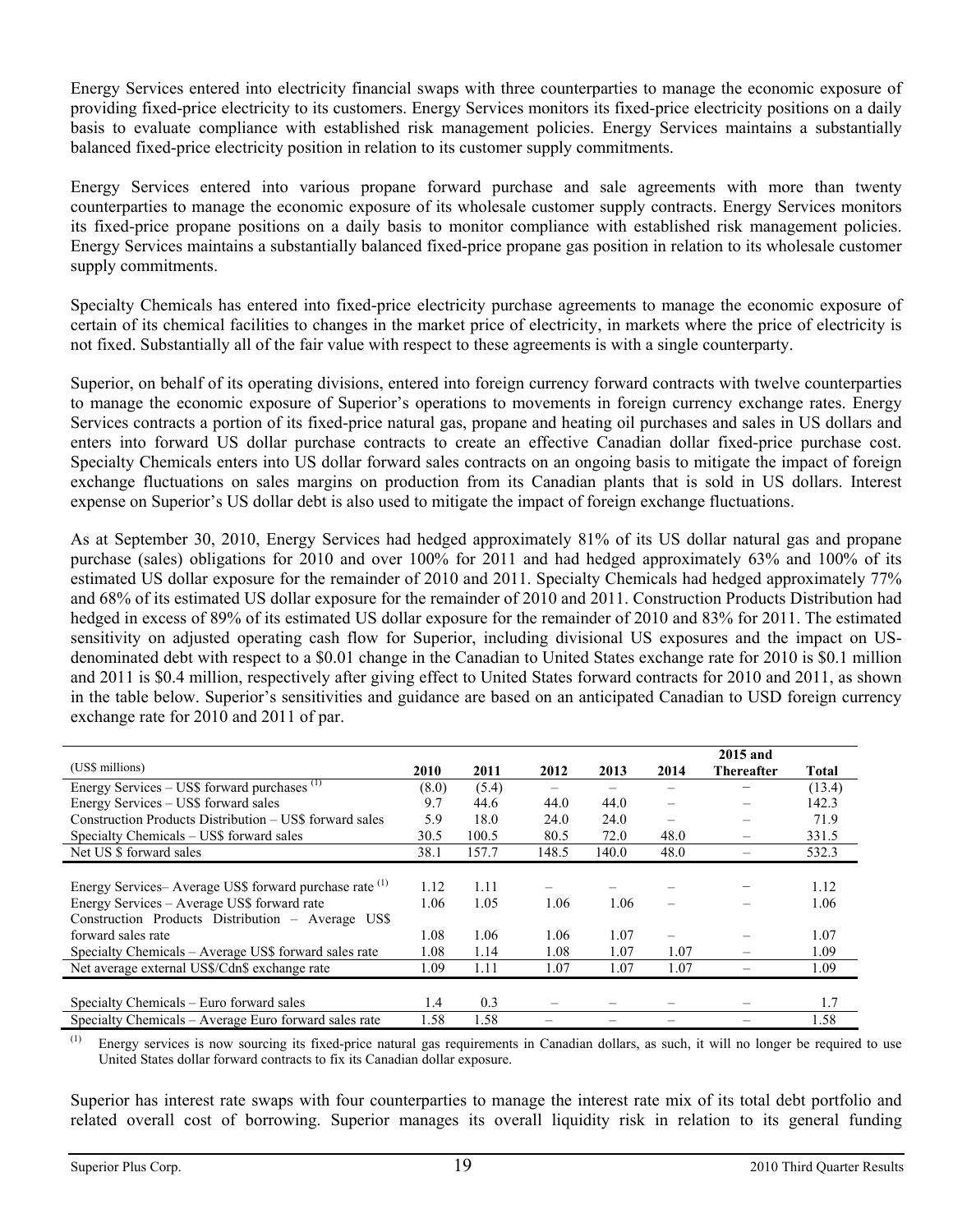Energy Services entered into electricity financial swaps with three counterparties to manage the economic exposure of providing fixed-price electricity to its customers. Energy Services monitors its fixed-price electricity positions on a daily basis to evaluate compliance with established risk management policies. Energy Services maintains a substantially balanced fixed-price electricity position in relation to its customer supply commitments.

Energy Services entered into various propane forward purchase and sale agreements with more than twenty counterparties to manage the economic exposure of its wholesale customer supply contracts. Energy Services monitors its fixed-price propane positions on a daily basis to monitor compliance with established risk management policies. Energy Services maintains a substantially balanced fixed-price propane gas position in relation to its wholesale customer supply commitments.

Specialty Chemicals has entered into fixed-price electricity purchase agreements to manage the economic exposure of certain of its chemical facilities to changes in the market price of electricity, in markets where the price of electricity is not fixed. Substantially all of the fair value with respect to these agreements is with a single counterparty.

Superior, on behalf of its operating divisions, entered into foreign currency forward contracts with twelve counterparties to manage the economic exposure of Superior's operations to movements in foreign currency exchange rates. Energy Services contracts a portion of its fixed-price natural gas, propane and heating oil purchases and sales in US dollars and enters into forward US dollar purchase contracts to create an effective Canadian dollar fixed-price purchase cost. Specialty Chemicals enters into US dollar forward sales contracts on an ongoing basis to mitigate the impact of foreign exchange fluctuations on sales margins on production from its Canadian plants that is sold in US dollars. Interest expense on Superior's US dollar debt is also used to mitigate the impact of foreign exchange fluctuations.

As at September 30, 2010, Energy Services had hedged approximately 81% of its US dollar natural gas and propane purchase (sales) obligations for 2010 and over 100% for 2011 and had hedged approximately 63% and 100% of its estimated US dollar exposure for the remainder of 2010 and 2011. Specialty Chemicals had hedged approximately 77% and 68% of its estimated US dollar exposure for the remainder of 2010 and 2011. Construction Products Distribution had hedged in excess of 89% of its estimated US dollar exposure for the remainder of 2010 and 83% for 2011. The estimated sensitivity on adjusted operating cash flow for Superior, including divisional US exposures and the impact on US-denominated debt with respect to a $0.01 change in the Canadian to United States exchange rate for 2010 is $0.1 million and 2011 is $0.4 million, respectively after giving effect to United States forward contracts for 2010 and 2011, as shown in the table below. Superior's sensitivities and guidance are based on an anticipated Canadian to USD foreign currency exchange rate for 2010 and 2011 of par.

| (US$ millions) | 2010 | 2011 | 2012 | 2013 | 2014 | 2015 and Thereafter | Total |
|---|---|---|---|---|---|---|---|
| Energy Services – US$ forward purchases [(1)] | (8.0) | (5.4) | – | – | – | – | (13.4) |
| Energy Services – US$ forward sales | 9.7 | 44.6 | 44.0 | 44.0 | – | – | 142.3 |
| Construction Products Distribution – US$ forward sales | 5.9 | 18.0 | 24.0 | 24.0 | – | – | 71.9 |
| Specialty Chemicals – US$ forward sales | 30.5 | 100.5 | 80.5 | 72.0 | 48.0 | – | 331.5 |
| Net US $ forward sales | 38.1 | 157.7 | 148.5 | 140.0 | 48.0 | – | 532.3 |
| | | | | | | | |
| Energy Services– Average US$ forward purchase rate [(1)] | 1.12 | 1.11 | – | – | – | – | 1.12 |
| Energy Services – Average US$ forward rate | 1.06 | 1.05 | 1.06 | 1.06 | – | – | 1.06 |
| Construction Products Distribution – Average US$ forward sales rate | 1.08 | 1.06 | 1.06 | 1.07 | – | – | 1.07 |
| Specialty Chemicals – Average US$ forward sales rate | 1.08 | 1.14 | 1.08 | 1.07 | 1.07 | – | 1.09 |
| Net average external US$/Cdn$ exchange rate | 1.09 | 1.11 | 1.07 | 1.07 | 1.07 | – | 1.09 |
| | | | | | | | |
| Specialty Chemicals – Euro forward sales | 1.4 | 0.3 | – | – | – | – | 1.7 |
| Specialty Chemicals – Average Euro forward sales rate | 1.58 | 1.58 | – | – | – | – | 1.58 |

(1) Energy services is now sourcing its fixed-price natural gas requirements in Canadian dollars, as such, it will no longer be required to use United States dollar forward contracts to fix its Canadian dollar exposure.

Superior has interest rate swaps with four counterparties to manage the interest rate mix of its total debt portfolio and related overall cost of borrowing. Superior manages its overall liquidity risk in relation to its general funding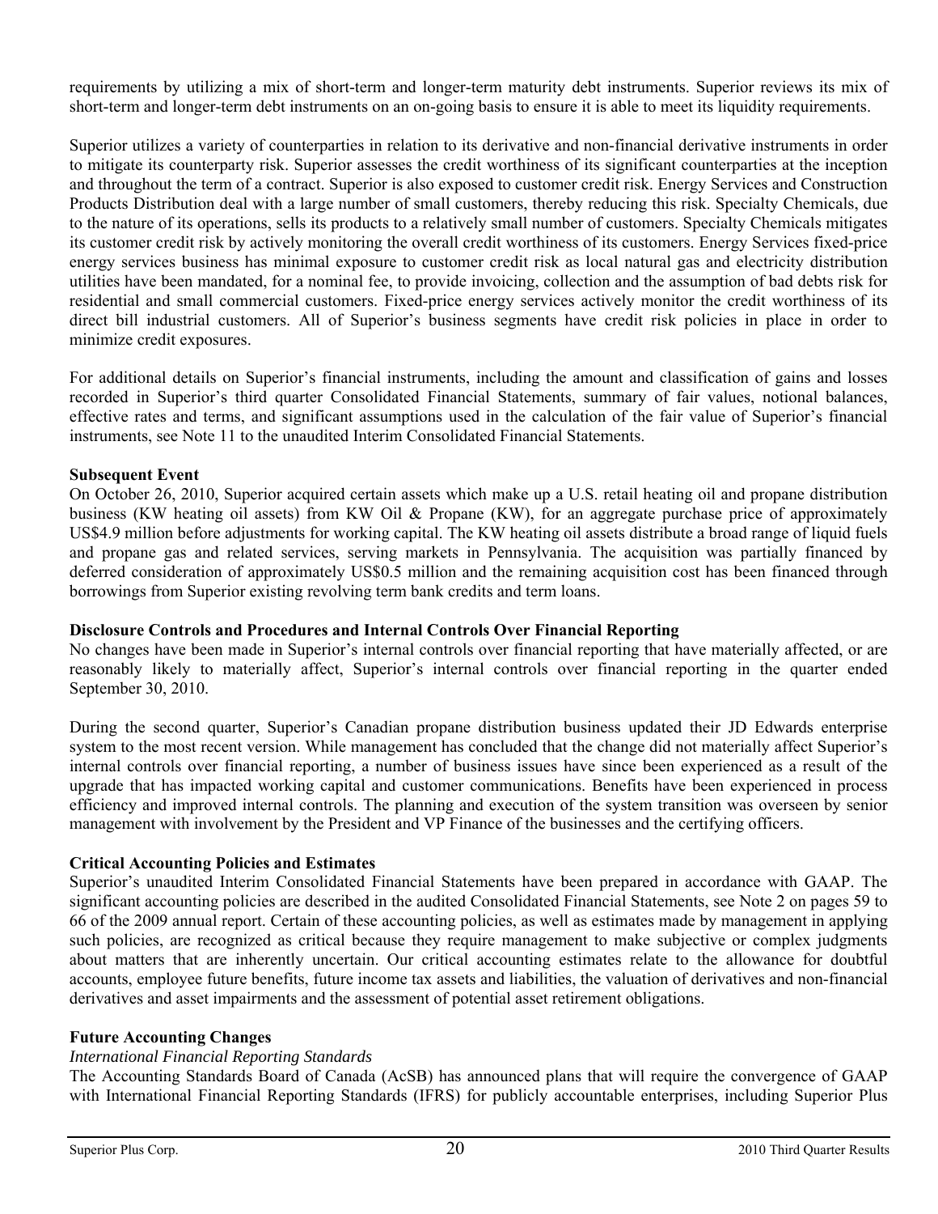requirements by utilizing a mix of short-term and longer-term maturity debt instruments. Superior reviews its mix of short-term and longer-term debt instruments on an on-going basis to ensure it is able to meet its liquidity requirements.

Superior utilizes a variety of counterparties in relation to its derivative and non-financial derivative instruments in order to mitigate its counterparty risk. Superior assesses the credit worthiness of its significant counterparties at the inception and throughout the term of a contract. Superior is also exposed to customer credit risk. Energy Services and Construction Products Distribution deal with a large number of small customers, thereby reducing this risk. Specialty Chemicals, due to the nature of its operations, sells its products to a relatively small number of customers. Specialty Chemicals mitigates its customer credit risk by actively monitoring the overall credit worthiness of its customers. Energy Services fixed-price energy services business has minimal exposure to customer credit risk as local natural gas and electricity distribution utilities have been mandated, for a nominal fee, to provide invoicing, collection and the assumption of bad debts risk for residential and small commercial customers. Fixed-price energy services actively monitor the credit worthiness of its direct bill industrial customers. All of Superior's business segments have credit risk policies in place in order to minimize credit exposures.

For additional details on Superior's financial instruments, including the amount and classification of gains and losses recorded in Superior's third quarter Consolidated Financial Statements, summary of fair values, notional balances, effective rates and terms, and significant assumptions used in the calculation of the fair value of Superior's financial instruments, see Note 11 to the unaudited Interim Consolidated Financial Statements.

**Subsequent Event**

On October 26, 2010, Superior acquired certain assets which make up a U.S. retail heating oil and propane distribution business (KW heating oil assets) from KW Oil & Propane (KW), for an aggregate purchase price of approximately US$4.9 million before adjustments for working capital. The KW heating oil assets distribute a broad range of liquid fuels and propane gas and related services, serving markets in Pennsylvania. The acquisition was partially financed by deferred consideration of approximately US$0.5 million and the remaining acquisition cost has been financed through borrowings from Superior existing revolving term bank credits and term loans.

**Disclosure Controls and Procedures and Internal Controls Over Financial Reporting**

No changes have been made in Superior's internal controls over financial reporting that have materially affected, or are reasonably likely to materially affect, Superior's internal controls over financial reporting in the quarter ended September 30, 2010.

During the second quarter, Superior's Canadian propane distribution business updated their JD Edwards enterprise system to the most recent version. While management has concluded that the change did not materially affect Superior's internal controls over financial reporting, a number of business issues have since been experienced as a result of the upgrade that has impacted working capital and customer communications. Benefits have been experienced in process efficiency and improved internal controls. The planning and execution of the system transition was overseen by senior management with involvement by the President and VP Finance of the businesses and the certifying officers.

**Critical Accounting Policies and Estimates**

Superior's unaudited Interim Consolidated Financial Statements have been prepared in accordance with GAAP. The significant accounting policies are described in the audited Consolidated Financial Statements, see Note 2 on pages 59 to 66 of the 2009 annual report. Certain of these accounting policies, as well as estimates made by management in applying such policies, are recognized as critical because they require management to make subjective or complex judgments about matters that are inherently uncertain. Our critical accounting estimates relate to the allowance for doubtful accounts, employee future benefits, future income tax assets and liabilities, the valuation of derivatives and non-financial derivatives and asset impairments and the assessment of potential asset retirement obligations.

**Future Accounting Changes**

*International Financial Reporting Standards*

The Accounting Standards Board of Canada (AcSB) has announced plans that will require the convergence of GAAP with International Financial Reporting Standards (IFRS) for publicly accountable enterprises, including Superior Plus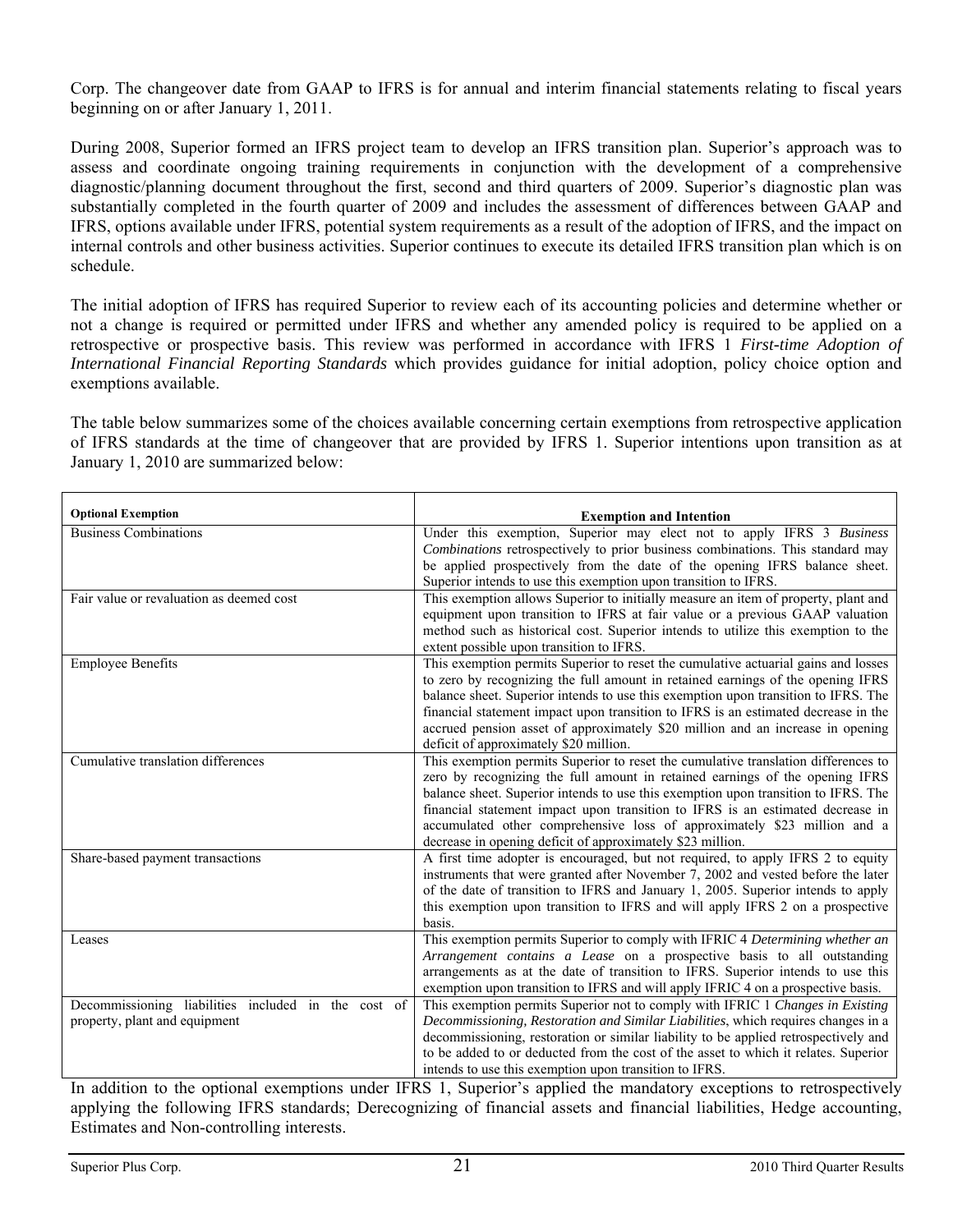Corp. The changeover date from GAAP to IFRS is for annual and interim financial statements relating to fiscal years beginning on or after January 1, 2011.

During 2008, Superior formed an IFRS project team to develop an IFRS transition plan. Superior's approach was to assess and coordinate ongoing training requirements in conjunction with the development of a comprehensive diagnostic/planning document throughout the first, second and third quarters of 2009. Superior's diagnostic plan was substantially completed in the fourth quarter of 2009 and includes the assessment of differences between GAAP and IFRS, options available under IFRS, potential system requirements as a result of the adoption of IFRS, and the impact on internal controls and other business activities. Superior continues to execute its detailed IFRS transition plan which is on schedule.

The initial adoption of IFRS has required Superior to review each of its accounting policies and determine whether or not a change is required or permitted under IFRS and whether any amended policy is required to be applied on a retrospective or prospective basis. This review was performed in accordance with IFRS 1 *First-time Adoption of International Financial Reporting Standards* which provides guidance for initial adoption, policy choice option and exemptions available.

The table below summarizes some of the choices available concerning certain exemptions from retrospective application of IFRS standards at the time of changeover that are provided by IFRS 1. Superior intentions upon transition as at January 1, 2010 are summarized below:

| **Optional Exemption** | **Exemption and Intention** |
|---|---|
| Business Combinations | Under this exemption, Superior may elect not to apply IFRS 3 *Business Combinations* retrospectively to prior business combinations. This standard may be applied prospectively from the date of the opening IFRS balance sheet. Superior intends to use this exemption upon transition to IFRS. |
| Fair value or revaluation as deemed cost | This exemption allows Superior to initially measure an item of property, plant and equipment upon transition to IFRS at fair value or a previous GAAP valuation method such as historical cost. Superior intends to utilize this exemption to the extent possible upon transition to IFRS. |
| Employee Benefits | This exemption permits Superior to reset the cumulative actuarial gains and losses to zero by recognizing the full amount in retained earnings of the opening IFRS balance sheet. Superior intends to use this exemption upon transition to IFRS. The financial statement impact upon transition to IFRS is an estimated decrease in the accrued pension asset of approximately \$20 million and an increase in opening deficit of approximately \$20 million. |
| Cumulative translation differences | This exemption permits Superior to reset the cumulative translation differences to zero by recognizing the full amount in retained earnings of the opening IFRS balance sheet. Superior intends to use this exemption upon transition to IFRS. The financial statement impact upon transition to IFRS is an estimated decrease in accumulated other comprehensive loss of approximately \$23 million and a decrease in opening deficit of approximately \$23 million. |
| Share-based payment transactions | A first time adopter is encouraged, but not required, to apply IFRS 2 to equity instruments that were granted after November 7, 2002 and vested before the later of the date of transition to IFRS and January 1, 2005. Superior intends to apply this exemption upon transition to IFRS and will apply IFRS 2 on a prospective basis. |
| Leases | This exemption permits Superior to comply with IFRIC 4 *Determining whether an Arrangement contains a Lease* on a prospective basis to all outstanding arrangements as at the date of transition to IFRS. Superior intends to use this exemption upon transition to IFRS and will apply IFRIC 4 on a prospective basis. |
| Decommissioning liabilities included in the cost of property, plant and equipment | This exemption permits Superior not to comply with IFRIC 1 *Changes in Existing Decommissioning, Restoration and Similar Liabilities*, which requires changes in a decommissioning, restoration or similar liability to be applied retrospectively and to be added to or deducted from the cost of the asset to which it relates. Superior intends to use this exemption upon transition to IFRS. |

In addition to the optional exemptions under IFRS 1, Superior's applied the mandatory exceptions to retrospectively applying the following IFRS standards; Derecognizing of financial assets and financial liabilities, Hedge accounting, Estimates and Non-controlling interests.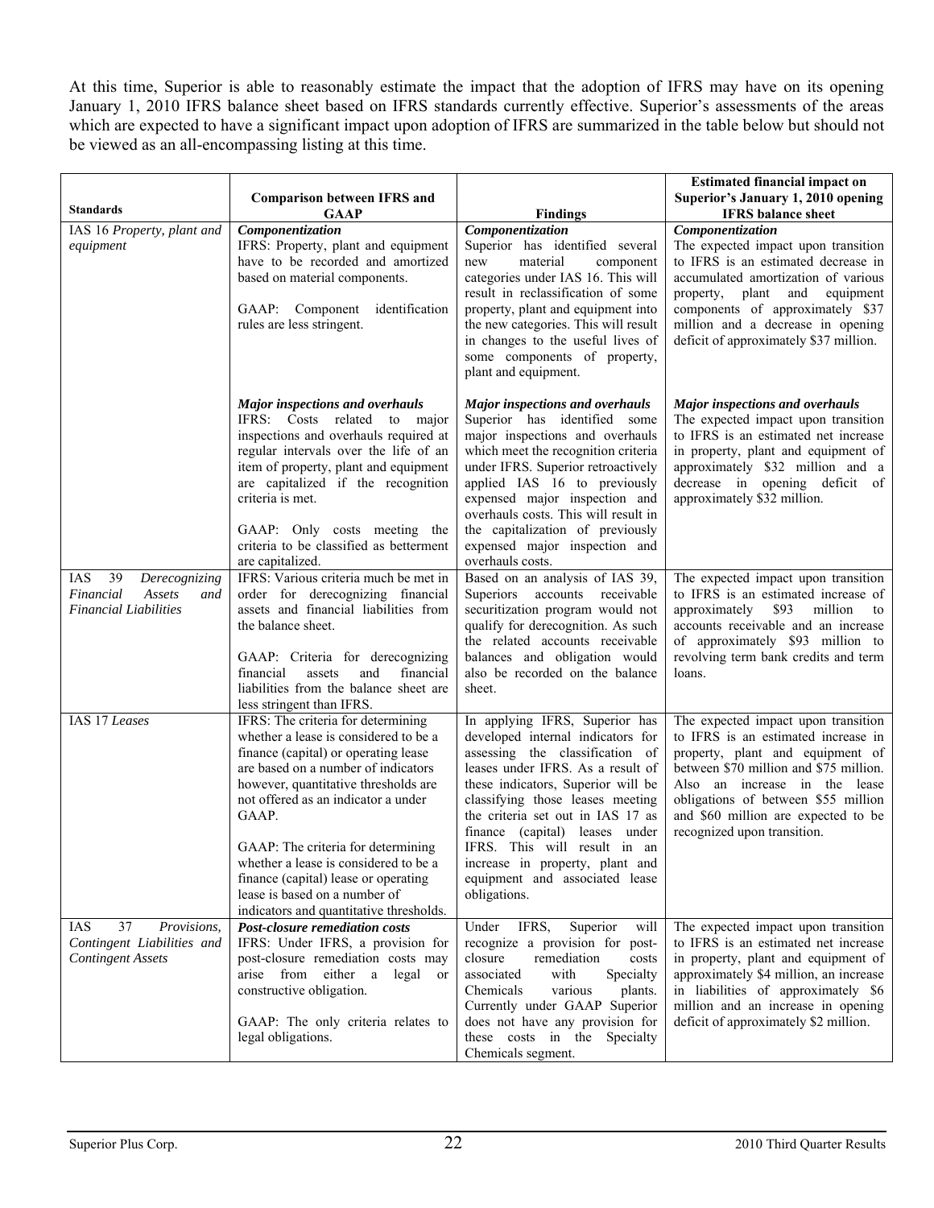At this time, Superior is able to reasonably estimate the impact that the adoption of IFRS may have on its opening January 1, 2010 IFRS balance sheet based on IFRS standards currently effective. Superior's assessments of the areas which are expected to have a significant impact upon adoption of IFRS are summarized in the table below but should not be viewed as an all-encompassing listing at this time.

| Standards | Comparison between IFRS and GAAP | Findings | Estimated financial impact on Superior's January 1, 2010 opening IFRS balance sheet |
|---|---|---|---|
| IAS 16 *Property, plant and equipment* | ***Componentization***<br>IFRS: Property, plant and equipment have to be recorded and amortized based on material components.<br><br>GAAP: Component identification rules are less stringent. | ***Componentization***<br>Superior has identified several new material component categories under IAS 16. This will result in reclassification of some property, plant and equipment into the new categories. This will result in changes to the useful lives of some components of property, plant and equipment. | ***Componentization***<br>The expected impact upon transition to IFRS is an estimated decrease in accumulated amortization of various property, plant and equipment components of approximately $37 million and a decrease in opening deficit of approximately $37 million. |
| | ***Major inspections and overhauls***<br>IFRS: Costs related to major inspections and overhauls required at regular intervals over the life of an item of property, plant and equipment are capitalized if the recognition criteria is met.<br><br>GAAP: Only costs meeting the criteria to be classified as betterment are capitalized. | ***Major inspections and overhauls***<br>Superior has identified some major inspections and overhauls which meet the recognition criteria under IFRS. Superior retroactively applied IAS 16 to previously expensed major inspection and overhauls costs. This will result in the capitalization of previously expensed major inspection and overhauls costs. | ***Major inspections and overhauls***<br>The expected impact upon transition to IFRS is an estimated net increase in property, plant and equipment of approximately $32 million and a decrease in opening deficit of approximately $32 million. |
| IAS 39 *Derecognizing Financial Assets and Financial Liabilities* | IFRS: Various criteria much be met in order for derecognizing financial assets and financial liabilities from the balance sheet.<br><br>GAAP: Criteria for derecognizing financial assets and financial liabilities from the balance sheet are less stringent than IFRS. | Based on an analysis of IAS 39, Superiors accounts receivable securitization program would not qualify for derecognition. As such the related accounts receivable balances and obligation would also be recorded on the balance sheet. | The expected impact upon transition to IFRS is an estimated increase of approximately $93 million to accounts receivable and an increase of approximately $93 million to revolving term bank credits and term loans. |
| IAS 17 *Leases* | IFRS: The criteria for determining whether a lease is considered to be a finance (capital) or operating lease are based on a number of indicators however, quantitative thresholds are not offered as an indicator a under GAAP.<br><br>GAAP: The criteria for determining whether a lease is considered to be a finance (capital) lease or operating lease is based on a number of indicators and quantitative thresholds. | In applying IFRS, Superior has developed internal indicators for assessing the classification of leases under IFRS. As a result of these indicators, Superior will be classifying those leases meeting the criteria set out in IAS 17 as finance (capital) leases under IFRS. This will result in an increase in property, plant and equipment and associated lease obligations. | The expected impact upon transition to IFRS is an estimated increase in property, plant and equipment of between $70 million and $75 million. Also an increase in the lease obligations of between $55 million and $60 million are expected to be recognized upon transition. |
| IAS 37 *Provisions, Contingent Liabilities and Contingent Assets* | ***Post-closure remediation costs***<br>IFRS: Under IFRS, a provision for post-closure remediation costs may arise from either a legal or constructive obligation.<br><br>GAAP: The only criteria relates to legal obligations. | Under IFRS, Superior will recognize a provision for post-closure remediation costs associated with Specialty Chemicals various plants. Currently under GAAP Superior does not have any provision for these costs in the Specialty Chemicals segment. | The expected impact upon transition to IFRS is an estimated net increase in property, plant and equipment of approximately $4 million, an increase in liabilities of approximately $6 million and an increase in opening deficit of approximately $2 million. |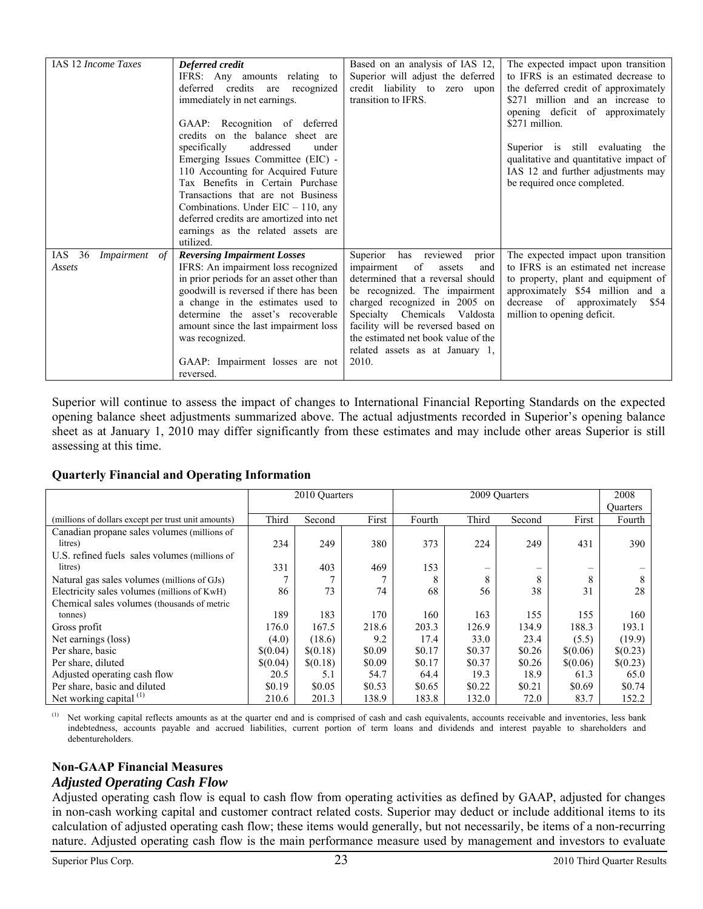| IAS 12 *Income Taxes* | ***Deferred credit*** IFRS: Any amounts relating to deferred credits are recognized immediately in net earnings. GAAP: Recognition of deferred credits on the balance sheet are specifically addressed under Emerging Issues Committee (EIC) - 110 Accounting for Acquired Future Tax Benefits in Certain Purchase Transactions that are not Business Combinations. Under EIC – 110, any deferred credits are amortized into net earnings as the related assets are utilized. | Based on an analysis of IAS 12, Superior will adjust the deferred credit liability to zero upon transition to IFRS. | The expected impact upon transition to IFRS is an estimated decrease to the deferred credit of approximately $271 million and an increase to opening deficit of approximately $271 million. Superior is still evaluating the qualitative and quantitative impact of IAS 12 and further adjustments may be required once completed. |
|---|---|---|---|
| IAS 36 *Impairment of Assets* | ***Reversing Impairment Losses*** IFRS: An impairment loss recognized in prior periods for an asset other than goodwill is reversed if there has been a change in the estimates used to determine the asset's recoverable amount since the last impairment loss was recognized. GAAP: Impairment losses are not reversed. | Superior has reviewed prior impairment of assets and determined that a reversal should be recognized. The impairment charged recognized in 2005 on Specialty Chemicals Valdosta facility will be reversed based on the estimated net book value of the related assets as at January 1, 2010. | The expected impact upon transition to IFRS is an estimated net increase to property, plant and equipment of approximately $54 million and a decrease of approximately $54 million to opening deficit. |

Superior will continue to assess the impact of changes to International Financial Reporting Standards on the expected opening balance sheet adjustments summarized above. The actual adjustments recorded in Superior's opening balance sheet as at January 1, 2010 may differ significantly from these estimates and may include other areas Superior is still assessing at this time.

**Quarterly Financial and Operating Information**

| | 2010 Quarters | | | 2009 Quarters | | | | 2008 Quarters |
|---|---|---|---|---|---|---|---|---|
| (millions of dollars except per trust unit amounts) | Third | Second | First | Fourth | Third | Second | First | Fourth |
| Canadian propane sales volumes (millions of litres) | 234 | 249 | 380 | 373 | 224 | 249 | 431 | 390 |
| U.S. refined fuels sales volumes (millions of litres) | 331 | 403 | 469 | 153 | – | – | – | – |
| Natural gas sales volumes (millions of GJs) | 7 | 7 | 7 | 8 | 8 | 8 | 8 | 8 |
| Electricity sales volumes (millions of KwH) | 86 | 73 | 74 | 68 | 56 | 38 | 31 | 28 |
| Chemical sales volumes (thousands of metric tonnes) | 189 | 183 | 170 | 160 | 163 | 155 | 155 | 160 |
| Gross profit | 176.0 | 167.5 | 218.6 | 203.3 | 126.9 | 134.9 | 188.3 | 193.1 |
| Net earnings (loss) | (4.0) | (18.6) | 9.2 | 17.4 | 33.0 | 23.4 | (5.5) | (19.9) |
| Per share, basic | $(0.04) | $(0.18) | $0.09 | $0.17 | $0.37 | $0.26 | $(0.06) | $(0.23) |
| Per share, diluted | $(0.04) | $(0.18) | $0.09 | $0.17 | $0.37 | $0.26 | $(0.06) | $(0.23) |
| Adjusted operating cash flow | 20.5 | 5.1 | 54.7 | 64.4 | 19.3 | 18.9 | 61.3 | 65.0 |
| Per share, basic and diluted | $0.19 | $0.05 | $0.53 | $0.65 | $0.22 | $0.21 | $0.69 | $0.74 |
| Net working capital [(1)] | 210.6 | 201.3 | 138.9 | 183.8 | 132.0 | 72.0 | 83.7 | 152.2 |

(1) Net working capital reflects amounts as at the quarter end and is comprised of cash and cash equivalents, accounts receivable and inventories, less bank indebtedness, accounts payable and accrued liabilities, current portion of term loans and dividends and interest payable to shareholders and debentureholders.

**Non-GAAP Financial Measures**

***Adjusted Operating Cash Flow***

Adjusted operating cash flow is equal to cash flow from operating activities as defined by GAAP, adjusted for changes in non-cash working capital and customer contract related costs. Superior may deduct or include additional items to its calculation of adjusted operating cash flow; these items would generally, but not necessarily, be items of a non-recurring nature. Adjusted operating cash flow is the main performance measure used by management and investors to evaluate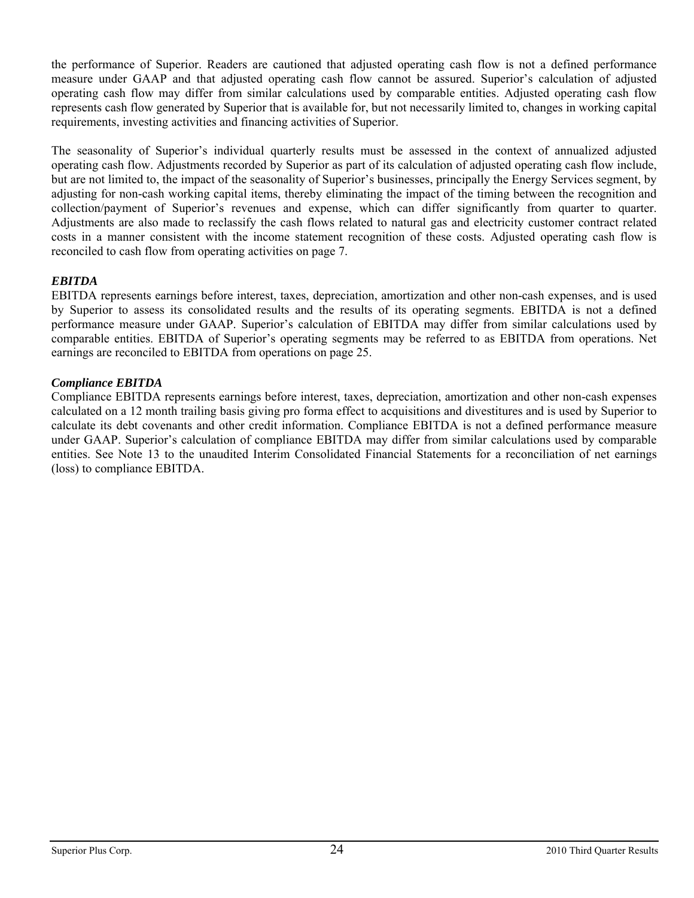the performance of Superior. Readers are cautioned that adjusted operating cash flow is not a defined performance measure under GAAP and that adjusted operating cash flow cannot be assured. Superior's calculation of adjusted operating cash flow may differ from similar calculations used by comparable entities. Adjusted operating cash flow represents cash flow generated by Superior that is available for, but not necessarily limited to, changes in working capital requirements, investing activities and financing activities of Superior.

The seasonality of Superior's individual quarterly results must be assessed in the context of annualized adjusted operating cash flow. Adjustments recorded by Superior as part of its calculation of adjusted operating cash flow include, but are not limited to, the impact of the seasonality of Superior's businesses, principally the Energy Services segment, by adjusting for non-cash working capital items, thereby eliminating the impact of the timing between the recognition and collection/payment of Superior's revenues and expense, which can differ significantly from quarter to quarter. Adjustments are also made to reclassify the cash flows related to natural gas and electricity customer contract related costs in a manner consistent with the income statement recognition of these costs. Adjusted operating cash flow is reconciled to cash flow from operating activities on page 7.

***EBITDA***

EBITDA represents earnings before interest, taxes, depreciation, amortization and other non-cash expenses, and is used by Superior to assess its consolidated results and the results of its operating segments. EBITDA is not a defined performance measure under GAAP. Superior's calculation of EBITDA may differ from similar calculations used by comparable entities. EBITDA of Superior's operating segments may be referred to as EBITDA from operations. Net earnings are reconciled to EBITDA from operations on page 25.

***Compliance EBITDA***

Compliance EBITDA represents earnings before interest, taxes, depreciation, amortization and other non-cash expenses calculated on a 12 month trailing basis giving pro forma effect to acquisitions and divestitures and is used by Superior to calculate its debt covenants and other credit information. Compliance EBITDA is not a defined performance measure under GAAP. Superior's calculation of compliance EBITDA may differ from similar calculations used by comparable entities. See Note 13 to the unaudited Interim Consolidated Financial Statements for a reconciliation of net earnings (loss) to compliance EBITDA.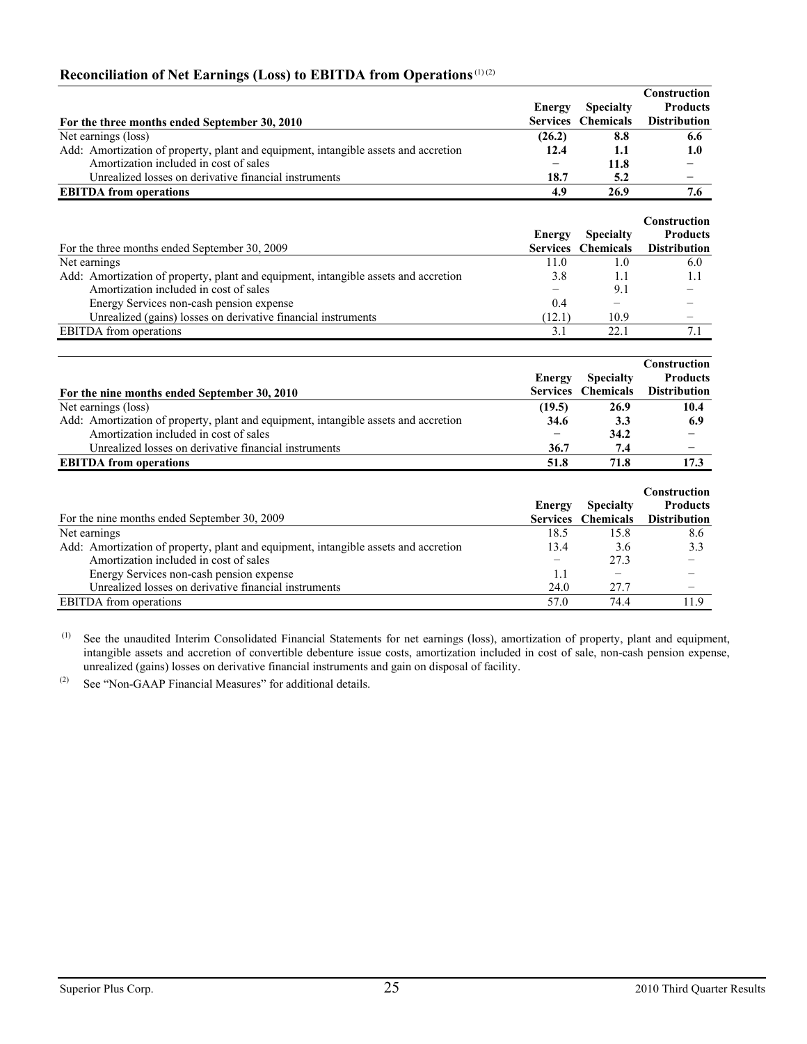## Reconciliation of Net Earnings (Loss) to EBITDA from Operations [(1) (2)]

| **For the three months ended September 30, 2010** | **Energy Services** | **Specialty Chemicals** | **Construction Products Distribution** |
|---|---|---|---|
| Net earnings (loss) | **(26.2)** | **8.8** | **6.6** |
| Add: Amortization of property, plant and equipment, intangible assets and accretion | **12.4** | **1.1** | **1.0** |
| Amortization included in cost of sales | **–** | **11.8** | **–** |
| Unrealized losses on derivative financial instruments | **18.7** | **5.2** | **–** |
| **EBITDA from operations** | **4.9** | **26.9** | **7.6** |

| For the three months ended September 30, 2009 | Energy Services | Specialty Chemicals | Construction Products Distribution |
|---|---|---|---|
| Net earnings | 11.0 | 1.0 | 6.0 |
| Add: Amortization of property, plant and equipment, intangible assets and accretion | 3.8 | 1.1 | 1.1 |
| Amortization included in cost of sales | – | 9.1 | – |
| Energy Services non-cash pension expense | 0.4 | – | – |
| Unrealized (gains) losses on derivative financial instruments | (12.1) | 10.9 | – |
| EBITDA from operations | 3.1 | 22.1 | 7.1 |

| **For the nine months ended September 30, 2010** | **Energy Services** | **Specialty Chemicals** | **Construction Products Distribution** |
|---|---|---|---|
| Net earnings (loss) | **(19.5)** | **26.9** | **10.4** |
| Add: Amortization of property, plant and equipment, intangible assets and accretion | **34.6** | **3.3** | **6.9** |
| Amortization included in cost of sales | **–** | **34.2** | **–** |
| Unrealized losses on derivative financial instruments | **36.7** | **7.4** | **–** |
| **EBITDA from operations** | **51.8** | **71.8** | **17.3** |

| For the nine months ended September 30, 2009 | Energy Services | Specialty Chemicals | Construction Products Distribution |
|---|---|---|---|
| Net earnings | 18.5 | 15.8 | 8.6 |
| Add: Amortization of property, plant and equipment, intangible assets and accretion | 13.4 | 3.6 | 3.3 |
| Amortization included in cost of sales | – | 27.3 | – |
| Energy Services non-cash pension expense | 1.1 | – | – |
| Unrealized losses on derivative financial instruments | 24.0 | 27.7 | – |
| EBITDA from operations | 57.0 | 74.4 | 11.9 |

(1) See the unaudited Interim Consolidated Financial Statements for net earnings (loss), amortization of property, plant and equipment, intangible assets and accretion of convertible debenture issue costs, amortization included in cost of sale, non-cash pension expense, unrealized (gains) losses on derivative financial instruments and gain on disposal of facility.

(2) See "Non-GAAP Financial Measures" for additional details.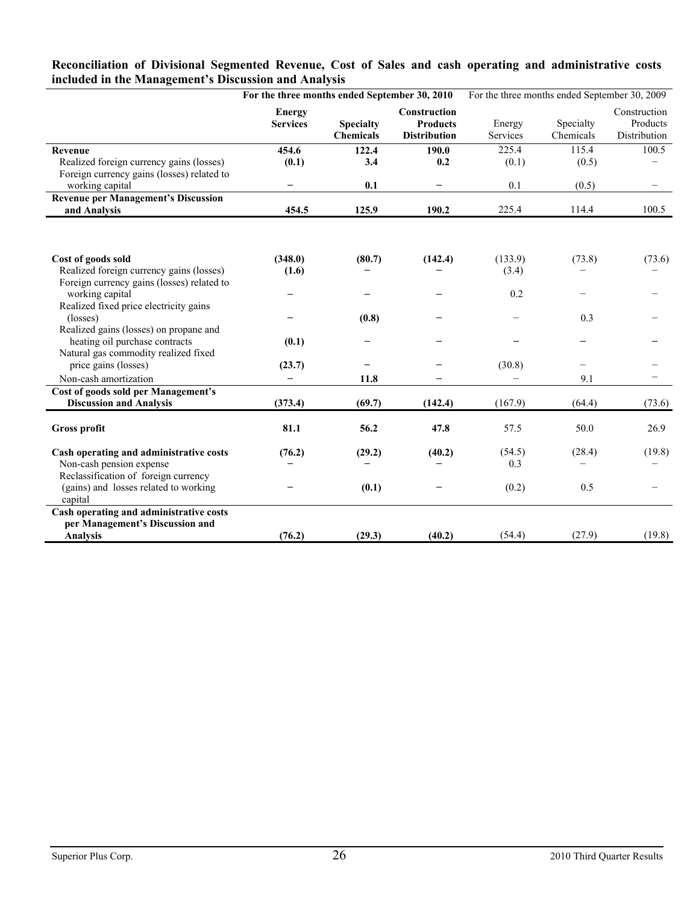**Reconciliation of Divisional Segmented Revenue, Cost of Sales and cash operating and administrative costs included in the Management's Discussion and Analysis**

| | **For the three months ended September 30, 2010** | | | For the three months ended September 30, 2009 | | |
|---|---|---|---|---|---|---|
| | **Energy Services** | **Specialty Chemicals** | **Construction Products Distribution** | Energy Services | Specialty Chemicals | Construction Products Distribution |
| **Revenue** | **454.6** | **122.4** | **190.0** | 225.4 | 115.4 | 100.5 |
| Realized foreign currency gains (losses) | **(0.1)** | **3.4** | **0.2** | (0.1) | (0.5) | – |
| Foreign currency gains (losses) related to working capital | – | **0.1** | – | 0.1 | (0.5) | – |
| **Revenue per Management's Discussion and Analysis** | **454.5** | **125.9** | **190.2** | 225.4 | 114.4 | 100.5 |
| | | | | | | |
| **Cost of goods sold** | **(348.0)** | **(80.7)** | **(142.4)** | (133.9) | (73.8) | (73.6) |
| Realized foreign currency gains (losses) | **(1.6)** | – | – | (3.4) | – | – |
| Foreign currency gains (losses) related to working capital | – | – | – | 0.2 | – | – |
| Realized fixed price electricity gains (losses) | – | **(0.8)** | – | – | 0.3 | – |
| Realized gains (losses) on propane and heating oil purchase contracts | **(0.1)** | – | – | – | – | – |
| Natural gas commodity realized fixed price gains (losses) | **(23.7)** | – | – | (30.8) | – | – |
| Non-cash amortization | – | **11.8** | – | – | 9.1 | – |
| **Cost of goods sold per Management's Discussion and Analysis** | **(373.4)** | **(69.7)** | **(142.4)** | (167.9) | (64.4) | (73.6) |
| | | | | | | |
| **Gross profit** | **81.1** | **56.2** | **47.8** | 57.5 | 50.0 | 26.9 |
| | | | | | | |
| **Cash operating and administrative costs** | **(76.2)** | **(29.2)** | **(40.2)** | (54.5) | (28.4) | (19.8) |
| Non-cash pension expense | – | – | – | 0.3 | – | – |
| Reclassification of foreign currency (gains) and losses related to working capital | – | **(0.1)** | – | (0.2) | 0.5 | – |
| **Cash operating and administrative costs per Management's Discussion and Analysis** | **(76.2)** | **(29.3)** | **(40.2)** | (54.4) | (27.9) | (19.8) |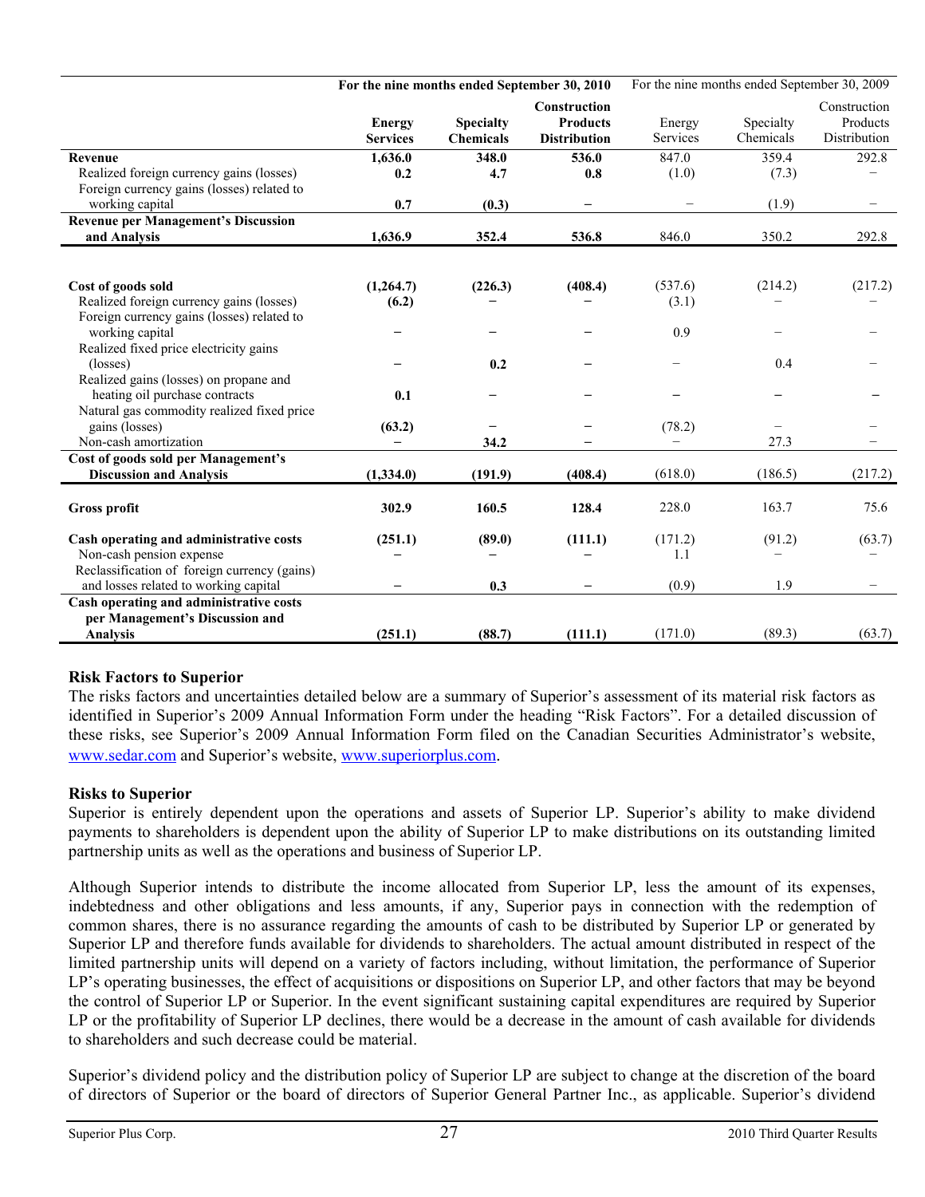| | For the nine months ended September 30, 2010 | | | For the nine months ended September 30, 2009 | | |
|---|---|---|---|---|---|---|
| | **Energy Services** | **Specialty Chemicals** | **Construction Products Distribution** | Energy Services | Specialty Chemicals | Construction Products Distribution |
| **Revenue** | **1,636.0** | **348.0** | **536.0** | 847.0 | 359.4 | 292.8 |
| Realized foreign currency gains (losses) | **0.2** | **4.7** | **0.8** | (1.0) | (7.3) | – |
| Foreign currency gains (losses) related to working capital | **0.7** | **(0.3)** | **–** | – | (1.9) | – |
| **Revenue per Management's Discussion and Analysis** | **1,636.9** | **352.4** | **536.8** | 846.0 | 350.2 | 292.8 |
| | | | | | | |
| **Cost of goods sold** | **(1,264.7)** | **(226.3)** | **(408.4)** | (537.6) | (214.2) | (217.2) |
| Realized foreign currency gains (losses) | **(6.2)** | **–** | **–** | (3.1) | – | – |
| Foreign currency gains (losses) related to working capital | **–** | **–** | **–** | 0.9 | – | – |
| Realized fixed price electricity gains (losses) | **–** | **0.2** | **–** | – | 0.4 | – |
| Realized gains (losses) on propane and heating oil purchase contracts | **0.1** | **–** | **–** | **–** | **–** | **–** |
| Natural gas commodity realized fixed price gains (losses) | **(63.2)** | **–** | **–** | (78.2) | – | – |
| Non-cash amortization | **–** | **34.2** | **–** | – | 27.3 | – |
| **Cost of goods sold per Management's Discussion and Analysis** | **(1,334.0)** | **(191.9)** | **(408.4)** | (618.0) | (186.5) | (217.2) |
| | | | | | | |
| **Gross profit** | **302.9** | **160.5** | **128.4** | 228.0 | 163.7 | 75.6 |
| | | | | | | |
| **Cash operating and administrative costs** | **(251.1)** | **(89.0)** | **(111.1)** | (171.2) | (91.2) | (63.7) |
| Non-cash pension expense | **–** | **–** | **–** | 1.1 | – | – |
| Reclassification of foreign currency (gains) and losses related to working capital | **–** | **0.3** | **–** | (0.9) | 1.9 | – |
| **Cash operating and administrative costs per Management's Discussion and Analysis** | **(251.1)** | **(88.7)** | **(111.1)** | (171.0) | (89.3) | (63.7) |

## Risk Factors to Superior

The risks factors and uncertainties detailed below are a summary of Superior's assessment of its material risk factors as identified in Superior's 2009 Annual Information Form under the heading "Risk Factors". For a detailed discussion of these risks, see Superior's 2009 Annual Information Form filed on the Canadian Securities Administrator's website, www.sedar.com and Superior's website, www.superiorplus.com.

## Risks to Superior

Superior is entirely dependent upon the operations and assets of Superior LP. Superior's ability to make dividend payments to shareholders is dependent upon the ability of Superior LP to make distributions on its outstanding limited partnership units as well as the operations and business of Superior LP.

Although Superior intends to distribute the income allocated from Superior LP, less the amount of its expenses, indebtedness and other obligations and less amounts, if any, Superior pays in connection with the redemption of common shares, there is no assurance regarding the amounts of cash to be distributed by Superior LP or generated by Superior LP and therefore funds available for dividends to shareholders. The actual amount distributed in respect of the limited partnership units will depend on a variety of factors including, without limitation, the performance of Superior LP's operating businesses, the effect of acquisitions or dispositions on Superior LP, and other factors that may be beyond the control of Superior LP or Superior. In the event significant sustaining capital expenditures are required by Superior LP or the profitability of Superior LP declines, there would be a decrease in the amount of cash available for dividends to shareholders and such decrease could be material.

Superior's dividend policy and the distribution policy of Superior LP are subject to change at the discretion of the board of directors of Superior or the board of directors of Superior General Partner Inc., as applicable. Superior's dividend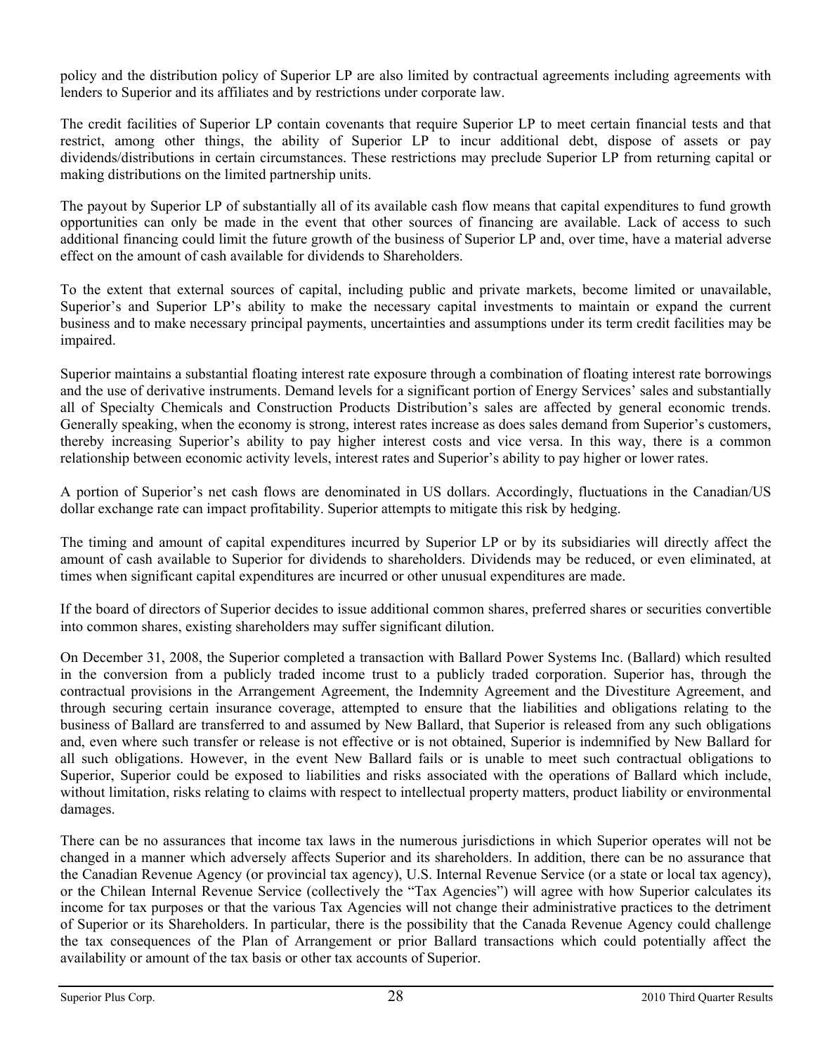policy and the distribution policy of Superior LP are also limited by contractual agreements including agreements with lenders to Superior and its affiliates and by restrictions under corporate law.

The credit facilities of Superior LP contain covenants that require Superior LP to meet certain financial tests and that restrict, among other things, the ability of Superior LP to incur additional debt, dispose of assets or pay dividends/distributions in certain circumstances. These restrictions may preclude Superior LP from returning capital or making distributions on the limited partnership units.

The payout by Superior LP of substantially all of its available cash flow means that capital expenditures to fund growth opportunities can only be made in the event that other sources of financing are available. Lack of access to such additional financing could limit the future growth of the business of Superior LP and, over time, have a material adverse effect on the amount of cash available for dividends to Shareholders.

To the extent that external sources of capital, including public and private markets, become limited or unavailable, Superior's and Superior LP's ability to make the necessary capital investments to maintain or expand the current business and to make necessary principal payments, uncertainties and assumptions under its term credit facilities may be impaired.

Superior maintains a substantial floating interest rate exposure through a combination of floating interest rate borrowings and the use of derivative instruments. Demand levels for a significant portion of Energy Services' sales and substantially all of Specialty Chemicals and Construction Products Distribution's sales are affected by general economic trends. Generally speaking, when the economy is strong, interest rates increase as does sales demand from Superior's customers, thereby increasing Superior's ability to pay higher interest costs and vice versa. In this way, there is a common relationship between economic activity levels, interest rates and Superior's ability to pay higher or lower rates.

A portion of Superior's net cash flows are denominated in US dollars. Accordingly, fluctuations in the Canadian/US dollar exchange rate can impact profitability. Superior attempts to mitigate this risk by hedging.

The timing and amount of capital expenditures incurred by Superior LP or by its subsidiaries will directly affect the amount of cash available to Superior for dividends to shareholders. Dividends may be reduced, or even eliminated, at times when significant capital expenditures are incurred or other unusual expenditures are made.

If the board of directors of Superior decides to issue additional common shares, preferred shares or securities convertible into common shares, existing shareholders may suffer significant dilution.

On December 31, 2008, the Superior completed a transaction with Ballard Power Systems Inc. (Ballard) which resulted in the conversion from a publicly traded income trust to a publicly traded corporation. Superior has, through the contractual provisions in the Arrangement Agreement, the Indemnity Agreement and the Divestiture Agreement, and through securing certain insurance coverage, attempted to ensure that the liabilities and obligations relating to the business of Ballard are transferred to and assumed by New Ballard, that Superior is released from any such obligations and, even where such transfer or release is not effective or is not obtained, Superior is indemnified by New Ballard for all such obligations. However, in the event New Ballard fails or is unable to meet such contractual obligations to Superior, Superior could be exposed to liabilities and risks associated with the operations of Ballard which include, without limitation, risks relating to claims with respect to intellectual property matters, product liability or environmental damages.

There can be no assurances that income tax laws in the numerous jurisdictions in which Superior operates will not be changed in a manner which adversely affects Superior and its shareholders. In addition, there can be no assurance that the Canadian Revenue Agency (or provincial tax agency), U.S. Internal Revenue Service (or a state or local tax agency), or the Chilean Internal Revenue Service (collectively the "Tax Agencies") will agree with how Superior calculates its income for tax purposes or that the various Tax Agencies will not change their administrative practices to the detriment of Superior or its Shareholders. In particular, there is the possibility that the Canada Revenue Agency could challenge the tax consequences of the Plan of Arrangement or prior Ballard transactions which could potentially affect the availability or amount of the tax basis or other tax accounts of Superior.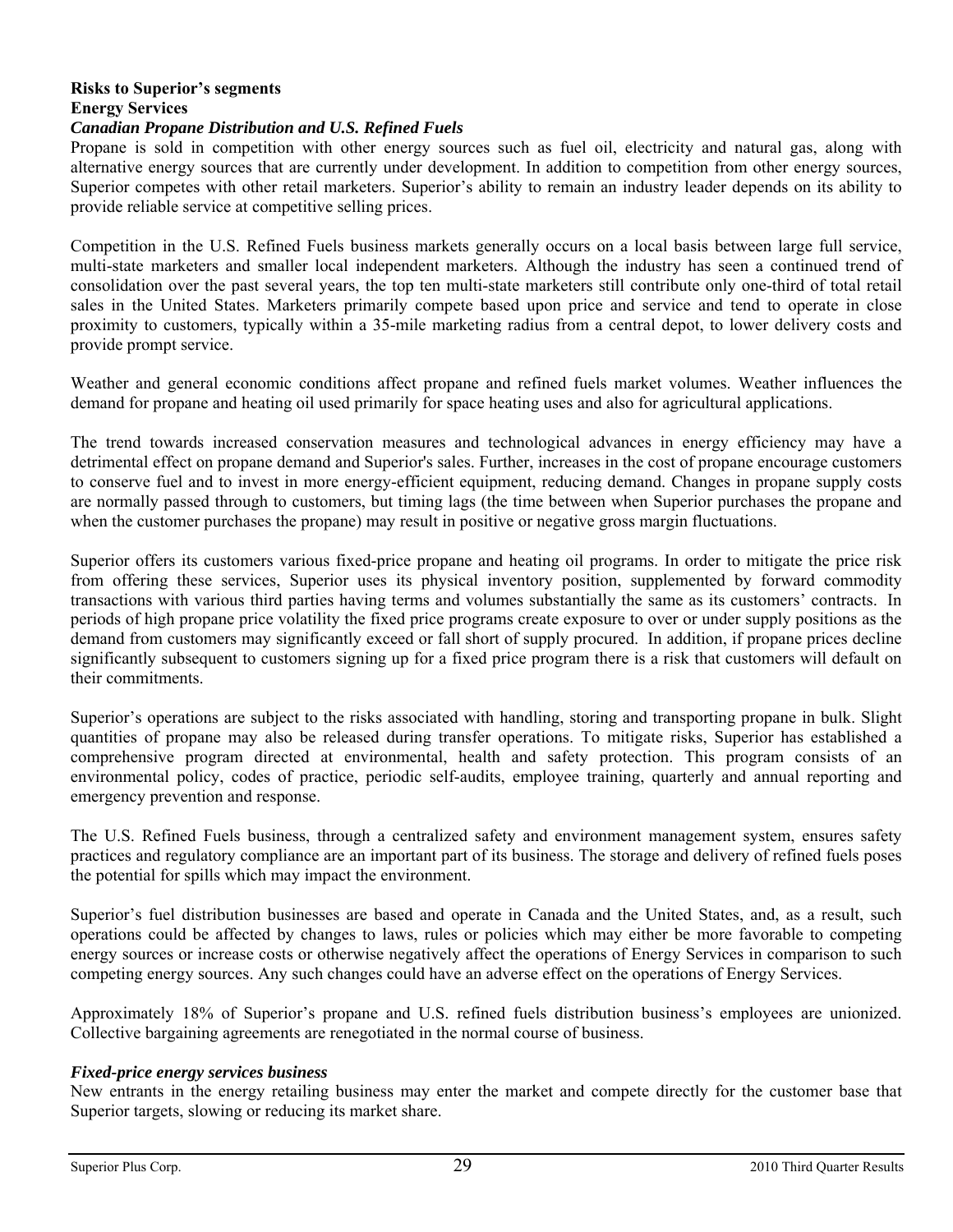## Risks to Superior's segments

### Energy Services

#### *Canadian Propane Distribution and U.S. Refined Fuels*

Propane is sold in competition with other energy sources such as fuel oil, electricity and natural gas, along with alternative energy sources that are currently under development. In addition to competition from other energy sources, Superior competes with other retail marketers. Superior's ability to remain an industry leader depends on its ability to provide reliable service at competitive selling prices.

Competition in the U.S. Refined Fuels business markets generally occurs on a local basis between large full service, multi-state marketers and smaller local independent marketers. Although the industry has seen a continued trend of consolidation over the past several years, the top ten multi-state marketers still contribute only one-third of total retail sales in the United States. Marketers primarily compete based upon price and service and tend to operate in close proximity to customers, typically within a 35-mile marketing radius from a central depot, to lower delivery costs and provide prompt service.

Weather and general economic conditions affect propane and refined fuels market volumes. Weather influences the demand for propane and heating oil used primarily for space heating uses and also for agricultural applications.

The trend towards increased conservation measures and technological advances in energy efficiency may have a detrimental effect on propane demand and Superior's sales. Further, increases in the cost of propane encourage customers to conserve fuel and to invest in more energy-efficient equipment, reducing demand. Changes in propane supply costs are normally passed through to customers, but timing lags (the time between when Superior purchases the propane and when the customer purchases the propane) may result in positive or negative gross margin fluctuations.

Superior offers its customers various fixed-price propane and heating oil programs. In order to mitigate the price risk from offering these services, Superior uses its physical inventory position, supplemented by forward commodity transactions with various third parties having terms and volumes substantially the same as its customers' contracts. In periods of high propane price volatility the fixed price programs create exposure to over or under supply positions as the demand from customers may significantly exceed or fall short of supply procured. In addition, if propane prices decline significantly subsequent to customers signing up for a fixed price program there is a risk that customers will default on their commitments.

Superior's operations are subject to the risks associated with handling, storing and transporting propane in bulk. Slight quantities of propane may also be released during transfer operations. To mitigate risks, Superior has established a comprehensive program directed at environmental, health and safety protection. This program consists of an environmental policy, codes of practice, periodic self-audits, employee training, quarterly and annual reporting and emergency prevention and response.

The U.S. Refined Fuels business, through a centralized safety and environment management system, ensures safety practices and regulatory compliance are an important part of its business. The storage and delivery of refined fuels poses the potential for spills which may impact the environment.

Superior's fuel distribution businesses are based and operate in Canada and the United States, and, as a result, such operations could be affected by changes to laws, rules or policies which may either be more favorable to competing energy sources or increase costs or otherwise negatively affect the operations of Energy Services in comparison to such competing energy sources. Any such changes could have an adverse effect on the operations of Energy Services.

Approximately 18% of Superior's propane and U.S. refined fuels distribution business's employees are unionized. Collective bargaining agreements are renegotiated in the normal course of business.

#### *Fixed-price energy services business*

New entrants in the energy retailing business may enter the market and compete directly for the customer base that Superior targets, slowing or reducing its market share.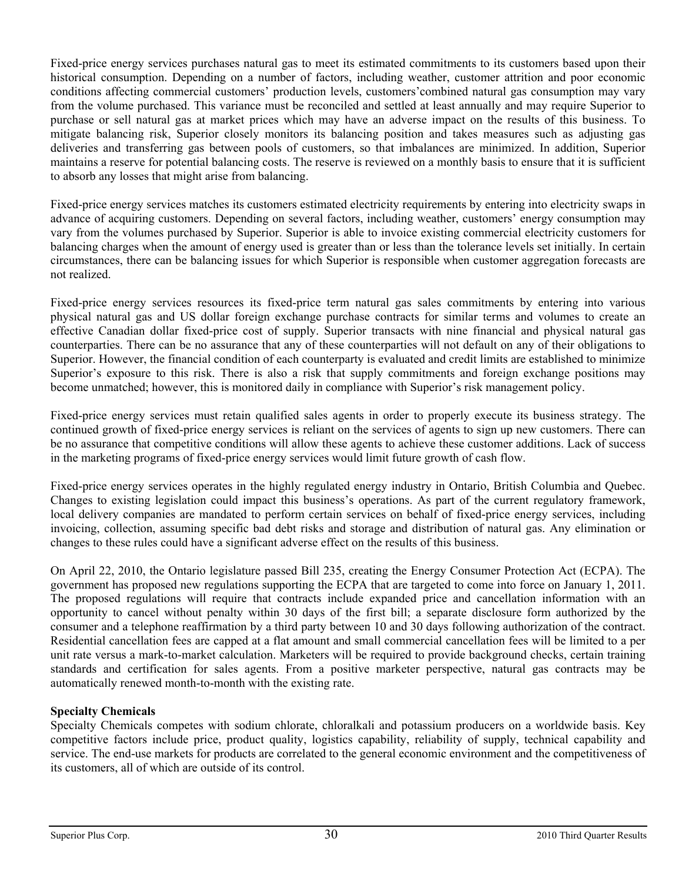Fixed-price energy services purchases natural gas to meet its estimated commitments to its customers based upon their historical consumption. Depending on a number of factors, including weather, customer attrition and poor economic conditions affecting commercial customers' production levels, customers'combined natural gas consumption may vary from the volume purchased. This variance must be reconciled and settled at least annually and may require Superior to purchase or sell natural gas at market prices which may have an adverse impact on the results of this business. To mitigate balancing risk, Superior closely monitors its balancing position and takes measures such as adjusting gas deliveries and transferring gas between pools of customers, so that imbalances are minimized. In addition, Superior maintains a reserve for potential balancing costs. The reserve is reviewed on a monthly basis to ensure that it is sufficient to absorb any losses that might arise from balancing.

Fixed-price energy services matches its customers estimated electricity requirements by entering into electricity swaps in advance of acquiring customers. Depending on several factors, including weather, customers' energy consumption may vary from the volumes purchased by Superior. Superior is able to invoice existing commercial electricity customers for balancing charges when the amount of energy used is greater than or less than the tolerance levels set initially. In certain circumstances, there can be balancing issues for which Superior is responsible when customer aggregation forecasts are not realized.

Fixed-price energy services resources its fixed-price term natural gas sales commitments by entering into various physical natural gas and US dollar foreign exchange purchase contracts for similar terms and volumes to create an effective Canadian dollar fixed-price cost of supply. Superior transacts with nine financial and physical natural gas counterparties. There can be no assurance that any of these counterparties will not default on any of their obligations to Superior. However, the financial condition of each counterparty is evaluated and credit limits are established to minimize Superior's exposure to this risk. There is also a risk that supply commitments and foreign exchange positions may become unmatched; however, this is monitored daily in compliance with Superior's risk management policy.

Fixed-price energy services must retain qualified sales agents in order to properly execute its business strategy. The continued growth of fixed-price energy services is reliant on the services of agents to sign up new customers. There can be no assurance that competitive conditions will allow these agents to achieve these customer additions. Lack of success in the marketing programs of fixed-price energy services would limit future growth of cash flow.

Fixed-price energy services operates in the highly regulated energy industry in Ontario, British Columbia and Quebec. Changes to existing legislation could impact this business's operations. As part of the current regulatory framework, local delivery companies are mandated to perform certain services on behalf of fixed-price energy services, including invoicing, collection, assuming specific bad debt risks and storage and distribution of natural gas. Any elimination or changes to these rules could have a significant adverse effect on the results of this business.

On April 22, 2010, the Ontario legislature passed Bill 235, creating the Energy Consumer Protection Act (ECPA). The government has proposed new regulations supporting the ECPA that are targeted to come into force on January 1, 2011. The proposed regulations will require that contracts include expanded price and cancellation information with an opportunity to cancel without penalty within 30 days of the first bill; a separate disclosure form authorized by the consumer and a telephone reaffirmation by a third party between 10 and 30 days following authorization of the contract. Residential cancellation fees are capped at a flat amount and small commercial cancellation fees will be limited to a per unit rate versus a mark-to-market calculation. Marketers will be required to provide background checks, certain training standards and certification for sales agents. From a positive marketer perspective, natural gas contracts may be automatically renewed month-to-month with the existing rate.

**Specialty Chemicals**

Specialty Chemicals competes with sodium chlorate, chloralkali and potassium producers on a worldwide basis. Key competitive factors include price, product quality, logistics capability, reliability of supply, technical capability and service. The end-use markets for products are correlated to the general economic environment and the competitiveness of its customers, all of which are outside of its control.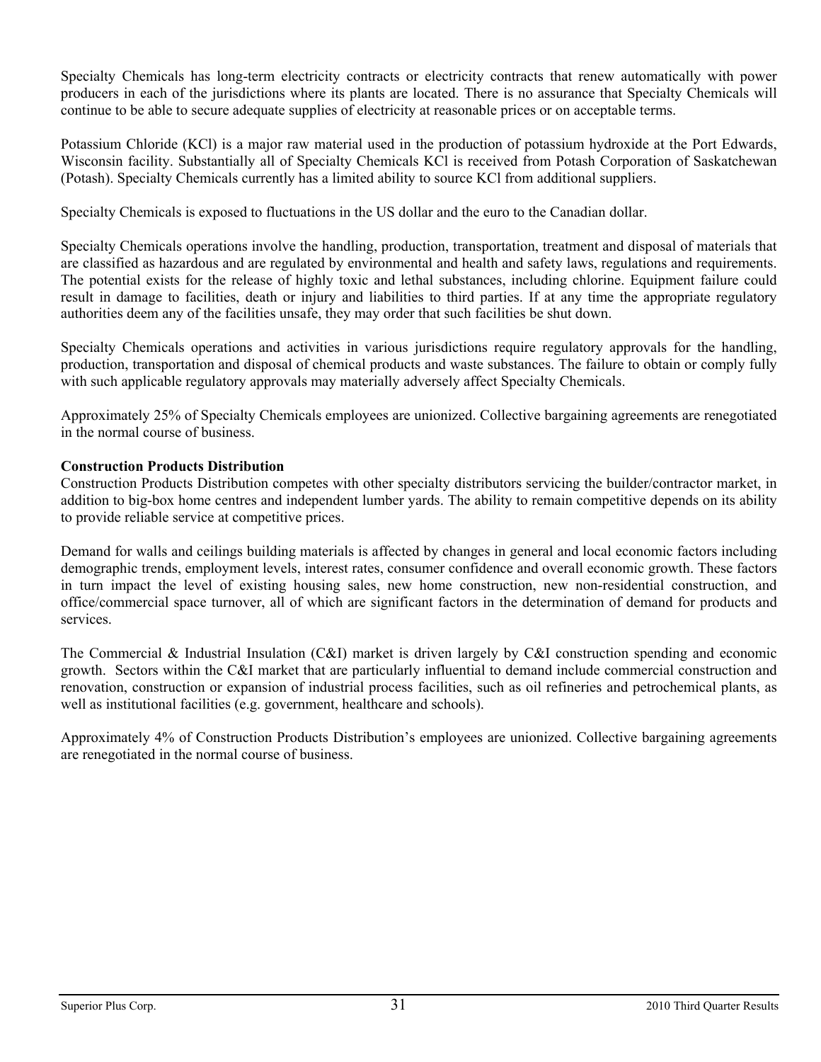Specialty Chemicals has long-term electricity contracts or electricity contracts that renew automatically with power producers in each of the jurisdictions where its plants are located. There is no assurance that Specialty Chemicals will continue to be able to secure adequate supplies of electricity at reasonable prices or on acceptable terms.

Potassium Chloride (KCl) is a major raw material used in the production of potassium hydroxide at the Port Edwards, Wisconsin facility. Substantially all of Specialty Chemicals KCl is received from Potash Corporation of Saskatchewan (Potash). Specialty Chemicals currently has a limited ability to source KCl from additional suppliers.

Specialty Chemicals is exposed to fluctuations in the US dollar and the euro to the Canadian dollar.

Specialty Chemicals operations involve the handling, production, transportation, treatment and disposal of materials that are classified as hazardous and are regulated by environmental and health and safety laws, regulations and requirements. The potential exists for the release of highly toxic and lethal substances, including chlorine. Equipment failure could result in damage to facilities, death or injury and liabilities to third parties. If at any time the appropriate regulatory authorities deem any of the facilities unsafe, they may order that such facilities be shut down.

Specialty Chemicals operations and activities in various jurisdictions require regulatory approvals for the handling, production, transportation and disposal of chemical products and waste substances. The failure to obtain or comply fully with such applicable regulatory approvals may materially adversely affect Specialty Chemicals.

Approximately 25% of Specialty Chemicals employees are unionized. Collective bargaining agreements are renegotiated in the normal course of business.

**Construction Products Distribution**

Construction Products Distribution competes with other specialty distributors servicing the builder/contractor market, in addition to big-box home centres and independent lumber yards. The ability to remain competitive depends on its ability to provide reliable service at competitive prices.

Demand for walls and ceilings building materials is affected by changes in general and local economic factors including demographic trends, employment levels, interest rates, consumer confidence and overall economic growth. These factors in turn impact the level of existing housing sales, new home construction, new non-residential construction, and office/commercial space turnover, all of which are significant factors in the determination of demand for products and services.

The Commercial & Industrial Insulation (C&I) market is driven largely by C&I construction spending and economic growth. Sectors within the C&I market that are particularly influential to demand include commercial construction and renovation, construction or expansion of industrial process facilities, such as oil refineries and petrochemical plants, as well as institutional facilities (e.g. government, healthcare and schools).

Approximately 4% of Construction Products Distribution's employees are unionized. Collective bargaining agreements are renegotiated in the normal course of business.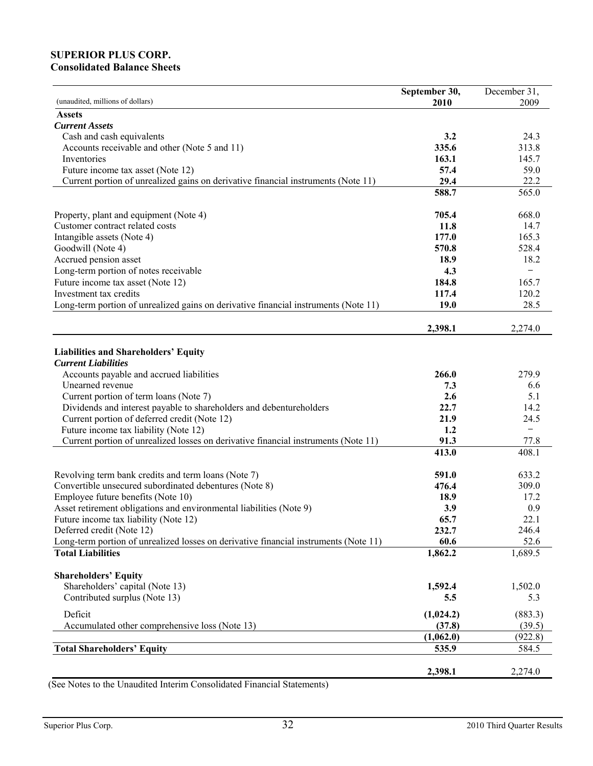# SUPERIOR PLUS CORP.

## Consolidated Balance Sheets

| (unaudited, millions of dollars) | September 30, 2010 | December 31, 2009 |
|---|---|---|
| **Assets** | | |
| ***Current Assets*** | | |
| Cash and cash equivalents | **3.2** | 24.3 |
| Accounts receivable and other (Note 5 and 11) | **335.6** | 313.8 |
| Inventories | **163.1** | 145.7 |
| Future income tax asset (Note 12) | **57.4** | 59.0 |
| Current portion of unrealized gains on derivative financial instruments (Note 11) | **29.4** | 22.2 |
| | **588.7** | 565.0 |
| Property, plant and equipment (Note 4) | **705.4** | 668.0 |
| Customer contract related costs | **11.8** | 14.7 |
| Intangible assets (Note 4) | **177.0** | 165.3 |
| Goodwill (Note 4) | **570.8** | 528.4 |
| Accrued pension asset | **18.9** | 18.2 |
| Long-term portion of notes receivable | **4.3** | − |
| Future income tax asset (Note 12) | **184.8** | 165.7 |
| Investment tax credits | **117.4** | 120.2 |
| Long-term portion of unrealized gains on derivative financial instruments (Note 11) | **19.0** | 28.5 |
| | **2,398.1** | 2,274.0 |
| **Liabilities and Shareholders' Equity** | | |
| ***Current Liabilities*** | | |
| Accounts payable and accrued liabilities | **266.0** | 279.9 |
| Unearned revenue | **7.3** | 6.6 |
| Current portion of term loans (Note 7) | **2.6** | 5.1 |
| Dividends and interest payable to shareholders and debentureholders | **22.7** | 14.2 |
| Current portion of deferred credit (Note 12) | **21.9** | 24.5 |
| Future income tax liability (Note 12) | **1.2** | − |
| Current portion of unrealized losses on derivative financial instruments (Note 11) | **91.3** | 77.8 |
| | **413.0** | 408.1 |
| Revolving term bank credits and term loans (Note 7) | **591.0** | 633.2 |
| Convertible unsecured subordinated debentures (Note 8) | **476.4** | 309.0 |
| Employee future benefits (Note 10) | **18.9** | 17.2 |
| Asset retirement obligations and environmental liabilities (Note 9) | **3.9** | 0.9 |
| Future income tax liability (Note 12) | **65.7** | 22.1 |
| Deferred credit (Note 12) | **232.7** | 246.4 |
| Long-term portion of unrealized losses on derivative financial instruments (Note 11) | **60.6** | 52.6 |
| **Total Liabilities** | **1,862.2** | 1,689.5 |
| **Shareholders' Equity** | | |
| Shareholders' capital (Note 13) | **1,592.4** | 1,502.0 |
| Contributed surplus (Note 13) | **5.5** | 5.3 |
| Deficit | **(1,024.2)** | (883.3) |
| Accumulated other comprehensive loss (Note 13) | **(37.8)** | (39.5) |
| | **(1,062.0)** | (922.8) |
| **Total Shareholders' Equity** | **535.9** | 584.5 |
| | **2,398.1** | 2,274.0 |

(See Notes to the Unaudited Interim Consolidated Financial Statements)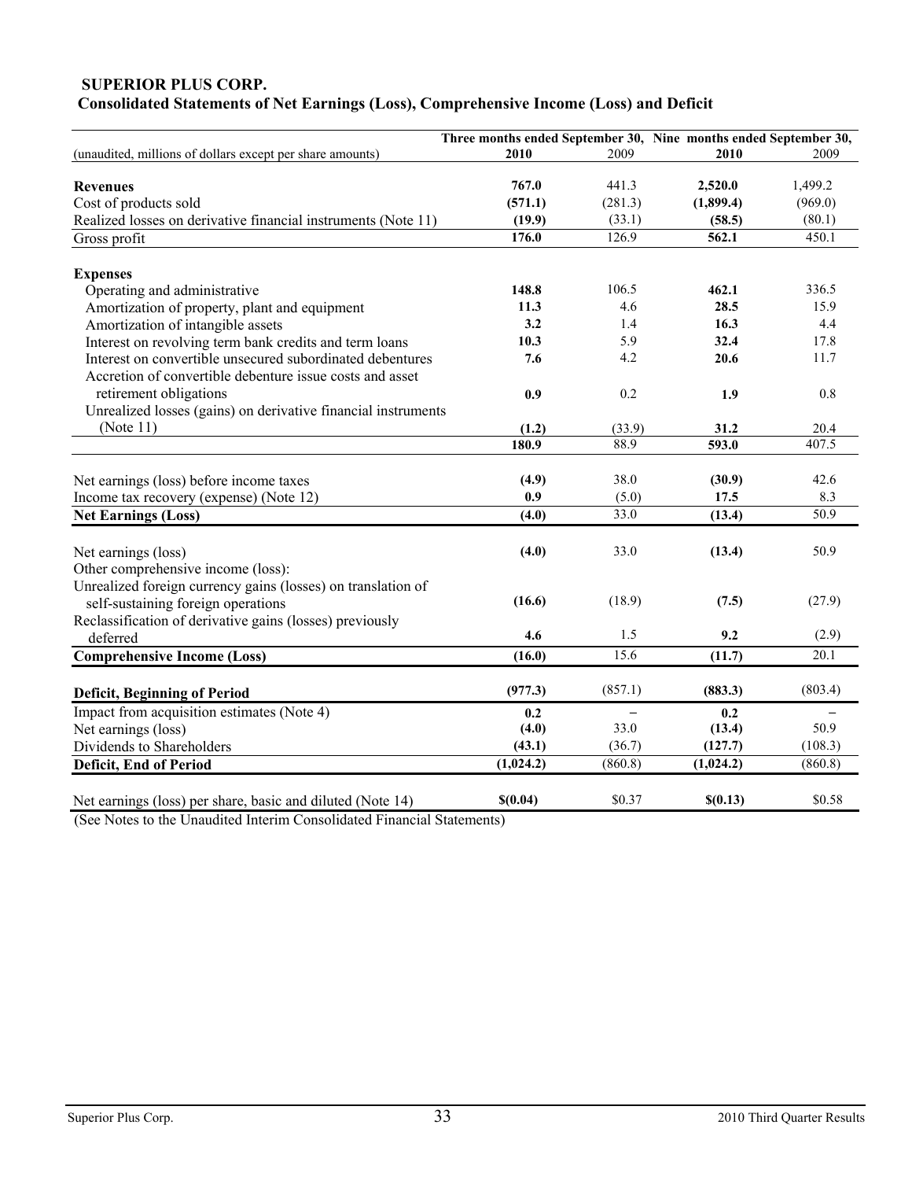**SUPERIOR PLUS CORP.**

**Consolidated Statements of Net Earnings (Loss), Comprehensive Income (Loss) and Deficit**

| (unaudited, millions of dollars except per share amounts) | Three months ended September 30, 2010 | 2009 | Nine months ended September 30, 2010 | 2009 |
|---|---|---|---|---|
| **Revenues** | **767.0** | 441.3 | **2,520.0** | 1,499.2 |
| Cost of products sold | **(571.1)** | (281.3) | **(1,899.4)** | (969.0) |
| Realized losses on derivative financial instruments (Note 11) | **(19.9)** | (33.1) | **(58.5)** | (80.1) |
| Gross profit | **176.0** | 126.9 | **562.1** | 450.1 |
| **Expenses** | | | | |
| Operating and administrative | **148.8** | 106.5 | **462.1** | 336.5 |
| Amortization of property, plant and equipment | **11.3** | 4.6 | **28.5** | 15.9 |
| Amortization of intangible assets | **3.2** | 1.4 | **16.3** | 4.4 |
| Interest on revolving term bank credits and term loans | **10.3** | 5.9 | **32.4** | 17.8 |
| Interest on convertible unsecured subordinated debentures | **7.6** | 4.2 | **20.6** | 11.7 |
| Accretion of convertible debenture issue costs and asset retirement obligations | **0.9** | 0.2 | **1.9** | 0.8 |
| Unrealized losses (gains) on derivative financial instruments (Note 11) | **(1.2)** | (33.9) | **31.2** | 20.4 |
| | **180.9** | 88.9 | **593.0** | 407.5 |
| Net earnings (loss) before income taxes | **(4.9)** | 38.0 | **(30.9)** | 42.6 |
| Income tax recovery (expense) (Note 12) | **0.9** | (5.0) | **17.5** | 8.3 |
| **Net Earnings (Loss)** | **(4.0)** | 33.0 | **(13.4)** | 50.9 |
| Net earnings (loss) | **(4.0)** | 33.0 | **(13.4)** | 50.9 |
| Other comprehensive income (loss): | | | | |
| Unrealized foreign currency gains (losses) on translation of self-sustaining foreign operations | **(16.6)** | (18.9) | **(7.5)** | (27.9) |
| Reclassification of derivative gains (losses) previously deferred | **4.6** | 1.5 | **9.2** | (2.9) |
| **Comprehensive Income (Loss)** | **(16.0)** | 15.6 | **(11.7)** | 20.1 |
| **Deficit, Beginning of Period** | **(977.3)** | (857.1) | **(883.3)** | (803.4) |
| Impact from acquisition estimates (Note 4) | **0.2** | – | **0.2** | – |
| Net earnings (loss) | **(4.0)** | 33.0 | **(13.4)** | 50.9 |
| Dividends to Shareholders | **(43.1)** | (36.7) | **(127.7)** | (108.3) |
| **Deficit, End of Period** | **(1,024.2)** | (860.8) | **(1,024.2)** | (860.8) |
| Net earnings (loss) per share, basic and diluted (Note 14) | **$(0.04)** | $0.37 | **$(0.13)** | $0.58 |

(See Notes to the Unaudited Interim Consolidated Financial Statements)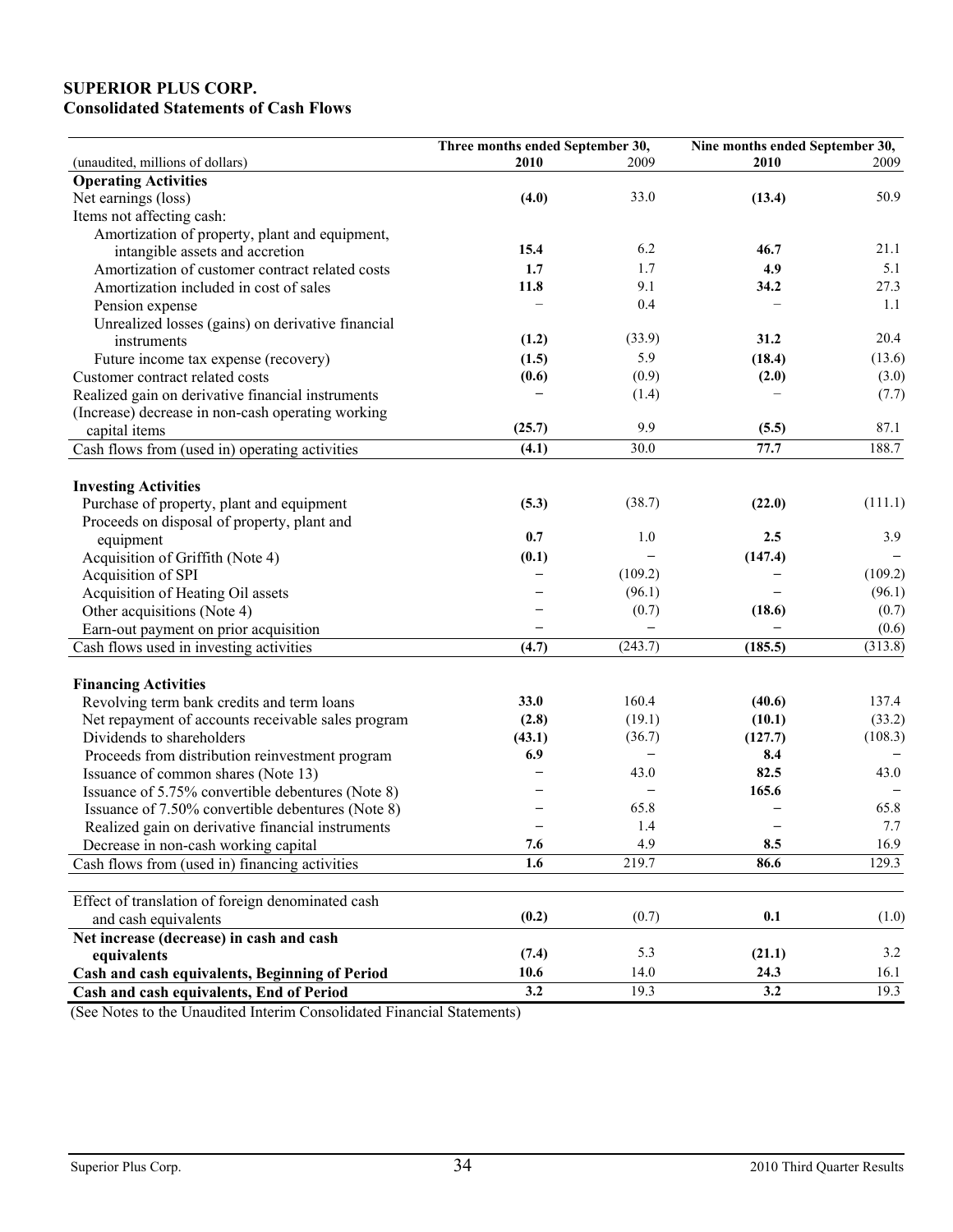**SUPERIOR PLUS CORP.**
**Consolidated Statements of Cash Flows**

| (unaudited, millions of dollars) | Three months ended September 30, 2010 | 2009 | Nine months ended September 30, 2010 | 2009 |
|---|---|---|---|---|
| **Operating Activities** | | | | |
| Net earnings (loss) | **(4.0)** | 33.0 | **(13.4)** | 50.9 |
| Items not affecting cash: | | | | |
| Amortization of property, plant and equipment, intangible assets and accretion | **15.4** | 6.2 | **46.7** | 21.1 |
| Amortization of customer contract related costs | **1.7** | 1.7 | **4.9** | 5.1 |
| Amortization included in cost of sales | **11.8** | 9.1 | **34.2** | 27.3 |
| Pension expense | – | 0.4 | – | 1.1 |
| Unrealized losses (gains) on derivative financial instruments | **(1.2)** | (33.9) | **31.2** | 20.4 |
| Future income tax expense (recovery) | **(1.5)** | 5.9 | **(18.4)** | (13.6) |
| Customer contract related costs | **(0.6)** | (0.9) | **(2.0)** | (3.0) |
| Realized gain on derivative financial instruments | **–** | (1.4) | – | (7.7) |
| (Increase) decrease in non-cash operating working capital items | **(25.7)** | 9.9 | **(5.5)** | 87.1 |
| Cash flows from (used in) operating activities | **(4.1)** | 30.0 | **77.7** | 188.7 |
| **Investing Activities** | | | | |
| Purchase of property, plant and equipment | **(5.3)** | (38.7) | **(22.0)** | (111.1) |
| Proceeds on disposal of property, plant and equipment | **0.7** | 1.0 | **2.5** | 3.9 |
| Acquisition of Griffith (Note 4) | **(0.1)** | – | **(147.4)** | – |
| Acquisition of SPI | **–** | (109.2) | **–** | (109.2) |
| Acquisition of Heating Oil assets | **–** | (96.1) | **–** | (96.1) |
| Other acquisitions (Note 4) | **–** | (0.7) | **(18.6)** | (0.7) |
| Earn-out payment on prior acquisition | **–** | – | **–** | (0.6) |
| Cash flows used in investing activities | **(4.7)** | (243.7) | **(185.5)** | (313.8) |
| **Financing Activities** | | | | |
| Revolving term bank credits and term loans | **33.0** | 160.4 | **(40.6)** | 137.4 |
| Net repayment of accounts receivable sales program | **(2.8)** | (19.1) | **(10.1)** | (33.2) |
| Dividends to shareholders | **(43.1)** | (36.7) | **(127.7)** | (108.3) |
| Proceeds from distribution reinvestment program | **6.9** | – | **8.4** | – |
| Issuance of common shares (Note 13) | **–** | 43.0 | **82.5** | 43.0 |
| Issuance of 5.75% convertible debentures (Note 8) | **–** | – | **165.6** | – |
| Issuance of 7.50% convertible debentures (Note 8) | **–** | 65.8 | **–** | 65.8 |
| Realized gain on derivative financial instruments | **–** | 1.4 | **–** | 7.7 |
| Decrease in non-cash working capital | **7.6** | 4.9 | **8.5** | 16.9 |
| Cash flows from (used in) financing activities | **1.6** | 219.7 | **86.6** | 129.3 |
| Effect of translation of foreign denominated cash and cash equivalents | **(0.2)** | (0.7) | **0.1** | (1.0) |
| **Net increase (decrease) in cash and cash equivalents** | **(7.4)** | 5.3 | **(21.1)** | 3.2 |
| **Cash and cash equivalents, Beginning of Period** | **10.6** | 14.0 | **24.3** | 16.1 |
| **Cash and cash equivalents, End of Period** | **3.2** | 19.3 | **3.2** | 19.3 |

(See Notes to the Unaudited Interim Consolidated Financial Statements)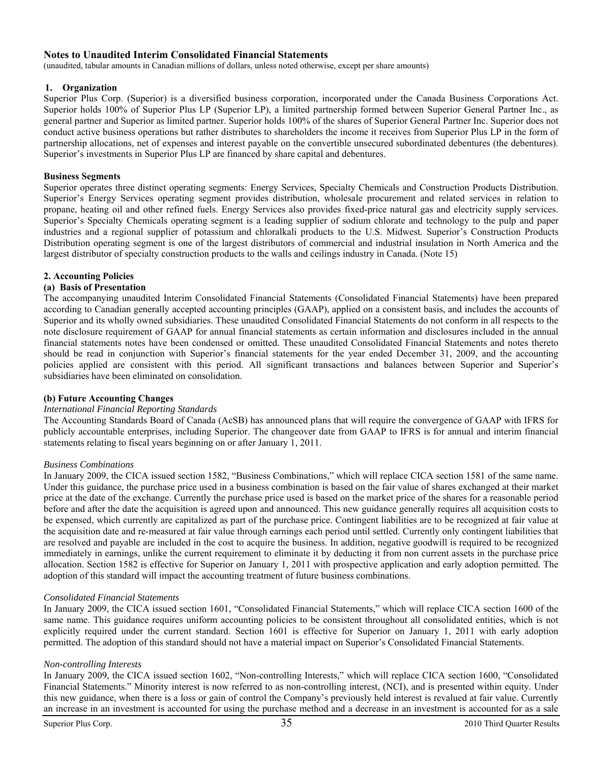## Notes to Unaudited Interim Consolidated Financial Statements

(unaudited, tabular amounts in Canadian millions of dollars, unless noted otherwise, except per share amounts)

### 1. Organization

Superior Plus Corp. (Superior) is a diversified business corporation, incorporated under the Canada Business Corporations Act. Superior holds 100% of Superior Plus LP (Superior LP), a limited partnership formed between Superior General Partner Inc., as general partner and Superior as limited partner. Superior holds 100% of the shares of Superior General Partner Inc. Superior does not conduct active business operations but rather distributes to shareholders the income it receives from Superior Plus LP in the form of partnership allocations, net of expenses and interest payable on the convertible unsecured subordinated debentures (the debentures). Superior's investments in Superior Plus LP are financed by share capital and debentures.

**Business Segments**

Superior operates three distinct operating segments: Energy Services, Specialty Chemicals and Construction Products Distribution. Superior's Energy Services operating segment provides distribution, wholesale procurement and related services in relation to propane, heating oil and other refined fuels. Energy Services also provides fixed-price natural gas and electricity supply services. Superior's Specialty Chemicals operating segment is a leading supplier of sodium chlorate and technology to the pulp and paper industries and a regional supplier of potassium and chloralkali products to the U.S. Midwest. Superior's Construction Products Distribution operating segment is one of the largest distributors of commercial and industrial insulation in North America and the largest distributor of specialty construction products to the walls and ceilings industry in Canada. (Note 15)

### 2. Accounting Policies

**(a) Basis of Presentation**

The accompanying unaudited Interim Consolidated Financial Statements (Consolidated Financial Statements) have been prepared according to Canadian generally accepted accounting principles (GAAP), applied on a consistent basis, and includes the accounts of Superior and its wholly owned subsidiaries. These unaudited Consolidated Financial Statements do not conform in all respects to the note disclosure requirement of GAAP for annual financial statements as certain information and disclosures included in the annual financial statements notes have been condensed or omitted. These unaudited Consolidated Financial Statements and notes thereto should be read in conjunction with Superior's financial statements for the year ended December 31, 2009, and the accounting policies applied are consistent with this period. All significant transactions and balances between Superior and Superior's subsidiaries have been eliminated on consolidation.

**(b) Future Accounting Changes**

*International Financial Reporting Standards*

The Accounting Standards Board of Canada (AcSB) has announced plans that will require the convergence of GAAP with IFRS for publicly accountable enterprises, including Superior. The changeover date from GAAP to IFRS is for annual and interim financial statements relating to fiscal years beginning on or after January 1, 2011.

*Business Combinations*

In January 2009, the CICA issued section 1582, "Business Combinations," which will replace CICA section 1581 of the same name. Under this guidance, the purchase price used in a business combination is based on the fair value of shares exchanged at their market price at the date of the exchange. Currently the purchase price used is based on the market price of the shares for a reasonable period before and after the date the acquisition is agreed upon and announced. This new guidance generally requires all acquisition costs to be expensed, which currently are capitalized as part of the purchase price. Contingent liabilities are to be recognized at fair value at the acquisition date and re-measured at fair value through earnings each period until settled. Currently only contingent liabilities that are resolved and payable are included in the cost to acquire the business. In addition, negative goodwill is required to be recognized immediately in earnings, unlike the current requirement to eliminate it by deducting it from non current assets in the purchase price allocation. Section 1582 is effective for Superior on January 1, 2011 with prospective application and early adoption permitted. The adoption of this standard will impact the accounting treatment of future business combinations.

*Consolidated Financial Statements*

In January 2009, the CICA issued section 1601, "Consolidated Financial Statements," which will replace CICA section 1600 of the same name. This guidance requires uniform accounting policies to be consistent throughout all consolidated entities, which is not explicitly required under the current standard. Section 1601 is effective for Superior on January 1, 2011 with early adoption permitted. The adoption of this standard should not have a material impact on Superior's Consolidated Financial Statements.

*Non-controlling Interests*

In January 2009, the CICA issued section 1602, "Non-controlling Interests," which will replace CICA section 1600, "Consolidated Financial Statements." Minority interest is now referred to as non-controlling interest, (NCI), and is presented within equity. Under this new guidance, when there is a loss or gain of control the Company's previously held interest is revalued at fair value. Currently an increase in an investment is accounted for using the purchase method and a decrease in an investment is accounted for as a sale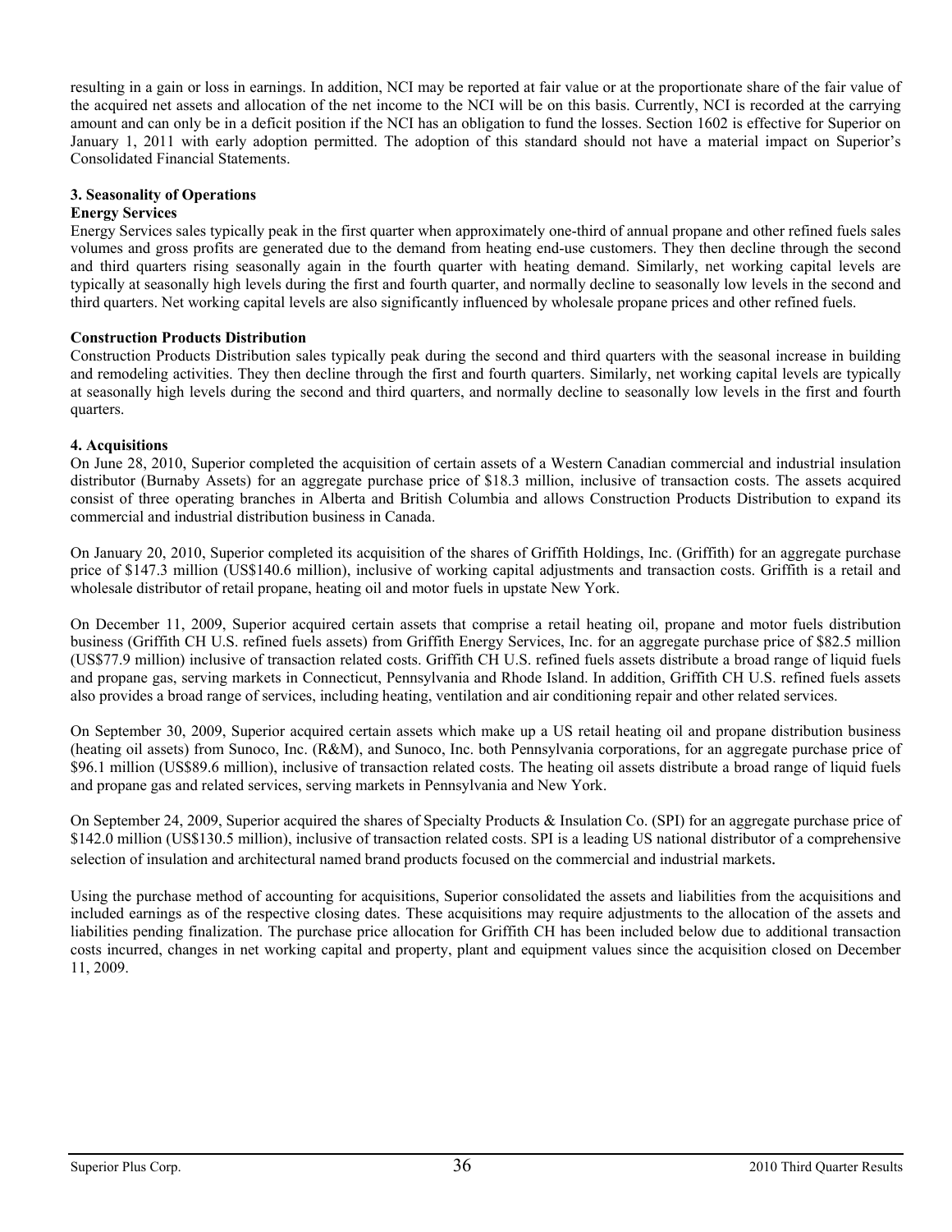resulting in a gain or loss in earnings. In addition, NCI may be reported at fair value or at the proportionate share of the fair value of the acquired net assets and allocation of the net income to the NCI will be on this basis. Currently, NCI is recorded at the carrying amount and can only be in a deficit position if the NCI has an obligation to fund the losses. Section 1602 is effective for Superior on January 1, 2011 with early adoption permitted. The adoption of this standard should not have a material impact on Superior's Consolidated Financial Statements.

### 3. Seasonality of Operations

**Energy Services**

Energy Services sales typically peak in the first quarter when approximately one-third of annual propane and other refined fuels sales volumes and gross profits are generated due to the demand from heating end-use customers. They then decline through the second and third quarters rising seasonally again in the fourth quarter with heating demand. Similarly, net working capital levels are typically at seasonally high levels during the first and fourth quarter, and normally decline to seasonally low levels in the second and third quarters. Net working capital levels are also significantly influenced by wholesale propane prices and other refined fuels.

**Construction Products Distribution**

Construction Products Distribution sales typically peak during the second and third quarters with the seasonal increase in building and remodeling activities. They then decline through the first and fourth quarters. Similarly, net working capital levels are typically at seasonally high levels during the second and third quarters, and normally decline to seasonally low levels in the first and fourth quarters.

### 4. Acquisitions

On June 28, 2010, Superior completed the acquisition of certain assets of a Western Canadian commercial and industrial insulation distributor (Burnaby Assets) for an aggregate purchase price of $18.3 million, inclusive of transaction costs. The assets acquired consist of three operating branches in Alberta and British Columbia and allows Construction Products Distribution to expand its commercial and industrial distribution business in Canada.

On January 20, 2010, Superior completed its acquisition of the shares of Griffith Holdings, Inc. (Griffith) for an aggregate purchase price of $147.3 million (US$140.6 million), inclusive of working capital adjustments and transaction costs. Griffith is a retail and wholesale distributor of retail propane, heating oil and motor fuels in upstate New York.

On December 11, 2009, Superior acquired certain assets that comprise a retail heating oil, propane and motor fuels distribution business (Griffith CH U.S. refined fuels assets) from Griffith Energy Services, Inc. for an aggregate purchase price of $82.5 million (US$77.9 million) inclusive of transaction related costs. Griffith CH U.S. refined fuels assets distribute a broad range of liquid fuels and propane gas, serving markets in Connecticut, Pennsylvania and Rhode Island. In addition, Griffith CH U.S. refined fuels assets also provides a broad range of services, including heating, ventilation and air conditioning repair and other related services.

On September 30, 2009, Superior acquired certain assets which make up a US retail heating oil and propane distribution business (heating oil assets) from Sunoco, Inc. (R&M), and Sunoco, Inc. both Pennsylvania corporations, for an aggregate purchase price of $96.1 million (US$89.6 million), inclusive of transaction related costs. The heating oil assets distribute a broad range of liquid fuels and propane gas and related services, serving markets in Pennsylvania and New York.

On September 24, 2009, Superior acquired the shares of Specialty Products & Insulation Co. (SPI) for an aggregate purchase price of $142.0 million (US$130.5 million), inclusive of transaction related costs. SPI is a leading US national distributor of a comprehensive selection of insulation and architectural named brand products focused on the commercial and industrial markets.

Using the purchase method of accounting for acquisitions, Superior consolidated the assets and liabilities from the acquisitions and included earnings as of the respective closing dates. These acquisitions may require adjustments to the allocation of the assets and liabilities pending finalization. The purchase price allocation for Griffith CH has been included below due to additional transaction costs incurred, changes in net working capital and property, plant and equipment values since the acquisition closed on December 11, 2009.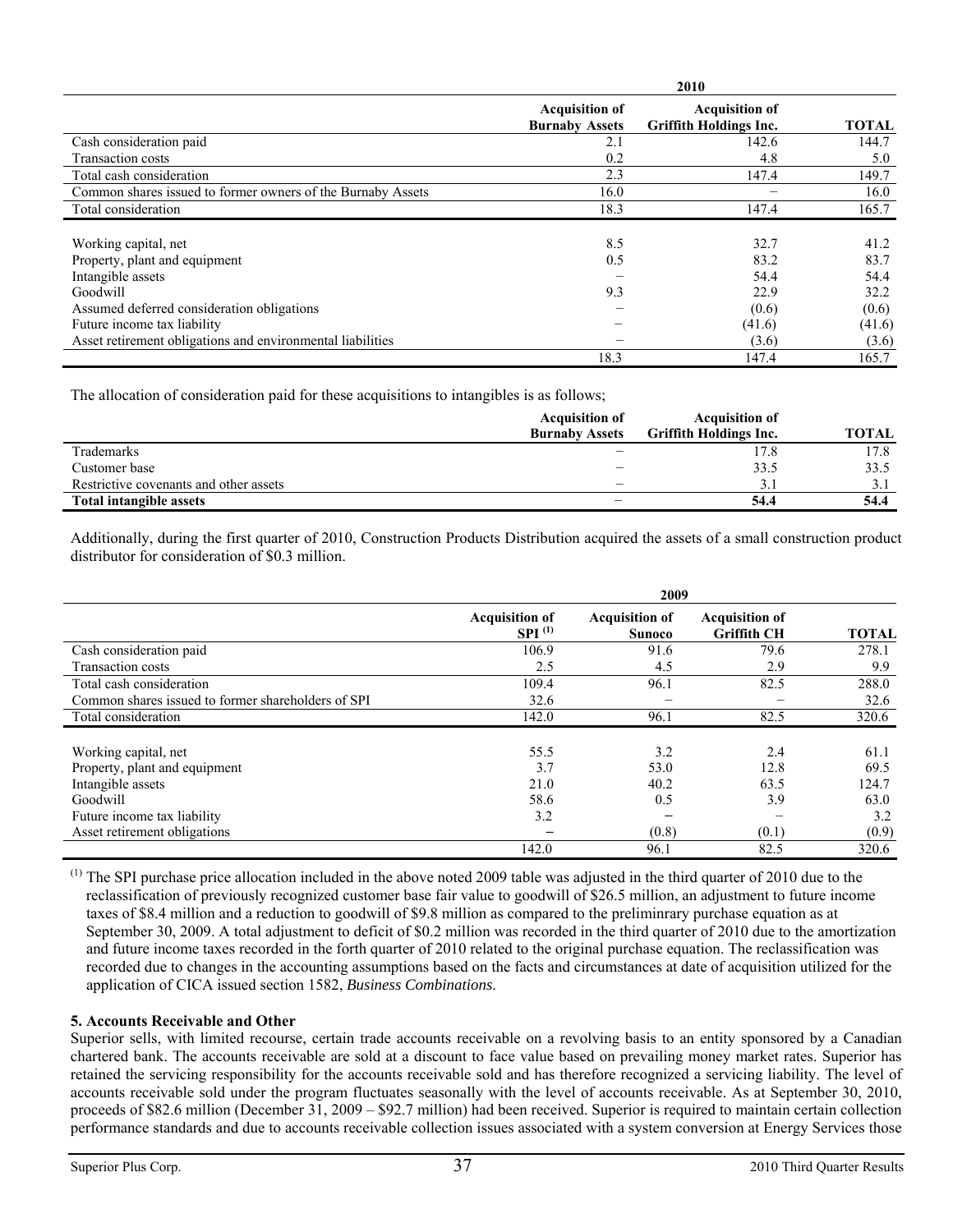| | 2010 | | |
|---|---|---|---|
| | **Acquisition of Burnaby Assets** | **Acquisition of Griffith Holdings Inc.** | **TOTAL** |
| Cash consideration paid | 2.1 | 142.6 | 144.7 |
| Transaction costs | 0.2 | 4.8 | 5.0 |
| Total cash consideration | 2.3 | 147.4 | 149.7 |
| Common shares issued to former owners of the Burnaby Assets | 16.0 | – | 16.0 |
| Total consideration | 18.3 | 147.4 | 165.7 |
| | | | |
| Working capital, net | 8.5 | 32.7 | 41.2 |
| Property, plant and equipment | 0.5 | 83.2 | 83.7 |
| Intangible assets | – | 54.4 | 54.4 |
| Goodwill | 9.3 | 22.9 | 32.2 |
| Assumed deferred consideration obligations | – | (0.6) | (0.6) |
| Future income tax liability | – | (41.6) | (41.6) |
| Asset retirement obligations and environmental liabilities | – | (3.6) | (3.6) |
| | 18.3 | 147.4 | 165.7 |

The allocation of consideration paid for these acquisitions to intangibles is as follows;

| | **Acquisition of Burnaby Assets** | **Acquisition of Griffith Holdings Inc.** | **TOTAL** |
|---|---|---|---|
| Trademarks | – | 17.8 | 17.8 |
| Customer base | – | 33.5 | 33.5 |
| Restrictive covenants and other assets | – | 3.1 | 3.1 |
| **Total intangible assets** | – | **54.4** | **54.4** |

Additionally, during the first quarter of 2010, Construction Products Distribution acquired the assets of a small construction product distributor for consideration of $0.3 million.

| | 2009 | | | |
|---|---|---|---|---|
| | **Acquisition of SPI (1)** | **Acquisition of Sunoco** | **Acquisition of Griffith CH** | **TOTAL** |
| Cash consideration paid | 106.9 | 91.6 | 79.6 | 278.1 |
| Transaction costs | 2.5 | 4.5 | 2.9 | 9.9 |
| Total cash consideration | 109.4 | 96.1 | 82.5 | 288.0 |
| Common shares issued to former shareholders of SPI | 32.6 | – | – | 32.6 |
| Total consideration | 142.0 | 96.1 | 82.5 | 320.6 |
| | | | | |
| Working capital, net | 55.5 | 3.2 | 2.4 | 61.1 |
| Property, plant and equipment | 3.7 | 53.0 | 12.8 | 69.5 |
| Intangible assets | 21.0 | 40.2 | 63.5 | 124.7 |
| Goodwill | 58.6 | 0.5 | 3.9 | 63.0 |
| Future income tax liability | 3.2 | – | – | 3.2 |
| Asset retirement obligations | – | (0.8) | (0.1) | (0.9) |
| | 142.0 | 96.1 | 82.5 | 320.6 |

(1) The SPI purchase price allocation included in the above noted 2009 table was adjusted in the third quarter of 2010 due to the reclassification of previously recognized customer base fair value to goodwill of $26.5 million, an adjustment to future income taxes of $8.4 million and a reduction to goodwill of $9.8 million as compared to the preliminrary purchase equation as at September 30, 2009. A total adjustment to deficit of $0.2 million was recorded in the third quarter of 2010 due to the amortization and future income taxes recorded in the forth quarter of 2010 related to the original purchase equation. The reclassification was recorded due to changes in the accounting assumptions based on the facts and circumstances at date of acquisition utilized for the application of CICA issued section 1582, *Business Combinations*.

**5. Accounts Receivable and Other**

Superior sells, with limited recourse, certain trade accounts receivable on a revolving basis to an entity sponsored by a Canadian chartered bank. The accounts receivable are sold at a discount to face value based on prevailing money market rates. Superior has retained the servicing responsibility for the accounts receivable sold and has therefore recognized a servicing liability. The level of accounts receivable sold under the program fluctuates seasonally with the level of accounts receivable. As at September 30, 2010, proceeds of $82.6 million (December 31, 2009 – $92.7 million) had been received. Superior is required to maintain certain collection performance standards and due to accounts receivable collection issues associated with a system conversion at Energy Services those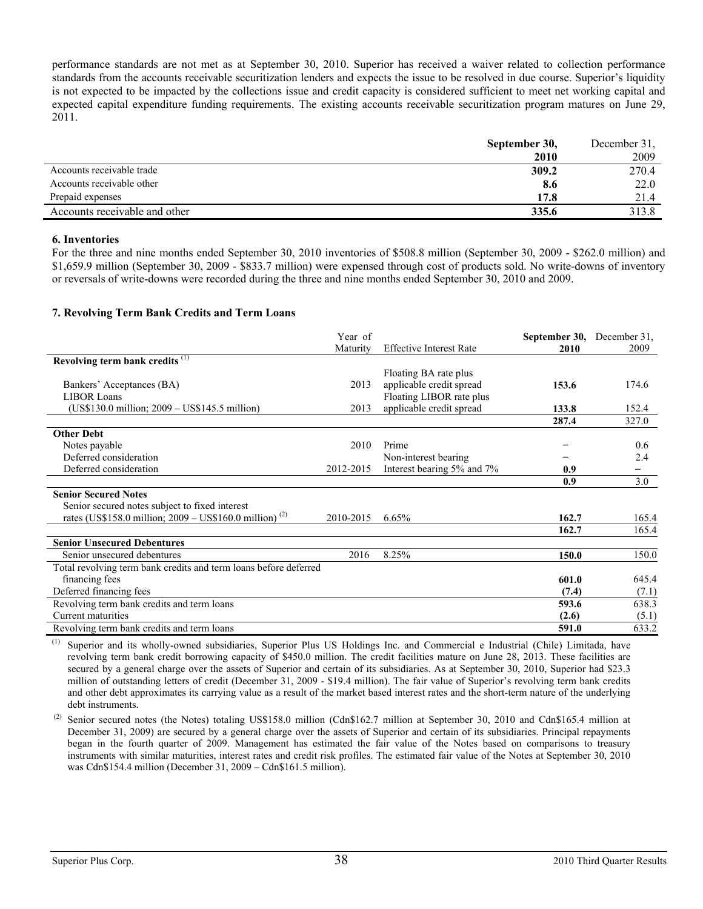performance standards are not met as at September 30, 2010. Superior has received a waiver related to collection performance standards from the accounts receivable securitization lenders and expects the issue to be resolved in due course. Superior's liquidity is not expected to be impacted by the collections issue and credit capacity is considered sufficient to meet net working capital and expected capital expenditure funding requirements. The existing accounts receivable securitization program matures on June 29, 2011.

| | **September 30, 2010** | December 31, 2009 |
|---|---|---|
| Accounts receivable trade | **309.2** | 270.4 |
| Accounts receivable other | **8.6** | 22.0 |
| Prepaid expenses | **17.8** | 21.4 |
| Accounts receivable and other | **335.6** | 313.8 |

### 6. Inventories

For the three and nine months ended September 30, 2010 inventories of $508.8 million (September 30, 2009 - $262.0 million) and $1,659.9 million (September 30, 2009 - $833.7 million) were expensed through cost of products sold. No write-downs of inventory or reversals of write-downs were recorded during the three and nine months ended September 30, 2010 and 2009.

### 7. Revolving Term Bank Credits and Term Loans

| | Year of Maturity | Effective Interest Rate | **September 30, 2010** | December 31, 2009 |
|---|---|---|---|---|
| **Revolving term bank credits** [(1)] | | | | |
| Bankers' Acceptances (BA) | 2013 | Floating BA rate plus applicable credit spread | **153.6** | 174.6 |
| LIBOR Loans (US$130.0 million; 2009 – US$145.5 million) | 2013 | Floating LIBOR rate plus applicable credit spread | **133.8** | 152.4 |
| | | | **287.4** | 327.0 |
| **Other Debt** | | | | |
| Notes payable | 2010 | Prime | – | 0.6 |
| Deferred consideration | | Non-interest bearing | – | 2.4 |
| Deferred consideration | 2012-2015 | Interest bearing 5% and 7% | **0.9** | – |
| | | | **0.9** | 3.0 |
| **Senior Secured Notes** | | | | |
| Senior secured notes subject to fixed interest rates (US$158.0 million; 2009 – US$160.0 million) [(2)] | 2010-2015 | 6.65% | **162.7** | 165.4 |
| | | | **162.7** | 165.4 |
| **Senior Unsecured Debentures** | | | | |
| Senior unsecured debentures | 2016 | 8.25% | **150.0** | 150.0 |
| Total revolving term bank credits and term loans before deferred financing fees | | | **601.0** | 645.4 |
| Deferred financing fees | | | **(7.4)** | (7.1) |
| Revolving term bank credits and term loans | | | **593.6** | 638.3 |
| Current maturities | | | **(2.6)** | (5.1) |
| Revolving term bank credits and term loans | | | **591.0** | 633.2 |

(1) Superior and its wholly-owned subsidiaries, Superior Plus US Holdings Inc. and Commercial e Industrial (Chile) Limitada, have revolving term bank credit borrowing capacity of $450.0 million. The credit facilities mature on June 28, 2013. These facilities are secured by a general charge over the assets of Superior and certain of its subsidiaries. As at September 30, 2010, Superior had $23.3 million of outstanding letters of credit (December 31, 2009 - $19.4 million). The fair value of Superior's revolving term bank credits and other debt approximates its carrying value as a result of the market based interest rates and the short-term nature of the underlying debt instruments.

(2) Senior secured notes (the Notes) totaling US$158.0 million (Cdn$162.7 million at September 30, 2010 and Cdn$165.4 million at December 31, 2009) are secured by a general charge over the assets of Superior and certain of its subsidiaries. Principal repayments began in the fourth quarter of 2009. Management has estimated the fair value of the Notes based on comparisons to treasury instruments with similar maturities, interest rates and credit risk profiles. The estimated fair value of the Notes at September 30, 2010 was Cdn$154.4 million (December 31, 2009 – Cdn$161.5 million).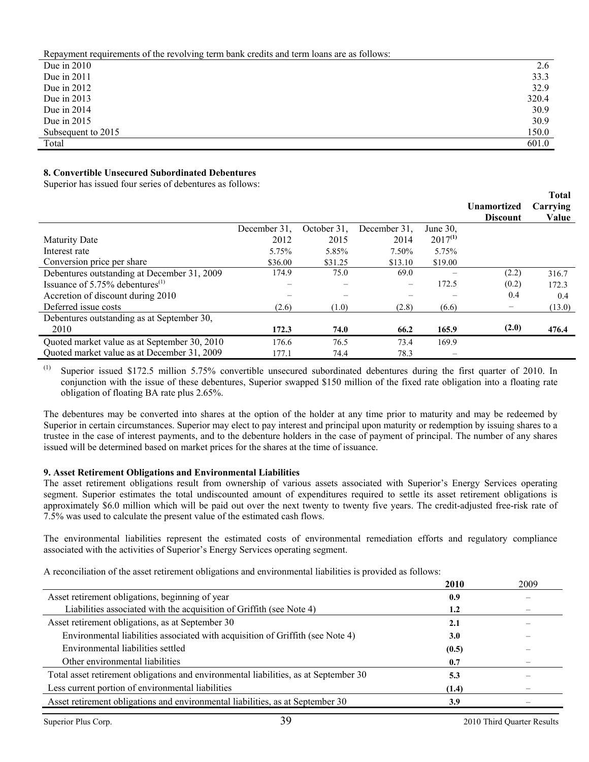Repayment requirements of the revolving term bank credits and term loans are as follows:

| | |
|---|---|
| Due in 2010 | 2.6 |
| Due in 2011 | 33.3 |
| Due in 2012 | 32.9 |
| Due in 2013 | 320.4 |
| Due in 2014 | 30.9 |
| Due in 2015 | 30.9 |
| Subsequent to 2015 | 150.0 |
| Total | 601.0 |

**8. Convertible Unsecured Subordinated Debentures**

Superior has issued four series of debentures as follows:

| | | | | | Unamortized Discount | Total Carrying Value |
|---|---|---|---|---|---|---|
| Maturity Date | December 31, 2012 | October 31, 2015 | December 31, 2014 | June 30, 2017[(1)] | | |
| Interest rate | 5.75% | 5.85% | 7.50% | 5.75% | | |
| Conversion price per share | $36.00 | $31.25 | $13.10 | $19.00 | | |
| Debentures outstanding at December 31, 2009 | 174.9 | 75.0 | 69.0 | – | (2.2) | 316.7 |
| Issuance of 5.75% debentures[(1)] | – | – | – | 172.5 | (0.2) | 172.3 |
| Accretion of discount during 2010 | – | – | – | – | 0.4 | 0.4 |
| Deferred issue costs | (2.6) | (1.0) | (2.8) | (6.6) | – | (13.0) |
| Debentures outstanding as at September 30, 2010 | **172.3** | **74.0** | **66.2** | **165.9** | **(2.0)** | **476.4** |
| Quoted market value as at September 30, 2010 | 176.6 | 76.5 | 73.4 | 169.9 | | |
| Quoted market value as at December 31, 2009 | 177.1 | 74.4 | 78.3 | – | | |

(1) Superior issued $172.5 million 5.75% convertible unsecured subordinated debentures during the first quarter of 2010. In conjunction with the issue of these debentures, Superior swapped $150 million of the fixed rate obligation into a floating rate obligation of floating BA rate plus 2.65%.

The debentures may be converted into shares at the option of the holder at any time prior to maturity and may be redeemed by Superior in certain circumstances. Superior may elect to pay interest and principal upon maturity or redemption by issuing shares to a trustee in the case of interest payments, and to the debenture holders in the case of payment of principal. The number of any shares issued will be determined based on market prices for the shares at the time of issuance.

**9. Asset Retirement Obligations and Environmental Liabilities**

The asset retirement obligations result from ownership of various assets associated with Superior's Energy Services operating segment. Superior estimates the total undiscounted amount of expenditures required to settle its asset retirement obligations is approximately $6.0 million which will be paid out over the next twenty to twenty five years. The credit-adjusted free-risk rate of 7.5% was used to calculate the present value of the estimated cash flows.

The environmental liabilities represent the estimated costs of environmental remediation efforts and regulatory compliance associated with the activities of Superior's Energy Services operating segment.

A reconciliation of the asset retirement obligations and environmental liabilities is provided as follows:

| | **2010** | 2009 |
|---|---|---|
| Asset retirement obligations, beginning of year | **0.9** | – |
| Liabilities associated with the acquisition of Griffith (see Note 4) | **1.2** | – |
| Asset retirement obligations, as at September 30 | **2.1** | – |
| Environmental liabilities associated with acquisition of Griffith (see Note 4) | **3.0** | – |
| Environmental liabilities settled | **(0.5)** | – |
| Other environmental liabilities | **0.7** | – |
| Total asset retirement obligations and environmental liabilities, as at September 30 | **5.3** | – |
| Less current portion of environmental liabilities | **(1.4)** | – |
| Asset retirement obligations and environmental liabilities, as at September 30 | **3.9** | – |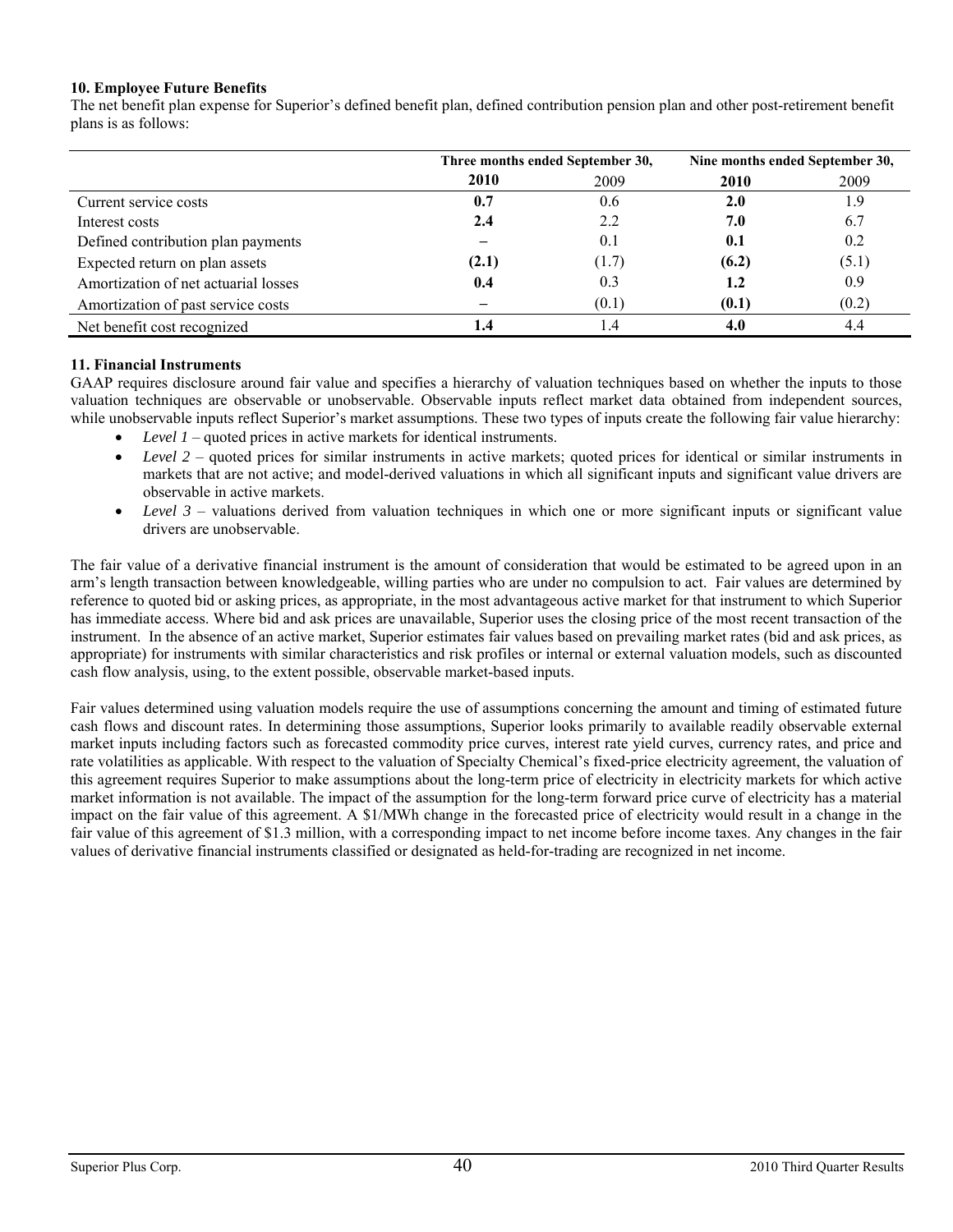### 10. Employee Future Benefits

The net benefit plan expense for Superior's defined benefit plan, defined contribution pension plan and other post-retirement benefit plans is as follows:

| | Three months ended September 30, | | Nine months ended September 30, | |
|---|---|---|---|---|
| | **2010** | 2009 | **2010** | 2009 |
| Current service costs | **0.7** | 0.6 | **2.0** | 1.9 |
| Interest costs | **2.4** | 2.2 | **7.0** | 6.7 |
| Defined contribution plan payments | **–** | 0.1 | **0.1** | 0.2 |
| Expected return on plan assets | **(2.1)** | (1.7) | **(6.2)** | (5.1) |
| Amortization of net actuarial losses | **0.4** | 0.3 | **1.2** | 0.9 |
| Amortization of past service costs | **–** | (0.1) | **(0.1)** | (0.2) |
| Net benefit cost recognized | **1.4** | 1.4 | **4.0** | 4.4 |

### 11. Financial Instruments

GAAP requires disclosure around fair value and specifies a hierarchy of valuation techniques based on whether the inputs to those valuation techniques are observable or unobservable. Observable inputs reflect market data obtained from independent sources, while unobservable inputs reflect Superior's market assumptions. These two types of inputs create the following fair value hierarchy:

- *Level 1* – quoted prices in active markets for identical instruments.
- *Level 2* – quoted prices for similar instruments in active markets; quoted prices for identical or similar instruments in markets that are not active; and model-derived valuations in which all significant inputs and significant value drivers are observable in active markets.
- *Level 3* – valuations derived from valuation techniques in which one or more significant inputs or significant value drivers are unobservable.

The fair value of a derivative financial instrument is the amount of consideration that would be estimated to be agreed upon in an arm's length transaction between knowledgeable, willing parties who are under no compulsion to act. Fair values are determined by reference to quoted bid or asking prices, as appropriate, in the most advantageous active market for that instrument to which Superior has immediate access. Where bid and ask prices are unavailable, Superior uses the closing price of the most recent transaction of the instrument. In the absence of an active market, Superior estimates fair values based on prevailing market rates (bid and ask prices, as appropriate) for instruments with similar characteristics and risk profiles or internal or external valuation models, such as discounted cash flow analysis, using, to the extent possible, observable market-based inputs.

Fair values determined using valuation models require the use of assumptions concerning the amount and timing of estimated future cash flows and discount rates. In determining those assumptions, Superior looks primarily to available readily observable external market inputs including factors such as forecasted commodity price curves, interest rate yield curves, currency rates, and price and rate volatilities as applicable. With respect to the valuation of Specialty Chemical's fixed-price electricity agreement, the valuation of this agreement requires Superior to make assumptions about the long-term price of electricity in electricity markets for which active market information is not available. The impact of the assumption for the long-term forward price curve of electricity has a material impact on the fair value of this agreement. A $1/MWh change in the forecasted price of electricity would result in a change in the fair value of this agreement of $1.3 million, with a corresponding impact to net income before income taxes. Any changes in the fair values of derivative financial instruments classified or designated as held-for-trading are recognized in net income.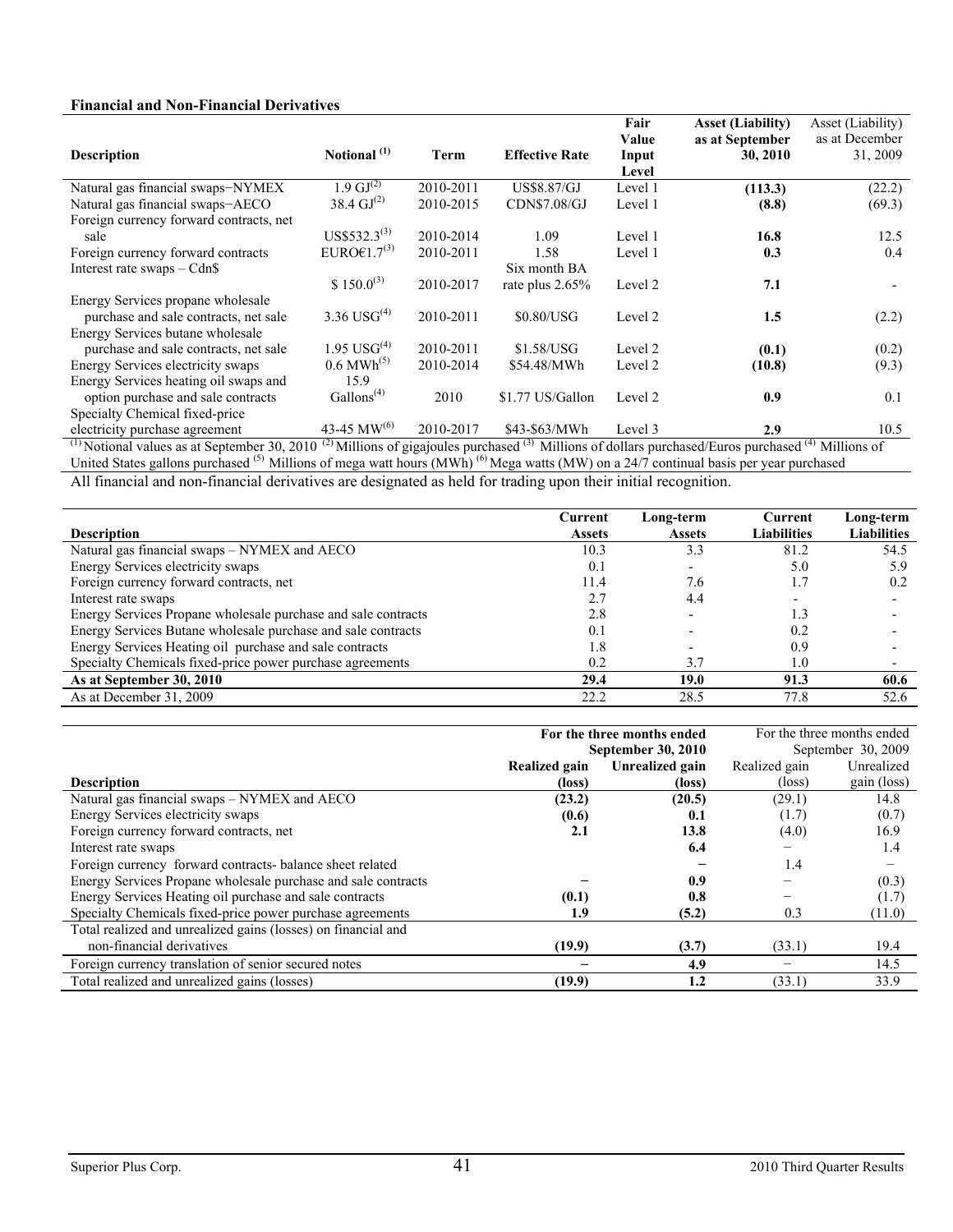**Financial and Non-Financial Derivatives**

| Description | Notional [(1)] | Term | Effective Rate | Fair Value Input Level | Asset (Liability) as at September 30, 2010 | Asset (Liability) as at December 31, 2009 |
|---|---|---|---|---|---|---|
| Natural gas financial swaps−NYMEX | 1.9 GJ[(2)] | 2010-2011 | US$8.87/GJ | Level 1 | **(113.3)** | (22.2) |
| Natural gas financial swaps−AECO | 38.4 GJ[(2)] | 2010-2015 | CDN$7.08/GJ | Level 1 | **(8.8)** | (69.3) |
| Foreign currency forward contracts, net sale | US$532.3[(3)] | 2010-2014 | 1.09 | Level 1 | **16.8** | 12.5 |
| Foreign currency forward contracts | EURO€1.7[(3)] | 2010-2011 | 1.58 | Level 1 | **0.3** | 0.4 |
| Interest rate swaps – Cdn$ | $ 150.0[(3)] | 2010-2017 | Six month BA rate plus 2.65% | Level 2 | **7.1** | - |
| Energy Services propane wholesale purchase and sale contracts, net sale | 3.36 USG[(4)] | 2010-2011 | $0.80/USG | Level 2 | **1.5** | (2.2) |
| Energy Services butane wholesale purchase and sale contracts, net sale | 1.95 USG[(4)] | 2010-2011 | $1.58/USG | Level 2 | **(0.1)** | (0.2) |
| Energy Services electricity swaps | 0.6 MWh[(5)] | 2010-2014 | $54.48/MWh | Level 2 | **(10.8)** | (9.3) |
| Energy Services heating oil swaps and option purchase and sale contracts | 15.9 Gallons[(4)] | 2010 | $1.77 US/Gallon | Level 2 | **0.9** | 0.1 |
| Specialty Chemical fixed-price electricity purchase agreement | 43-45 MW[(6)] | 2010-2017 | $43-$63/MWh | Level 3 | **2.9** | 10.5 |

[(1)] Notional values as at September 30, 2010 [(2)] Millions of gigajoules purchased [(3)] Millions of dollars purchased/Euros purchased [(4)] Millions of United States gallons purchased [(5)] Millions of mega watt hours (MWh) [(6)] Mega watts (MW) on a 24/7 continual basis per year purchased

All financial and non-financial derivatives are designated as held for trading upon their initial recognition.

| Description | Current Assets | Long-term Assets | Current Liabilities | Long-term Liabilities |
|---|---|---|---|---|
| Natural gas financial swaps – NYMEX and AECO | 10.3 | 3.3 | 81.2 | 54.5 |
| Energy Services electricity swaps | 0.1 | - | 5.0 | 5.9 |
| Foreign currency forward contracts, net | 11.4 | 7.6 | 1.7 | 0.2 |
| Interest rate swaps | 2.7 | 4.4 | - | - |
| Energy Services Propane wholesale purchase and sale contracts | 2.8 | - | 1.3 | - |
| Energy Services Butane wholesale purchase and sale contracts | 0.1 | - | 0.2 | - |
| Energy Services Heating oil purchase and sale contracts | 1.8 | - | 0.9 | - |
| Specialty Chemicals fixed-price power purchase agreements | 0.2 | 3.7 | 1.0 | - |
| **As at September 30, 2010** | **29.4** | **19.0** | **91.3** | **60.6** |
| As at December 31, 2009 | 22.2 | 28.5 | 77.8 | 52.6 |

| | **For the three months ended September 30, 2010** | | For the three months ended September 30, 2009 | |
|---|---|---|---|---|
| **Description** | **Realized gain (loss)** | **Unrealized gain (loss)** | Realized gain (loss) | Unrealized gain (loss) |
| Natural gas financial swaps – NYMEX and AECO | **(23.2)** | **(20.5)** | (29.1) | 14.8 |
| Energy Services electricity swaps | **(0.6)** | **0.1** | (1.7) | (0.7) |
| Foreign currency forward contracts, net | **2.1** | **13.8** | (4.0) | 16.9 |
| Interest rate swaps | | **6.4** | – | 1.4 |
| Foreign currency forward contracts- balance sheet related | | **–** | 1.4 | – |
| Energy Services Propane wholesale purchase and sale contracts | **–** | **0.9** | – | (0.3) |
| Energy Services Heating oil purchase and sale contracts | **(0.1)** | **0.8** | – | (1.7) |
| Specialty Chemicals fixed-price power purchase agreements | **1.9** | **(5.2)** | 0.3 | (11.0) |
| Total realized and unrealized gains (losses) on financial and non-financial derivatives | **(19.9)** | **(3.7)** | (33.1) | 19.4 |
| Foreign currency translation of senior secured notes | **–** | **4.9** | – | 14.5 |
| Total realized and unrealized gains (losses) | **(19.9)** | **1.2** | (33.1) | 33.9 |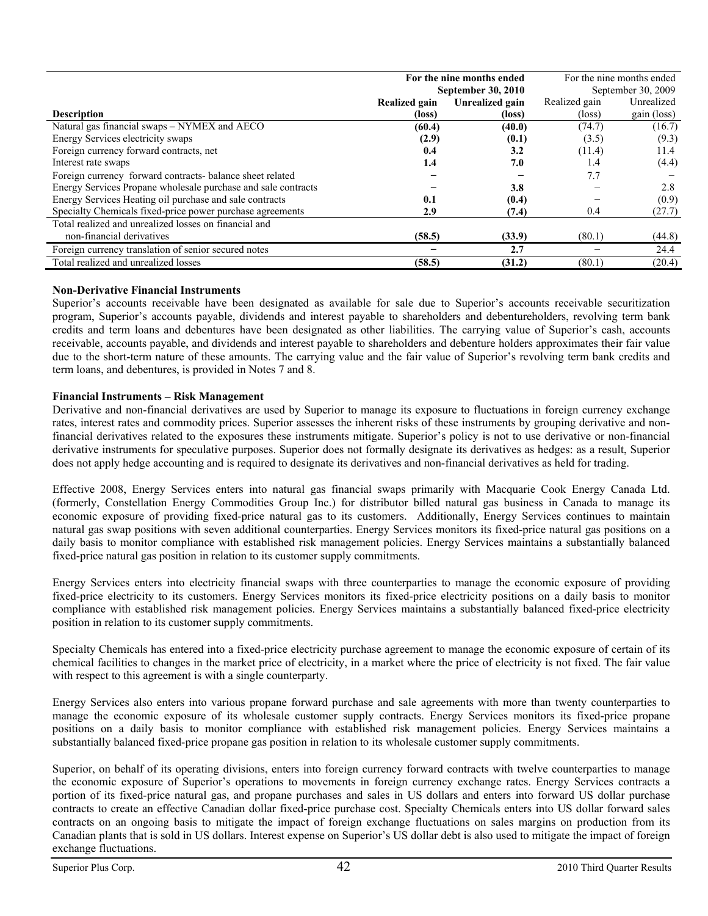| Description | For the nine months ended September 30, 2010 | | For the nine months ended September 30, 2009 | |
|---|---|---|---|---|
| | **Realized gain (loss)** | **Unrealized gain (loss)** | Realized gain (loss) | Unrealized gain (loss) |
| Natural gas financial swaps – NYMEX and AECO | **(60.4)** | **(40.0)** | (74.7) | (16.7) |
| Energy Services electricity swaps | **(2.9)** | **(0.1)** | (3.5) | (9.3) |
| Foreign currency forward contracts, net | **0.4** | **3.2** | (11.4) | 11.4 |
| Interest rate swaps | **1.4** | **7.0** | 1.4 | (4.4) |
| Foreign currency forward contracts- balance sheet related | **–** | **–** | 7.7 | – |
| Energy Services Propane wholesale purchase and sale contracts | **–** | **3.8** | – | 2.8 |
| Energy Services Heating oil purchase and sale contracts | **0.1** | **(0.4)** | – | (0.9) |
| Specialty Chemicals fixed-price power purchase agreements | **2.9** | **(7.4)** | 0.4 | (27.7) |
| Total realized and unrealized losses on financial and non-financial derivatives | **(58.5)** | **(33.9)** | (80.1) | (44.8) |
| Foreign currency translation of senior secured notes | **–** | **2.7** | – | 24.4 |
| Total realized and unrealized losses | **(58.5)** | **(31.2)** | (80.1) | (20.4) |

**Non-Derivative Financial Instruments**

Superior's accounts receivable have been designated as available for sale due to Superior's accounts receivable securitization program, Superior's accounts payable, dividends and interest payable to shareholders and debentureholders, revolving term bank credits and term loans and debentures have been designated as other liabilities. The carrying value of Superior's cash, accounts receivable, accounts payable, and dividends and interest payable to shareholders and debenture holders approximates their fair value due to the short-term nature of these amounts. The carrying value and the fair value of Superior's revolving term bank credits and term loans, and debentures, is provided in Notes 7 and 8.

**Financial Instruments – Risk Management**

Derivative and non-financial derivatives are used by Superior to manage its exposure to fluctuations in foreign currency exchange rates, interest rates and commodity prices. Superior assesses the inherent risks of these instruments by grouping derivative and non-financial derivatives related to the exposures these instruments mitigate. Superior's policy is not to use derivative or non-financial derivative instruments for speculative purposes. Superior does not formally designate its derivatives as hedges: as a result, Superior does not apply hedge accounting and is required to designate its derivatives and non-financial derivatives as held for trading.

Effective 2008, Energy Services enters into natural gas financial swaps primarily with Macquarie Cook Energy Canada Ltd. (formerly, Constellation Energy Commodities Group Inc.) for distributor billed natural gas business in Canada to manage its economic exposure of providing fixed-price natural gas to its customers. Additionally, Energy Services continues to maintain natural gas swap positions with seven additional counterparties. Energy Services monitors its fixed-price natural gas positions on a daily basis to monitor compliance with established risk management policies. Energy Services maintains a substantially balanced fixed-price natural gas position in relation to its customer supply commitments.

Energy Services enters into electricity financial swaps with three counterparties to manage the economic exposure of providing fixed-price electricity to its customers. Energy Services monitors its fixed-price electricity positions on a daily basis to monitor compliance with established risk management policies. Energy Services maintains a substantially balanced fixed-price electricity position in relation to its customer supply commitments.

Specialty Chemicals has entered into a fixed-price electricity purchase agreement to manage the economic exposure of certain of its chemical facilities to changes in the market price of electricity, in a market where the price of electricity is not fixed. The fair value with respect to this agreement is with a single counterparty.

Energy Services also enters into various propane forward purchase and sale agreements with more than twenty counterparties to manage the economic exposure of its wholesale customer supply contracts. Energy Services monitors its fixed-price propane positions on a daily basis to monitor compliance with established risk management policies. Energy Services maintains a substantially balanced fixed-price propane gas position in relation to its wholesale customer supply commitments.

Superior, on behalf of its operating divisions, enters into foreign currency forward contracts with twelve counterparties to manage the economic exposure of Superior's operations to movements in foreign currency exchange rates. Energy Services contracts a portion of its fixed-price natural gas, and propane purchases and sales in US dollars and enters into forward US dollar purchase contracts to create an effective Canadian dollar fixed-price purchase cost. Specialty Chemicals enters into US dollar forward sales contracts on an ongoing basis to mitigate the impact of foreign exchange fluctuations on sales margins on production from its Canadian plants that is sold in US dollars. Interest expense on Superior's US dollar debt is also used to mitigate the impact of foreign exchange fluctuations.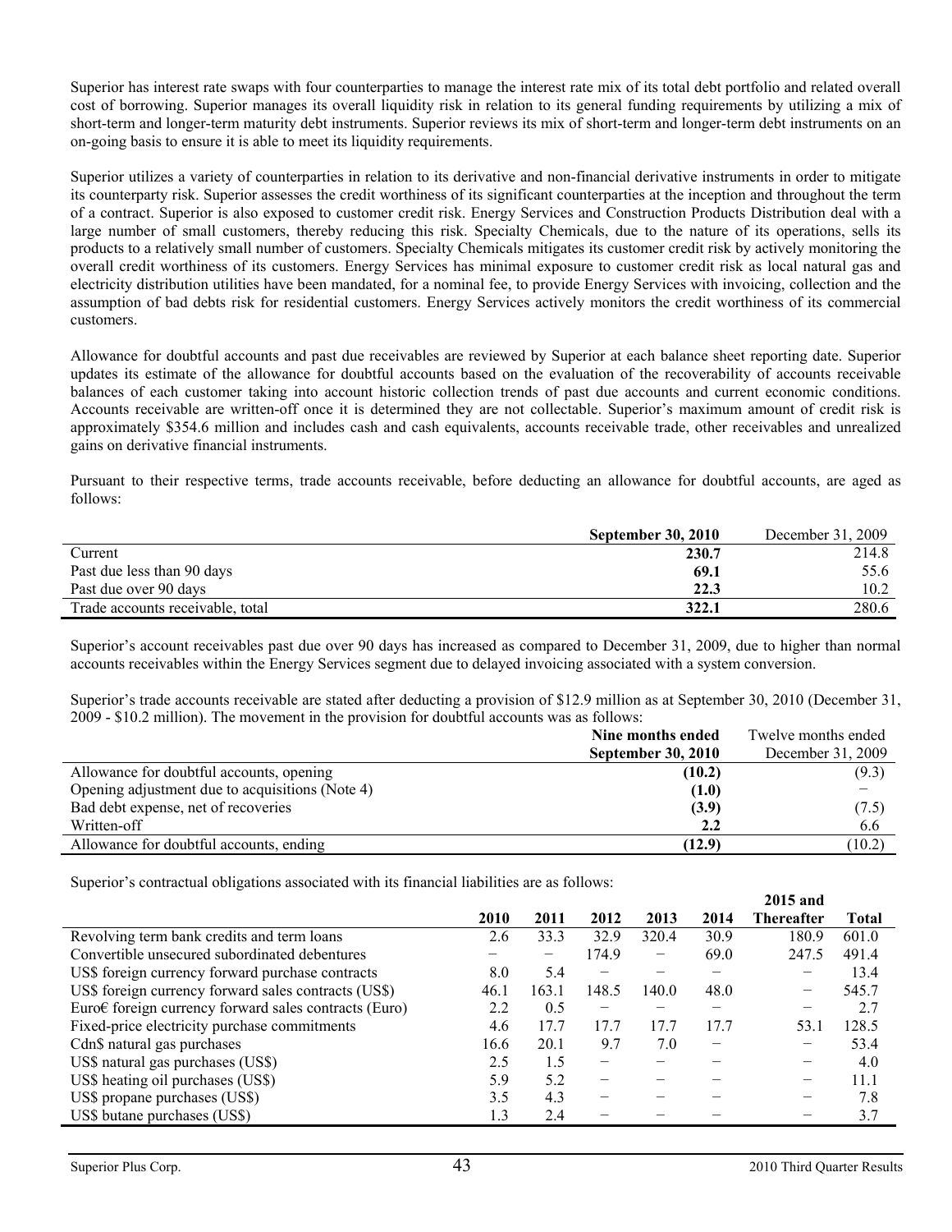Superior has interest rate swaps with four counterparties to manage the interest rate mix of its total debt portfolio and related overall cost of borrowing. Superior manages its overall liquidity risk in relation to its general funding requirements by utilizing a mix of short-term and longer-term maturity debt instruments. Superior reviews its mix of short-term and longer-term debt instruments on an on-going basis to ensure it is able to meet its liquidity requirements.

Superior utilizes a variety of counterparties in relation to its derivative and non-financial derivative instruments in order to mitigate its counterparty risk. Superior assesses the credit worthiness of its significant counterparties at the inception and throughout the term of a contract. Superior is also exposed to customer credit risk. Energy Services and Construction Products Distribution deal with a large number of small customers, thereby reducing this risk. Specialty Chemicals, due to the nature of its operations, sells its products to a relatively small number of customers. Specialty Chemicals mitigates its customer credit risk by actively monitoring the overall credit worthiness of its customers. Energy Services has minimal exposure to customer credit risk as local natural gas and electricity distribution utilities have been mandated, for a nominal fee, to provide Energy Services with invoicing, collection and the assumption of bad debts risk for residential customers. Energy Services actively monitors the credit worthiness of its commercial customers.

Allowance for doubtful accounts and past due receivables are reviewed by Superior at each balance sheet reporting date. Superior updates its estimate of the allowance for doubtful accounts based on the evaluation of the recoverability of accounts receivable balances of each customer taking into account historic collection trends of past due accounts and current economic conditions. Accounts receivable are written-off once it is determined they are not collectable. Superior's maximum amount of credit risk is approximately \$354.6 million and includes cash and cash equivalents, accounts receivable trade, other receivables and unrealized gains on derivative financial instruments.

Pursuant to their respective terms, trade accounts receivable, before deducting an allowance for doubtful accounts, are aged as follows:

| | **September 30, 2010** | December 31, 2009 |
|---|---|---|
| Current | **230.7** | 214.8 |
| Past due less than 90 days | **69.1** | 55.6 |
| Past due over 90 days | **22.3** | 10.2 |
| Trade accounts receivable, total | **322.1** | 280.6 |

Superior's account receivables past due over 90 days has increased as compared to December 31, 2009, due to higher than normal accounts receivables within the Energy Services segment due to delayed invoicing associated with a system conversion.

Superior's trade accounts receivable are stated after deducting a provision of \$12.9 million as at September 30, 2010 (December 31, 2009 - \$10.2 million). The movement in the provision for doubtful accounts was as follows:

| | **Nine months ended September 30, 2010** | Twelve months ended December 31, 2009 |
|---|---|---|
| Allowance for doubtful accounts, opening | **(10.2)** | (9.3) |
| Opening adjustment due to acquisitions (Note 4) | **(1.0)** | − |
| Bad debt expense, net of recoveries | **(3.9)** | (7.5) |
| Written-off | **2.2** | 6.6 |
| Allowance for doubtful accounts, ending | **(12.9)** | (10.2) |

Superior's contractual obligations associated with its financial liabilities are as follows:

| | **2010** | **2011** | **2012** | **2013** | **2014** | **2015 and Thereafter** | **Total** |
|---|---|---|---|---|---|---|---|
| Revolving term bank credits and term loans | 2.6 | 33.3 | 32.9 | 320.4 | 30.9 | 180.9 | 601.0 |
| Convertible unsecured subordinated debentures | − | − | 174.9 | − | 69.0 | 247.5 | 491.4 |
| US\$ foreign currency forward purchase contracts | 8.0 | 5.4 | − | − | − | − | 13.4 |
| US\$ foreign currency forward sales contracts (US\$) | 46.1 | 163.1 | 148.5 | 140.0 | 48.0 | − | 545.7 |
| Euro€ foreign currency forward sales contracts (Euro) | 2.2 | 0.5 | − | − | − | − | 2.7 |
| Fixed-price electricity purchase commitments | 4.6 | 17.7 | 17.7 | 17.7 | 17.7 | 53.1 | 128.5 |
| Cdn\$ natural gas purchases | 16.6 | 20.1 | 9.7 | 7.0 | − | − | 53.4 |
| US\$ natural gas purchases (US\$) | 2.5 | 1.5 | − | − | − | − | 4.0 |
| US\$ heating oil purchases (US\$) | 5.9 | 5.2 | − | − | − | − | 11.1 |
| US\$ propane purchases (US\$) | 3.5 | 4.3 | − | − | − | − | 7.8 |
| US\$ butane purchases (US\$) | 1.3 | 2.4 | − | − | − | − | 3.7 |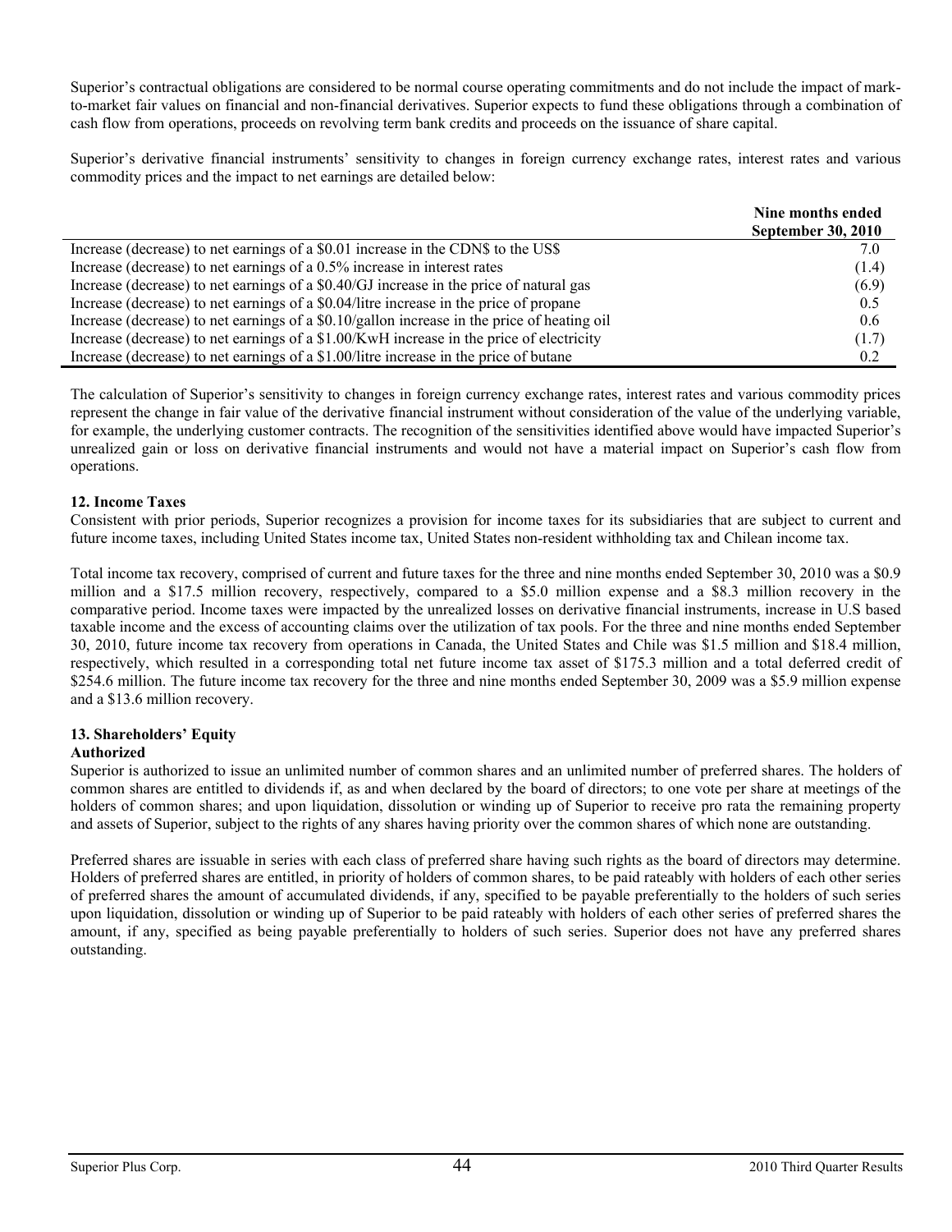Superior's contractual obligations are considered to be normal course operating commitments and do not include the impact of mark-to-market fair values on financial and non-financial derivatives. Superior expects to fund these obligations through a combination of cash flow from operations, proceeds on revolving term bank credits and proceeds on the issuance of share capital.

Superior's derivative financial instruments' sensitivity to changes in foreign currency exchange rates, interest rates and various commodity prices and the impact to net earnings are detailed below:

| | **Nine months ended September 30, 2010** |
|---|---|
| Increase (decrease) to net earnings of a $0.01 increase in the CDN$ to the US$ | 7.0 |
| Increase (decrease) to net earnings of a 0.5% increase in interest rates | (1.4) |
| Increase (decrease) to net earnings of a $0.40/GJ increase in the price of natural gas | (6.9) |
| Increase (decrease) to net earnings of a $0.04/litre increase in the price of propane | 0.5 |
| Increase (decrease) to net earnings of a $0.10/gallon increase in the price of heating oil | 0.6 |
| Increase (decrease) to net earnings of a $1.00/KwH increase in the price of electricity | (1.7) |
| Increase (decrease) to net earnings of a $1.00/litre increase in the price of butane | 0.2 |

The calculation of Superior's sensitivity to changes in foreign currency exchange rates, interest rates and various commodity prices represent the change in fair value of the derivative financial instrument without consideration of the value of the underlying variable, for example, the underlying customer contracts. The recognition of the sensitivities identified above would have impacted Superior's unrealized gain or loss on derivative financial instruments and would not have a material impact on Superior's cash flow from operations.

### 12. Income Taxes

Consistent with prior periods, Superior recognizes a provision for income taxes for its subsidiaries that are subject to current and future income taxes, including United States income tax, United States non-resident withholding tax and Chilean income tax.

Total income tax recovery, comprised of current and future taxes for the three and nine months ended September 30, 2010 was a $0.9 million and a $17.5 million recovery, respectively, compared to a $5.0 million expense and a $8.3 million recovery in the comparative period. Income taxes were impacted by the unrealized losses on derivative financial instruments, increase in U.S based taxable income and the excess of accounting claims over the utilization of tax pools. For the three and nine months ended September 30, 2010, future income tax recovery from operations in Canada, the United States and Chile was $1.5 million and $18.4 million, respectively, which resulted in a corresponding total net future income tax asset of $175.3 million and a total deferred credit of $254.6 million. The future income tax recovery for the three and nine months ended September 30, 2009 was a $5.9 million expense and a $13.6 million recovery.

### 13. Shareholders' Equity

**Authorized**

Superior is authorized to issue an unlimited number of common shares and an unlimited number of preferred shares. The holders of common shares are entitled to dividends if, as and when declared by the board of directors; to one vote per share at meetings of the holders of common shares; and upon liquidation, dissolution or winding up of Superior to receive pro rata the remaining property and assets of Superior, subject to the rights of any shares having priority over the common shares of which none are outstanding.

Preferred shares are issuable in series with each class of preferred share having such rights as the board of directors may determine. Holders of preferred shares are entitled, in priority of holders of common shares, to be paid rateably with holders of each other series of preferred shares the amount of accumulated dividends, if any, specified to be payable preferentially to the holders of such series upon liquidation, dissolution or winding up of Superior to be paid rateably with holders of each other series of preferred shares the amount, if any, specified as being payable preferentially to holders of such series. Superior does not have any preferred shares outstanding.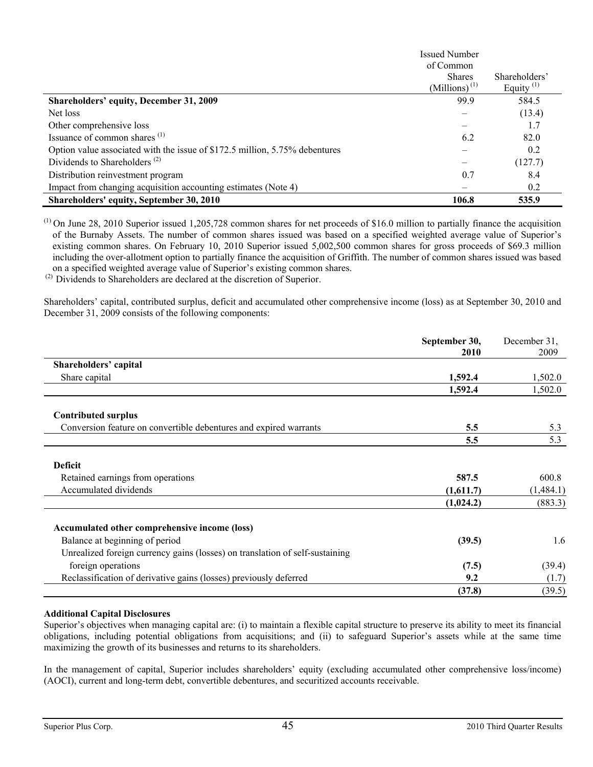| | Issued Number of Common Shares (Millions) [(1)] | Shareholders' Equity [(1)] |
|---|---|---|
| **Shareholders' equity, December 31, 2009** | 99.9 | 584.5 |
| Net loss | – | (13.4) |
| Other comprehensive loss | – | 1.7 |
| Issuance of common shares [(1)] | 6.2 | 82.0 |
| Option value associated with the issue of $172.5 million, 5.75% debentures | – | 0.2 |
| Dividends to Shareholders [(2)] | – | (127.7) |
| Distribution reinvestment program | 0.7 | 8.4 |
| Impact from changing acquisition accounting estimates (Note 4) | – | 0.2 |
| **Shareholders' equity, September 30, 2010** | **106.8** | **535.9** |

(1) On June 28, 2010 Superior issued 1,205,728 common shares for net proceeds of $16.0 million to partially finance the acquisition of the Burnaby Assets. The number of common shares issued was based on a specified weighted average value of Superior's existing common shares. On February 10, 2010 Superior issued 5,002,500 common shares for gross proceeds of $69.3 million including the over-allotment option to partially finance the acquisition of Griffith. The number of common shares issued was based on a specified weighted average value of Superior's existing common shares.

(2) Dividends to Shareholders are declared at the discretion of Superior.

Shareholders' capital, contributed surplus, deficit and accumulated other comprehensive income (loss) as at September 30, 2010 and December 31, 2009 consists of the following components:

| | September 30, 2010 | December 31, 2009 |
|---|---|---|
| **Shareholders' capital** | | |
| Share capital | **1,592.4** | 1,502.0 |
| | **1,592.4** | 1,502.0 |
| **Contributed surplus** | | |
| Conversion feature on convertible debentures and expired warrants | **5.5** | 5.3 |
| | **5.5** | 5.3 |
| **Deficit** | | |
| Retained earnings from operations | **587.5** | 600.8 |
| Accumulated dividends | **(1,611.7)** | (1,484.1) |
| | **(1,024.2)** | (883.3) |
| **Accumulated other comprehensive income (loss)** | | |
| Balance at beginning of period | **(39.5)** | 1.6 |
| Unrealized foreign currency gains (losses) on translation of self-sustaining foreign operations | **(7.5)** | (39.4) |
| Reclassification of derivative gains (losses) previously deferred | **9.2** | (1.7) |
| | **(37.8)** | (39.5) |

**Additional Capital Disclosures**

Superior's objectives when managing capital are: (i) to maintain a flexible capital structure to preserve its ability to meet its financial obligations, including potential obligations from acquisitions; and (ii) to safeguard Superior's assets while at the same time maximizing the growth of its businesses and returns to its shareholders.

In the management of capital, Superior includes shareholders' equity (excluding accumulated other comprehensive loss/income) (AOCI), current and long-term debt, convertible debentures, and securitized accounts receivable.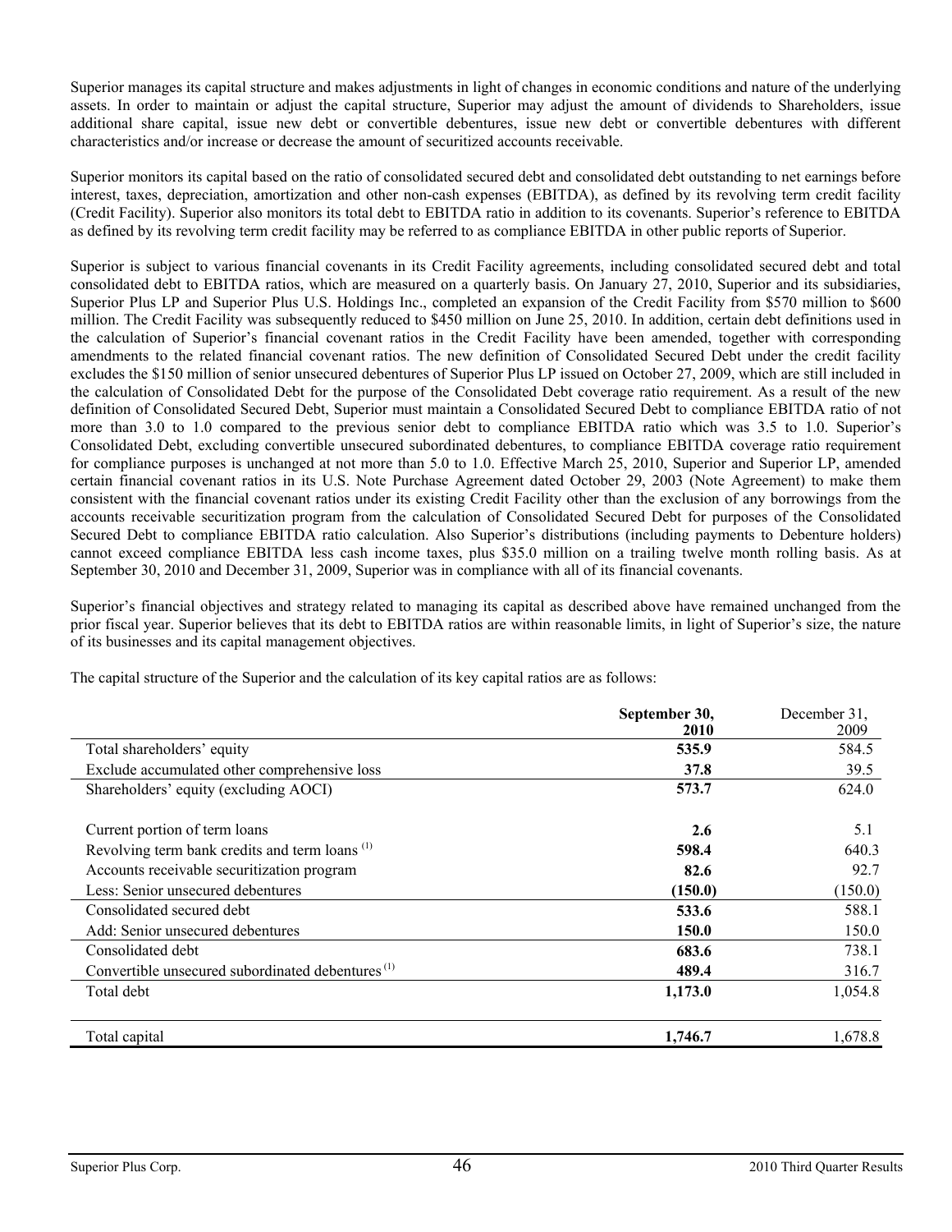Superior manages its capital structure and makes adjustments in light of changes in economic conditions and nature of the underlying assets. In order to maintain or adjust the capital structure, Superior may adjust the amount of dividends to Shareholders, issue additional share capital, issue new debt or convertible debentures, issue new debt or convertible debentures with different characteristics and/or increase or decrease the amount of securitized accounts receivable.

Superior monitors its capital based on the ratio of consolidated secured debt and consolidated debt outstanding to net earnings before interest, taxes, depreciation, amortization and other non-cash expenses (EBITDA), as defined by its revolving term credit facility (Credit Facility). Superior also monitors its total debt to EBITDA ratio in addition to its covenants. Superior's reference to EBITDA as defined by its revolving term credit facility may be referred to as compliance EBITDA in other public reports of Superior.

Superior is subject to various financial covenants in its Credit Facility agreements, including consolidated secured debt and total consolidated debt to EBITDA ratios, which are measured on a quarterly basis. On January 27, 2010, Superior and its subsidiaries, Superior Plus LP and Superior Plus U.S. Holdings Inc., completed an expansion of the Credit Facility from $570 million to $600 million. The Credit Facility was subsequently reduced to $450 million on June 25, 2010. In addition, certain debt definitions used in the calculation of Superior's financial covenant ratios in the Credit Facility have been amended, together with corresponding amendments to the related financial covenant ratios. The new definition of Consolidated Secured Debt under the credit facility excludes the $150 million of senior unsecured debentures of Superior Plus LP issued on October 27, 2009, which are still included in the calculation of Consolidated Debt for the purpose of the Consolidated Debt coverage ratio requirement. As a result of the new definition of Consolidated Secured Debt, Superior must maintain a Consolidated Secured Debt to compliance EBITDA ratio of not more than 3.0 to 1.0 compared to the previous senior debt to compliance EBITDA ratio which was 3.5 to 1.0. Superior's Consolidated Debt, excluding convertible unsecured subordinated debentures, to compliance EBITDA coverage ratio requirement for compliance purposes is unchanged at not more than 5.0 to 1.0. Effective March 25, 2010, Superior and Superior LP, amended certain financial covenant ratios in its U.S. Note Purchase Agreement dated October 29, 2003 (Note Agreement) to make them consistent with the financial covenant ratios under its existing Credit Facility other than the exclusion of any borrowings from the accounts receivable securitization program from the calculation of Consolidated Secured Debt for purposes of the Consolidated Secured Debt to compliance EBITDA ratio calculation. Also Superior's distributions (including payments to Debenture holders) cannot exceed compliance EBITDA less cash income taxes, plus $35.0 million on a trailing twelve month rolling basis. As at September 30, 2010 and December 31, 2009, Superior was in compliance with all of its financial covenants.

Superior's financial objectives and strategy related to managing its capital as described above have remained unchanged from the prior fiscal year. Superior believes that its debt to EBITDA ratios are within reasonable limits, in light of Superior's size, the nature of its businesses and its capital management objectives.

The capital structure of the Superior and the calculation of its key capital ratios are as follows:

| | **September 30, 2010** | December 31, 2009 |
|---|---|---|
| Total shareholders' equity | **535.9** | 584.5 |
| Exclude accumulated other comprehensive loss | **37.8** | 39.5 |
| Shareholders' equity (excluding AOCI) | **573.7** | 624.0 |
| | | |
| Current portion of term loans | **2.6** | 5.1 |
| Revolving term bank credits and term loans [1] | **598.4** | 640.3 |
| Accounts receivable securitization program | **82.6** | 92.7 |
| Less: Senior unsecured debentures | **(150.0)** | (150.0) |
| Consolidated secured debt | **533.6** | 588.1 |
| Add: Senior unsecured debentures | **150.0** | 150.0 |
| Consolidated debt | **683.6** | 738.1 |
| Convertible unsecured subordinated debentures [1] | **489.4** | 316.7 |
| Total debt | **1,173.0** | 1,054.8 |
| | | |
| Total capital | **1,746.7** | 1,678.8 |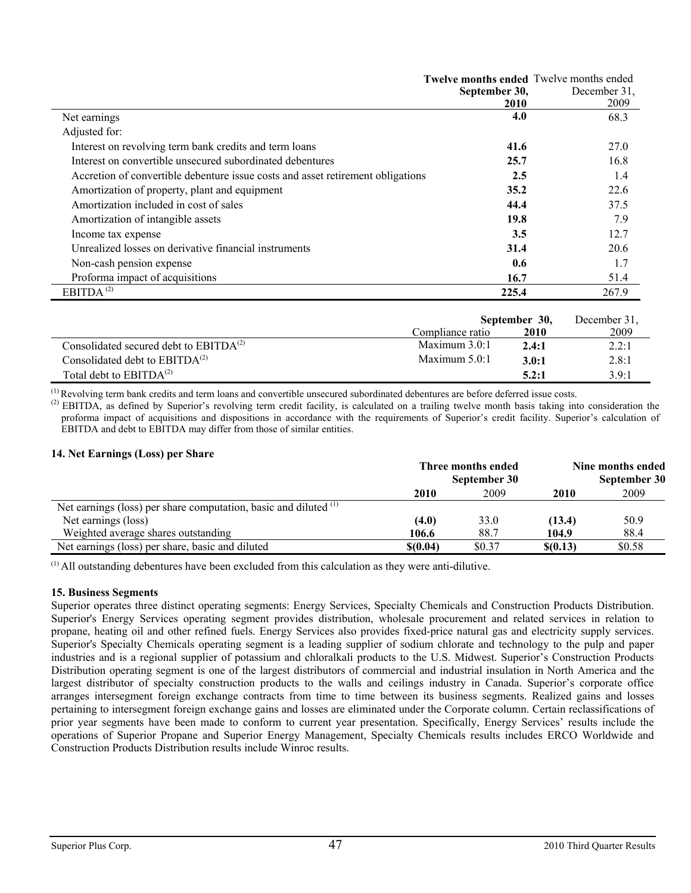| | **Twelve months ended September 30, 2010** | Twelve months ended December 31, 2009 |
|---|---|---|
| Net earnings | **4.0** | 68.3 |
| Adjusted for: | | |
| Interest on revolving term bank credits and term loans | **41.6** | 27.0 |
| Interest on convertible unsecured subordinated debentures | **25.7** | 16.8 |
| Accretion of convertible debenture issue costs and asset retirement obligations | **2.5** | 1.4 |
| Amortization of property, plant and equipment | **35.2** | 22.6 |
| Amortization included in cost of sales | **44.4** | 37.5 |
| Amortization of intangible assets | **19.8** | 7.9 |
| Income tax expense | **3.5** | 12.7 |
| Unrealized losses on derivative financial instruments | **31.4** | 20.6 |
| Non-cash pension expense | **0.6** | 1.7 |
| Proforma impact of acquisitions | **16.7** | 51.4 |
| EBITDA [2] | **225.4** | 267.9 |

| | Compliance ratio | **September 30, 2010** | December 31, 2009 |
|---|---|---|---|
| Consolidated secured debt to EBITDA[2] | Maximum 3.0:1 | **2.4:1** | 2.2:1 |
| Consolidated debt to EBITDA[2] | Maximum 5.0:1 | **3.0:1** | 2.8:1 |
| Total debt to EBITDA[2] | | **5.2:1** | 3.9:1 |

[1] Revolving term bank credits and term loans and convertible unsecured subordinated debentures are before deferred issue costs.

[2] EBITDA, as defined by Superior's revolving term credit facility, is calculated on a trailing twelve month basis taking into consideration the proforma impact of acquisitions and dispositions in accordance with the requirements of Superior's credit facility. Superior's calculation of EBITDA and debt to EBITDA may differ from those of similar entities.

### 14. Net Earnings (Loss) per Share

| | Three months ended September 30 | | Nine months ended September 30 | |
|---|---|---|---|---|
| | **2010** | 2009 | **2010** | 2009 |
| Net earnings (loss) per share computation, basic and diluted [1] | | | | |
| Net earnings (loss) | **(4.0)** | 33.0 | **(13.4)** | 50.9 |
| Weighted average shares outstanding | **106.6** | 88.7 | **104.9** | 88.4 |
| Net earnings (loss) per share, basic and diluted | **$(0.04)** | $0.37 | **$(0.13)** | $0.58 |

[1] All outstanding debentures have been excluded from this calculation as they were anti-dilutive.

### 15. Business Segments

Superior operates three distinct operating segments: Energy Services, Specialty Chemicals and Construction Products Distribution. Superior's Energy Services operating segment provides distribution, wholesale procurement and related services in relation to propane, heating oil and other refined fuels. Energy Services also provides fixed-price natural gas and electricity supply services. Superior's Specialty Chemicals operating segment is a leading supplier of sodium chlorate and technology to the pulp and paper industries and is a regional supplier of potassium and chloralkali products to the U.S. Midwest. Superior's Construction Products Distribution operating segment is one of the largest distributors of commercial and industrial insulation in North America and the largest distributor of specialty construction products to the walls and ceilings industry in Canada. Superior's corporate office arranges intersegment foreign exchange contracts from time to time between its business segments. Realized gains and losses pertaining to intersegment foreign exchange gains and losses are eliminated under the Corporate column. Certain reclassifications of prior year segments have been made to conform to current year presentation. Specifically, Energy Services' results include the operations of Superior Propane and Superior Energy Management, Specialty Chemicals results includes ERCO Worldwide and Construction Products Distribution results include Winroc results.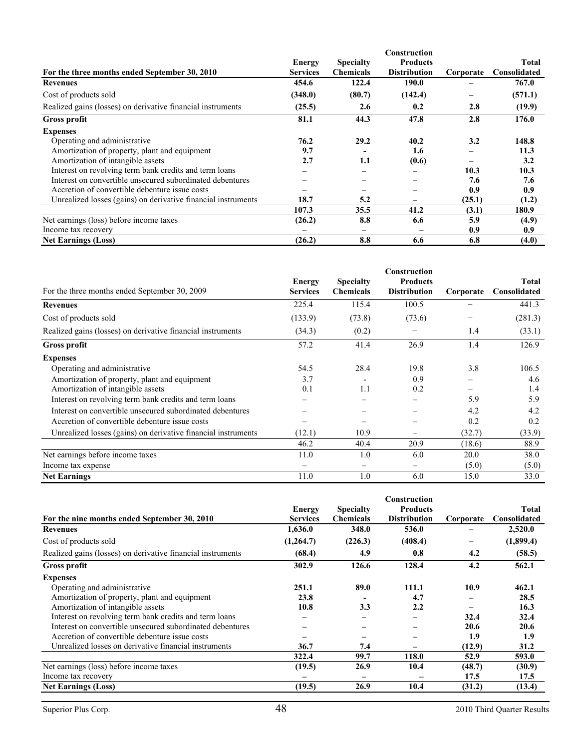| For the three months ended September 30, 2010 | Energy Services | Specialty Chemicals | Construction Products Distribution | Corporate | Total Consolidated |
|---|---|---|---|---|---|
| **Revenues** | **454.6** | **122.4** | **190.0** | **–** | **767.0** |
| Cost of products sold | **(348.0)** | **(80.7)** | **(142.4)** | **–** | **(571.1)** |
| Realized gains (losses) on derivative financial instruments | **(25.5)** | **2.6** | **0.2** | **2.8** | **(19.9)** |
| **Gross profit** | **81.1** | **44.3** | **47.8** | **2.8** | **176.0** |
| **Expenses** | | | | | |
| Operating and administrative | **76.2** | **29.2** | **40.2** | **3.2** | **148.8** |
| Amortization of property, plant and equipment | **9.7** | **-** | **1.6** | **–** | **11.3** |
| Amortization of intangible assets | **2.7** | **1.1** | **(0.6)** | **–** | **3.2** |
| Interest on revolving term bank credits and term loans | **–** | **–** | **–** | **10.3** | **10.3** |
| Interest on convertible unsecured subordinated debentures | **–** | **–** | **–** | **7.6** | **7.6** |
| Accretion of convertible debenture issue costs | **–** | **–** | **–** | **0.9** | **0.9** |
| Unrealized losses (gains) on derivative financial instruments | **18.7** | **5.2** | **–** | **(25.1)** | **(1.2)** |
| | **107.3** | **35.5** | **41.2** | **(3.1)** | **180.9** |
| Net earnings (loss) before income taxes | **(26.2)** | **8.8** | **6.6** | **5.9** | **(4.9)** |
| Income tax recovery | **–** | **–** | **–** | **0.9** | **0.9** |
| **Net Earnings (Loss)** | **(26.2)** | **8.8** | **6.6** | **6.8** | **(4.0)** |

| For the three months ended September 30, 2009 | Energy Services | Specialty Chemicals | Construction Products Distribution | Corporate | Total Consolidated |
|---|---|---|---|---|---|
| **Revenues** | 225.4 | 115.4 | 100.5 | – | 441.3 |
| Cost of products sold | (133.9) | (73.8) | (73.6) | – | (281.3) |
| Realized gains (losses) on derivative financial instruments | (34.3) | (0.2) | – | 1.4 | (33.1) |
| **Gross profit** | 57.2 | 41.4 | 26.9 | 1.4 | 126.9 |
| **Expenses** | | | | | |
| Operating and administrative | 54.5 | 28.4 | 19.8 | 3.8 | 106.5 |
| Amortization of property, plant and equipment | 3.7 | - | 0.9 | – | 4.6 |
| Amortization of intangible assets | 0.1 | 1.1 | 0.2 | – | 1.4 |
| Interest on revolving term bank credits and term loans | – | – | – | 5.9 | 5.9 |
| Interest on convertible unsecured subordinated debentures | – | – | – | 4.2 | 4.2 |
| Accretion of convertible debenture issue costs | – | – | – | 0.2 | 0.2 |
| Unrealized losses (gains) on derivative financial instruments | (12.1) | 10.9 | – | (32.7) | (33.9) |
| | 46.2 | 40.4 | 20.9 | (18.6) | 88.9 |
| Net earnings before income taxes | 11.0 | 1.0 | 6.0 | 20.0 | 38.0 |
| Income tax expense | – | – | – | (5.0) | (5.0) |
| **Net Earnings** | 11.0 | 1.0 | 6.0 | 15.0 | 33.0 |

| For the nine months ended September 30, 2010 | Energy Services | Specialty Chemicals | Construction Products Distribution | Corporate | Total Consolidated |
|---|---|---|---|---|---|
| **Revenues** | **1,636.0** | **348.0** | **536.0** | **–** | **2,520.0** |
| Cost of products sold | **(1,264.7)** | **(226.3)** | **(408.4)** | **–** | **(1,899.4)** |
| Realized gains (losses) on derivative financial instruments | **(68.4)** | **4.9** | **0.8** | **4.2** | **(58.5)** |
| **Gross profit** | **302.9** | **126.6** | **128.4** | **4.2** | **562.1** |
| **Expenses** | | | | | |
| Operating and administrative | **251.1** | **89.0** | **111.1** | **10.9** | **462.1** |
| Amortization of property, plant and equipment | **23.8** | **-** | **4.7** | **–** | **28.5** |
| Amortization of intangible assets | **10.8** | **3.3** | **2.2** | **–** | **16.3** |
| Interest on revolving term bank credits and term loans | **–** | **–** | **–** | **32.4** | **32.4** |
| Interest on convertible unsecured subordinated debentures | **–** | **–** | **–** | **20.6** | **20.6** |
| Accretion of convertible debenture issue costs | **–** | **–** | **–** | **1.9** | **1.9** |
| Unrealized losses on derivative financial instruments | **36.7** | **7.4** | **–** | **(12.9)** | **31.2** |
| | **322.4** | **99.7** | **118.0** | **52.9** | **593.0** |
| Net earnings (loss) before income taxes | **(19.5)** | **26.9** | **10.4** | **(48.7)** | **(30.9)** |
| Income tax recovery | **–** | **–** | **–** | **17.5** | **17.5** |
| **Net Earnings (Loss)** | **(19.5)** | **26.9** | **10.4** | **(31.2)** | **(13.4)** |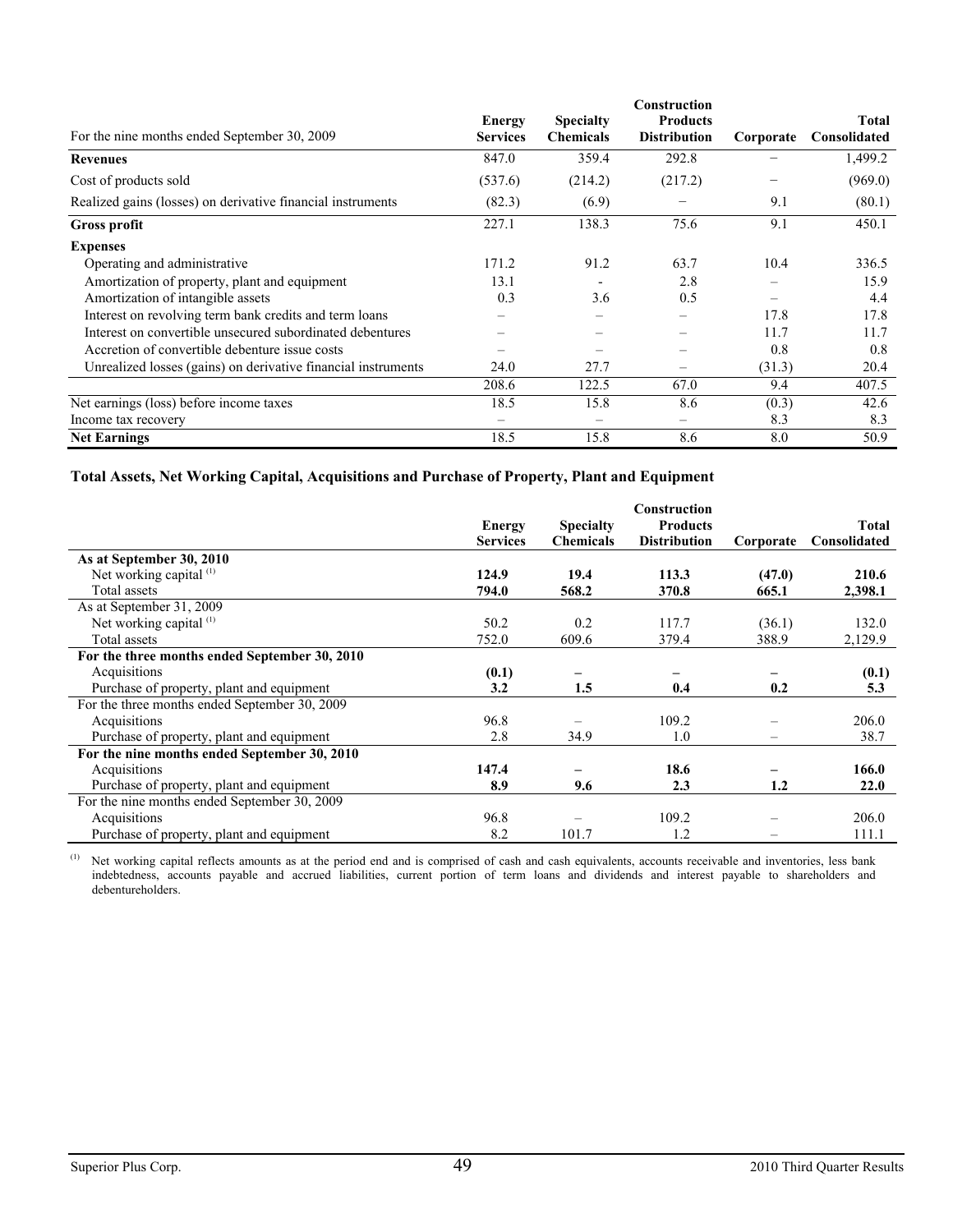| For the nine months ended September 30, 2009 | Energy Services | Specialty Chemicals | Construction Products Distribution | Corporate | Total Consolidated |
|---|---|---|---|---|---|
| **Revenues** | 847.0 | 359.4 | 292.8 | – | 1,499.2 |
| Cost of products sold | (537.6) | (214.2) | (217.2) | – | (969.0) |
| Realized gains (losses) on derivative financial instruments | (82.3) | (6.9) | – | 9.1 | (80.1) |
| **Gross profit** | 227.1 | 138.3 | 75.6 | 9.1 | 450.1 |
| **Expenses** | | | | | |
| Operating and administrative | 171.2 | 91.2 | 63.7 | 10.4 | 336.5 |
| Amortization of property, plant and equipment | 13.1 | - | 2.8 | – | 15.9 |
| Amortization of intangible assets | 0.3 | 3.6 | 0.5 | – | 4.4 |
| Interest on revolving term bank credits and term loans | – | – | – | 17.8 | 17.8 |
| Interest on convertible unsecured subordinated debentures | – | – | – | 11.7 | 11.7 |
| Accretion of convertible debenture issue costs | – | – | – | 0.8 | 0.8 |
| Unrealized losses (gains) on derivative financial instruments | 24.0 | 27.7 | – | (31.3) | 20.4 |
| | 208.6 | 122.5 | 67.0 | 9.4 | 407.5 |
| Net earnings (loss) before income taxes | 18.5 | 15.8 | 8.6 | (0.3) | 42.6 |
| Income tax recovery | – | – | – | 8.3 | 8.3 |
| **Net Earnings** | 18.5 | 15.8 | 8.6 | 8.0 | 50.9 |

**Total Assets, Net Working Capital, Acquisitions and Purchase of Property, Plant and Equipment**

| | Energy Services | Specialty Chemicals | Construction Products Distribution | Corporate | Total Consolidated |
|---|---|---|---|---|---|
| **As at September 30, 2010** | | | | | |
| Net working capital [(1)] | **124.9** | **19.4** | **113.3** | **(47.0)** | **210.6** |
| Total assets | **794.0** | **568.2** | **370.8** | **665.1** | **2,398.1** |
| As at September 31, 2009 | | | | | |
| Net working capital [(1)] | 50.2 | 0.2 | 117.7 | (36.1) | 132.0 |
| Total assets | 752.0 | 609.6 | 379.4 | 388.9 | 2,129.9 |
| **For the three months ended September 30, 2010** | | | | | |
| Acquisitions | **(0.1)** | **–** | **–** | **–** | **(0.1)** |
| Purchase of property, plant and equipment | **3.2** | **1.5** | **0.4** | **0.2** | **5.3** |
| For the three months ended September 30, 2009 | | | | | |
| Acquisitions | 96.8 | – | 109.2 | – | 206.0 |
| Purchase of property, plant and equipment | 2.8 | 34.9 | 1.0 | – | 38.7 |
| **For the nine months ended September 30, 2010** | | | | | |
| Acquisitions | **147.4** | **–** | **18.6** | **–** | **166.0** |
| Purchase of property, plant and equipment | **8.9** | **9.6** | **2.3** | **1.2** | **22.0** |
| For the nine months ended September 30, 2009 | | | | | |
| Acquisitions | 96.8 | – | 109.2 | – | 206.0 |
| Purchase of property, plant and equipment | 8.2 | 101.7 | 1.2 | – | 111.1 |

(1) Net working capital reflects amounts as at the period end and is comprised of cash and cash equivalents, accounts receivable and inventories, less bank indebtedness, accounts payable and accrued liabilities, current portion of term loans and dividends and interest payable to shareholders and debentureholders.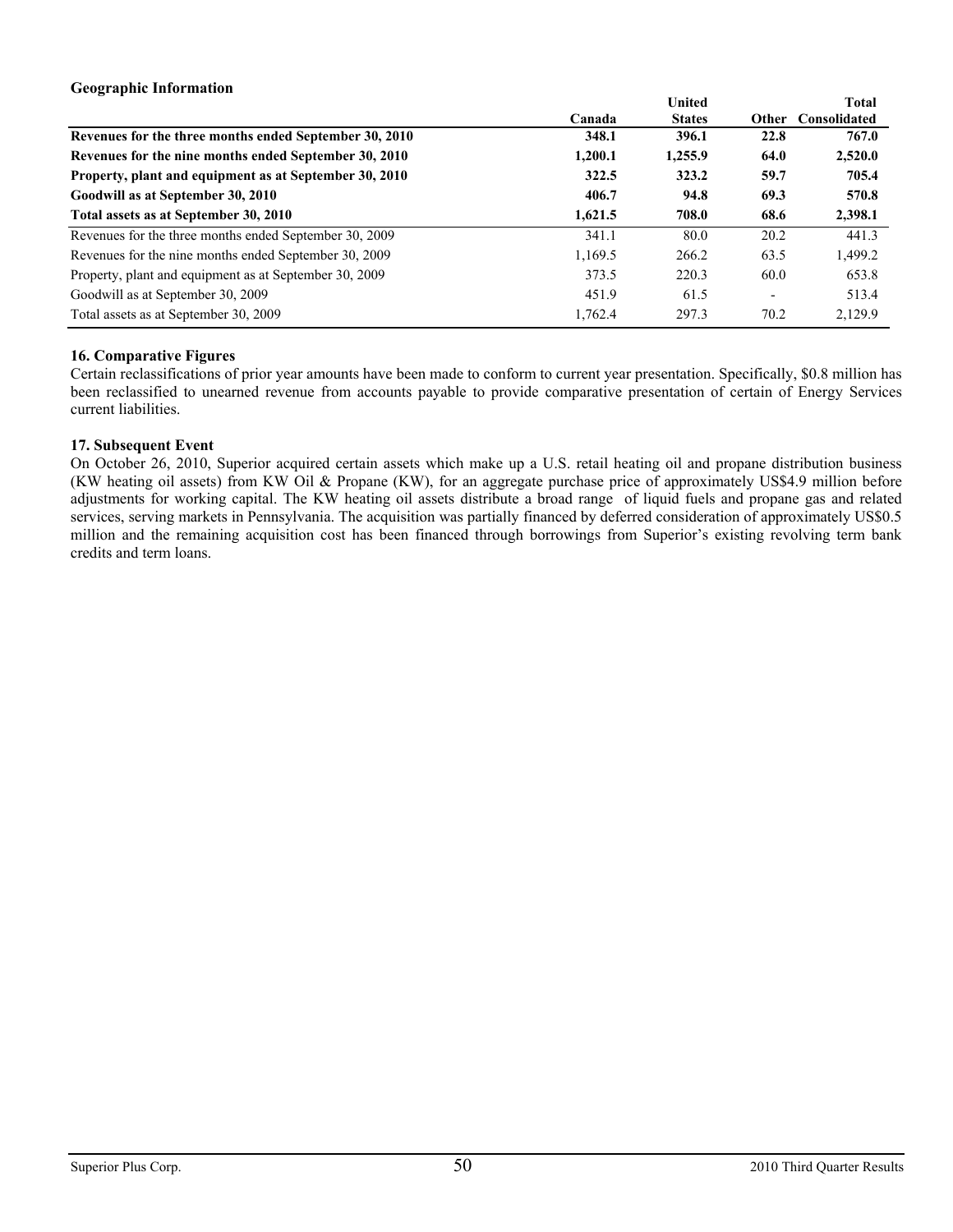**Geographic Information**

| | Canada | United States | Other | Total Consolidated |
|---|---|---|---|---|
| **Revenues for the three months ended September 30, 2010** | **348.1** | **396.1** | **22.8** | **767.0** |
| **Revenues for the nine months ended September 30, 2010** | **1,200.1** | **1,255.9** | **64.0** | **2,520.0** |
| **Property, plant and equipment as at September 30, 2010** | **322.5** | **323.2** | **59.7** | **705.4** |
| **Goodwill as at September 30, 2010** | **406.7** | **94.8** | **69.3** | **570.8** |
| **Total assets as at September 30, 2010** | **1,621.5** | **708.0** | **68.6** | **2,398.1** |
| Revenues for the three months ended September 30, 2009 | 341.1 | 80.0 | 20.2 | 441.3 |
| Revenues for the nine months ended September 30, 2009 | 1,169.5 | 266.2 | 63.5 | 1,499.2 |
| Property, plant and equipment as at September 30, 2009 | 373.5 | 220.3 | 60.0 | 653.8 |
| Goodwill as at September 30, 2009 | 451.9 | 61.5 | - | 513.4 |
| Total assets as at September 30, 2009 | 1,762.4 | 297.3 | 70.2 | 2,129.9 |

**16. Comparative Figures**

Certain reclassifications of prior year amounts have been made to conform to current year presentation. Specifically, $0.8 million has been reclassified to unearned revenue from accounts payable to provide comparative presentation of certain of Energy Services current liabilities.

**17. Subsequent Event**

On October 26, 2010, Superior acquired certain assets which make up a U.S. retail heating oil and propane distribution business (KW heating oil assets) from KW Oil & Propane (KW), for an aggregate purchase price of approximately US$4.9 million before adjustments for working capital. The KW heating oil assets distribute a broad range of liquid fuels and propane gas and related services, serving markets in Pennsylvania. The acquisition was partially financed by deferred consideration of approximately US$0.5 million and the remaining acquisition cost has been financed through borrowings from Superior's existing revolving term bank credits and term loans.